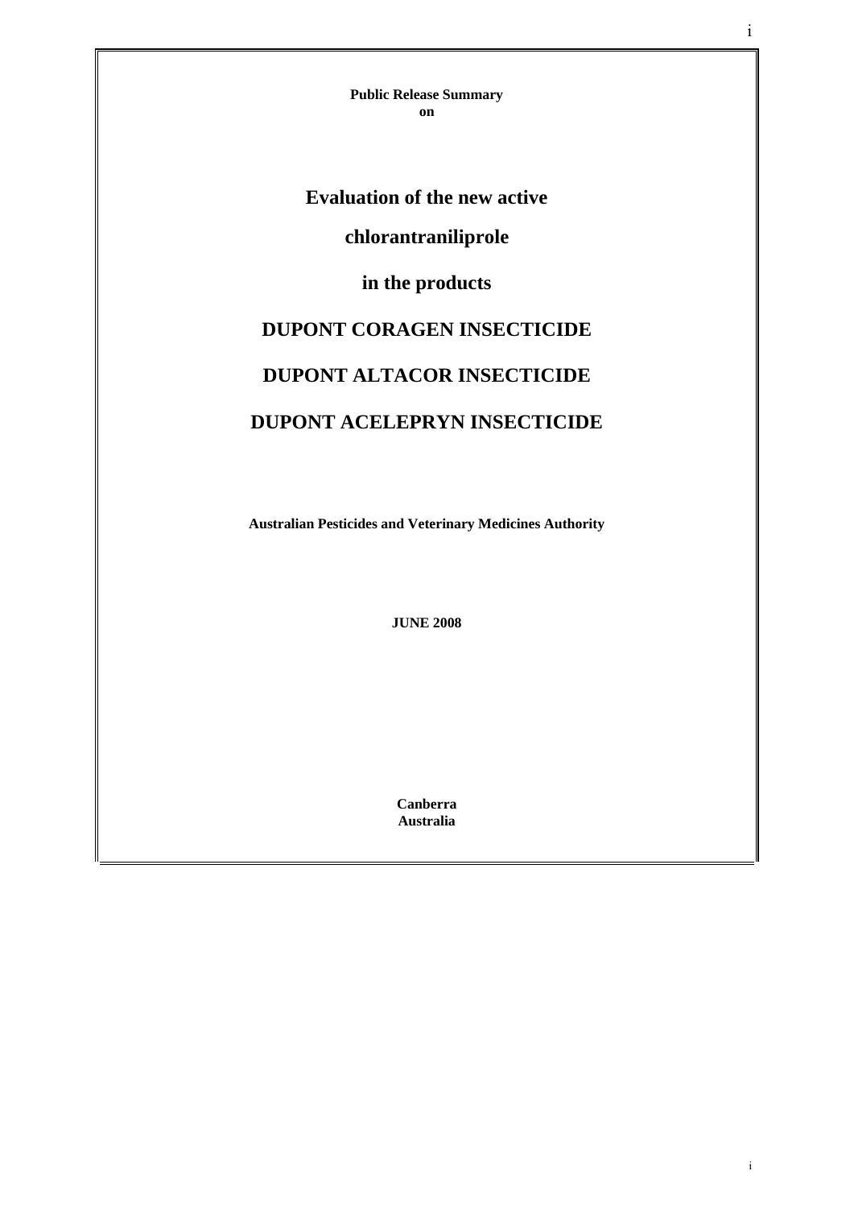**Public Release Summary**
**on**

# Evaluation of the new active

# chlorantraniliprole

# in the products

# DUPONT CORAGEN INSECTICIDE

# DUPONT ALTACOR INSECTICIDE

# DUPONT ACELEPRYN INSECTICIDE

**Australian Pesticides and Veterinary Medicines Authority**

**JUNE 2008**

**Canberra**
**Australia**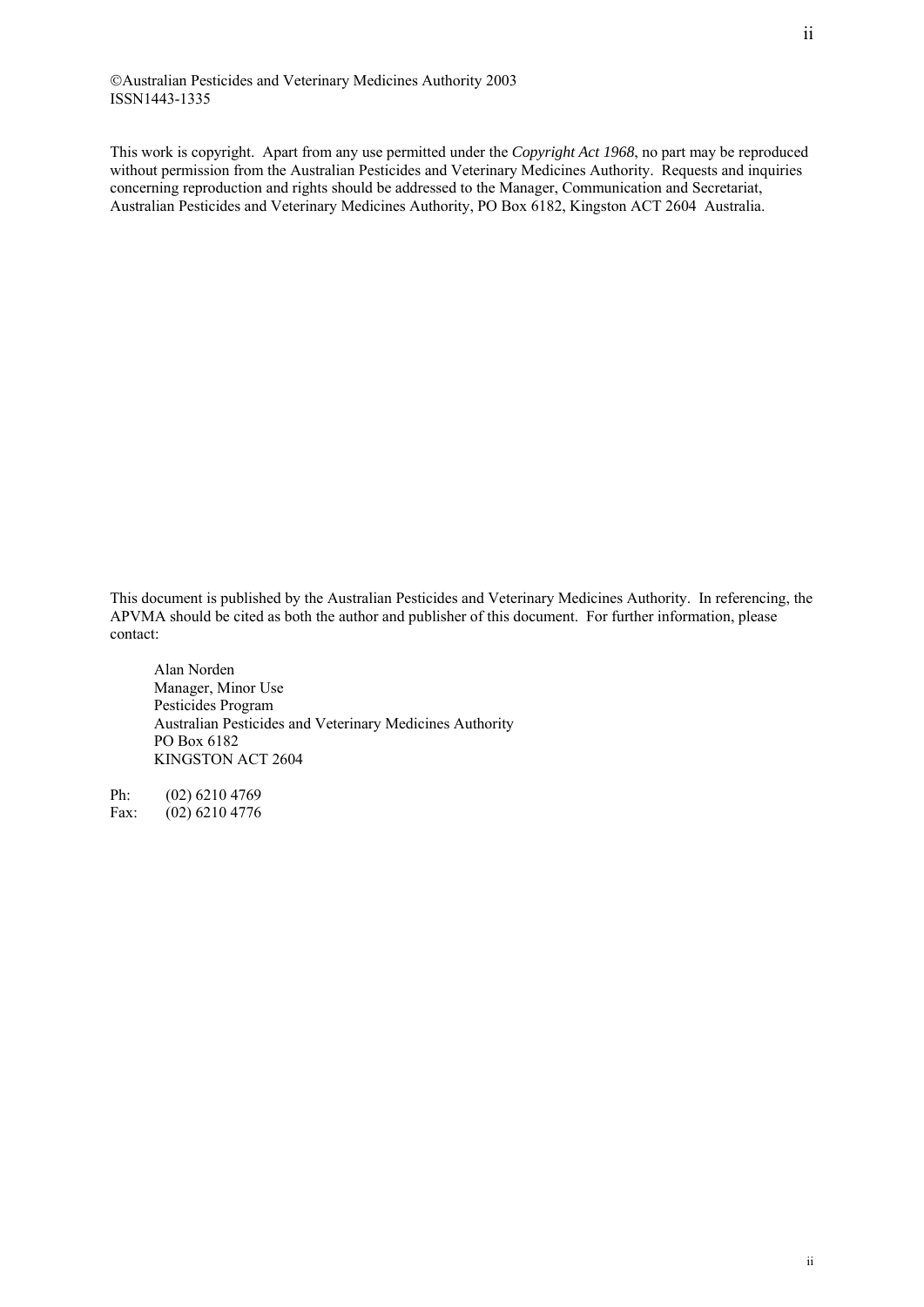©Australian Pesticides and Veterinary Medicines Authority 2003
ISSN1443-1335

This work is copyright. Apart from any use permitted under the *Copyright Act 1968*, no part may be reproduced without permission from the Australian Pesticides and Veterinary Medicines Authority. Requests and inquiries concerning reproduction and rights should be addressed to the Manager, Communication and Secretariat, Australian Pesticides and Veterinary Medicines Authority, PO Box 6182, Kingston ACT 2604 Australia.

This document is published by the Australian Pesticides and Veterinary Medicines Authority. In referencing, the APVMA should be cited as both the author and publisher of this document. For further information, please contact:

Alan Norden
Manager, Minor Use
Pesticides Program
Australian Pesticides and Veterinary Medicines Authority
PO Box 6182
KINGSTON ACT 2604

Ph: (02) 6210 4769
Fax: (02) 6210 4776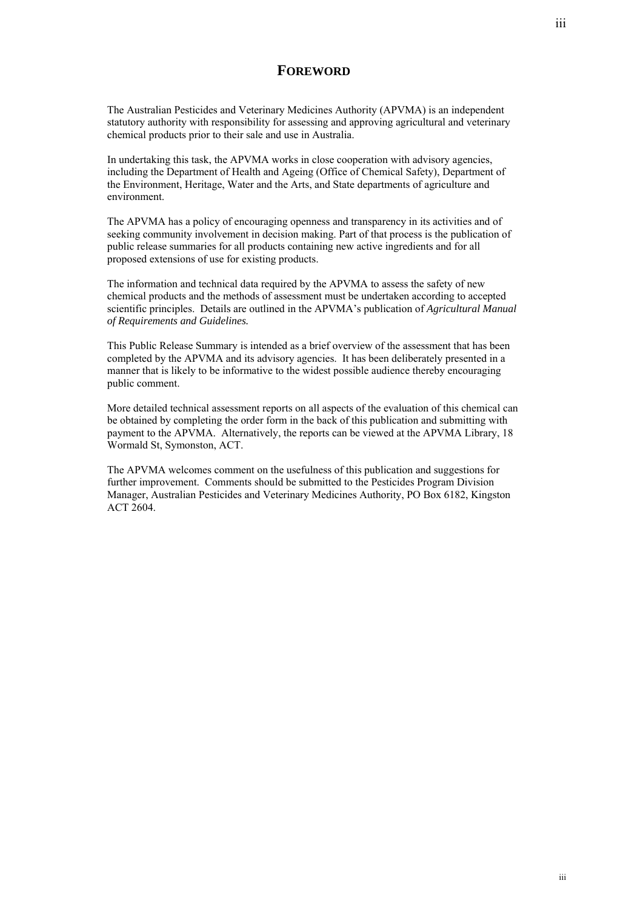# FOREWORD

The Australian Pesticides and Veterinary Medicines Authority (APVMA) is an independent statutory authority with responsibility for assessing and approving agricultural and veterinary chemical products prior to their sale and use in Australia.

In undertaking this task, the APVMA works in close cooperation with advisory agencies, including the Department of Health and Ageing (Office of Chemical Safety), Department of the Environment, Heritage, Water and the Arts, and State departments of agriculture and environment.

The APVMA has a policy of encouraging openness and transparency in its activities and of seeking community involvement in decision making. Part of that process is the publication of public release summaries for all products containing new active ingredients and for all proposed extensions of use for existing products.

The information and technical data required by the APVMA to assess the safety of new chemical products and the methods of assessment must be undertaken according to accepted scientific principles. Details are outlined in the APVMA's publication of *Agricultural Manual of Requirements and Guidelines.*

This Public Release Summary is intended as a brief overview of the assessment that has been completed by the APVMA and its advisory agencies. It has been deliberately presented in a manner that is likely to be informative to the widest possible audience thereby encouraging public comment.

More detailed technical assessment reports on all aspects of the evaluation of this chemical can be obtained by completing the order form in the back of this publication and submitting with payment to the APVMA. Alternatively, the reports can be viewed at the APVMA Library, 18 Wormald St, Symonston, ACT.

The APVMA welcomes comment on the usefulness of this publication and suggestions for further improvement. Comments should be submitted to the Pesticides Program Division Manager, Australian Pesticides and Veterinary Medicines Authority, PO Box 6182, Kingston ACT 2604.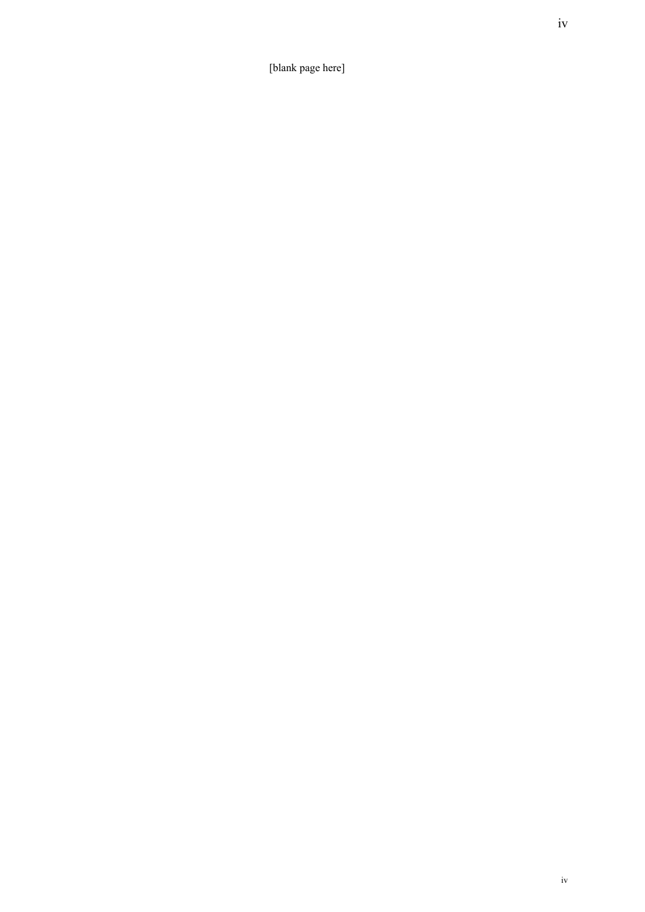[blank page here]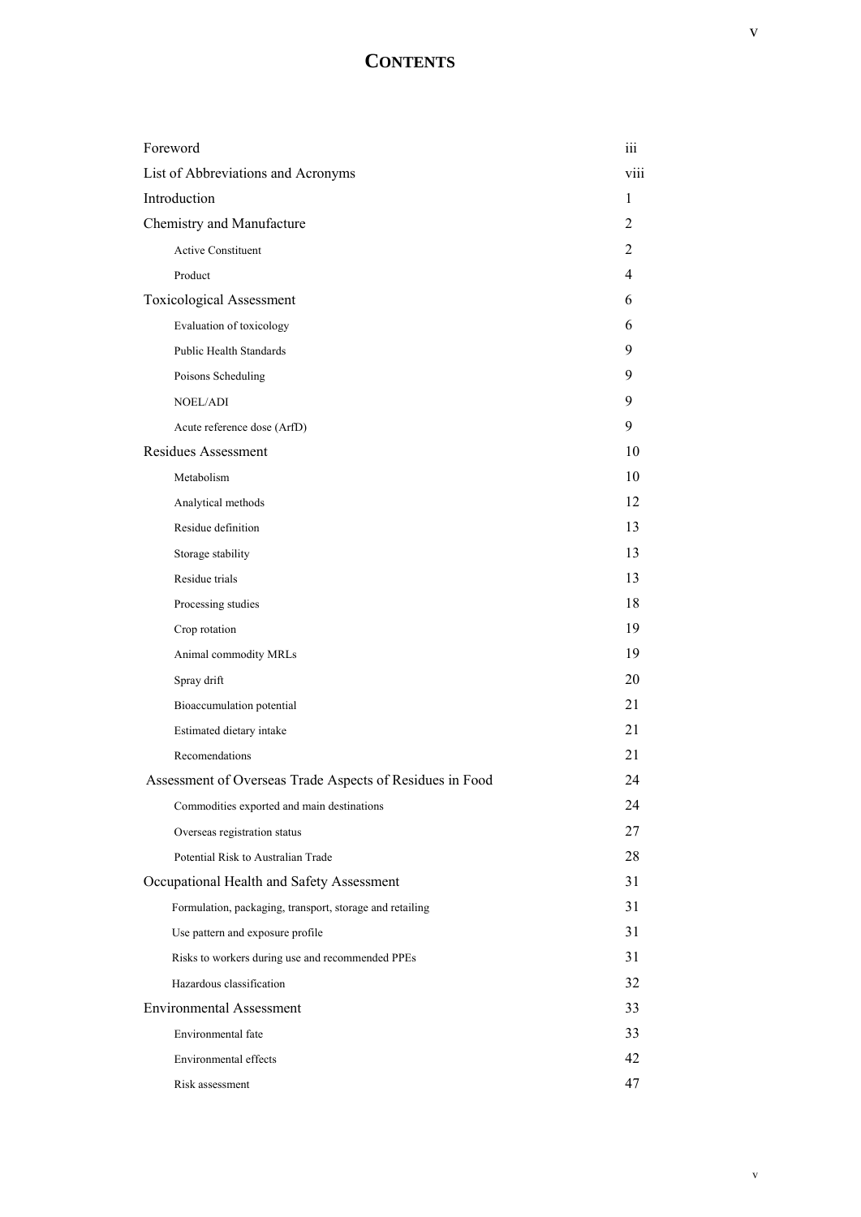# CONTENTS

| | |
|---|---|
| Foreword | iii |
| List of Abbreviations and Acronyms | viii |
| Introduction | 1 |
| Chemistry and Manufacture | 2 |
| Active Constituent | 2 |
| Product | 4 |
| Toxicological Assessment | 6 |
| Evaluation of toxicology | 6 |
| Public Health Standards | 9 |
| Poisons Scheduling | 9 |
| NOEL/ADI | 9 |
| Acute reference dose (ArfD) | 9 |
| Residues Assessment | 10 |
| Metabolism | 10 |
| Analytical methods | 12 |
| Residue definition | 13 |
| Storage stability | 13 |
| Residue trials | 13 |
| Processing studies | 18 |
| Crop rotation | 19 |
| Animal commodity MRLs | 19 |
| Spray drift | 20 |
| Bioaccumulation potential | 21 |
| Estimated dietary intake | 21 |
| Recomendations | 21 |
| Assessment of Overseas Trade Aspects of Residues in Food | 24 |
| Commodities exported and main destinations | 24 |
| Overseas registration status | 27 |
| Potential Risk to Australian Trade | 28 |
| Occupational Health and Safety Assessment | 31 |
| Formulation, packaging, transport, storage and retailing | 31 |
| Use pattern and exposure profile | 31 |
| Risks to workers during use and recommended PPEs | 31 |
| Hazardous classification | 32 |
| Environmental Assessment | 33 |
| Environmental fate | 33 |
| Environmental effects | 42 |
| Risk assessment | 47 |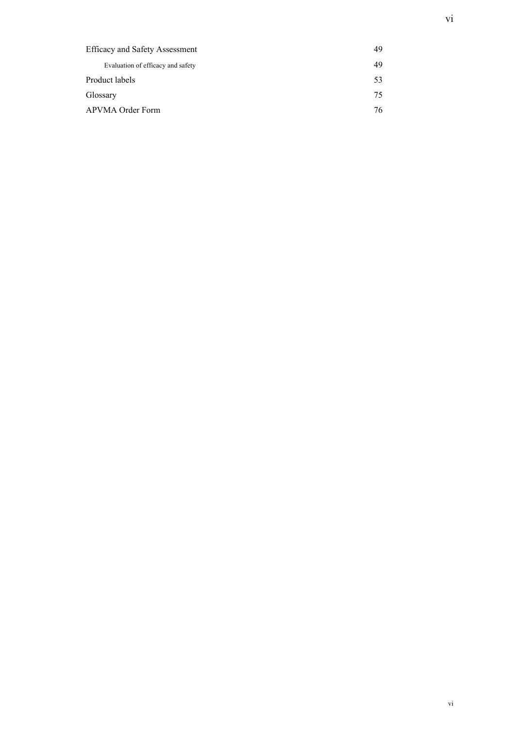| | |
|---|---|
| Efficacy and Safety Assessment | 49 |
| Evaluation of efficacy and safety | 49 |
| Product labels | 53 |
| Glossary | 75 |
| APVMA Order Form | 76 |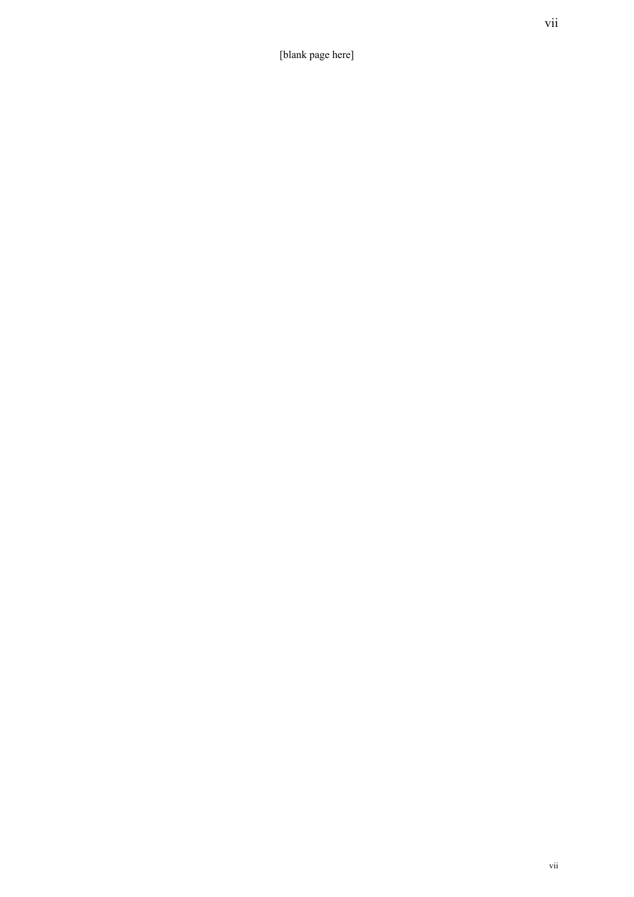[blank page here]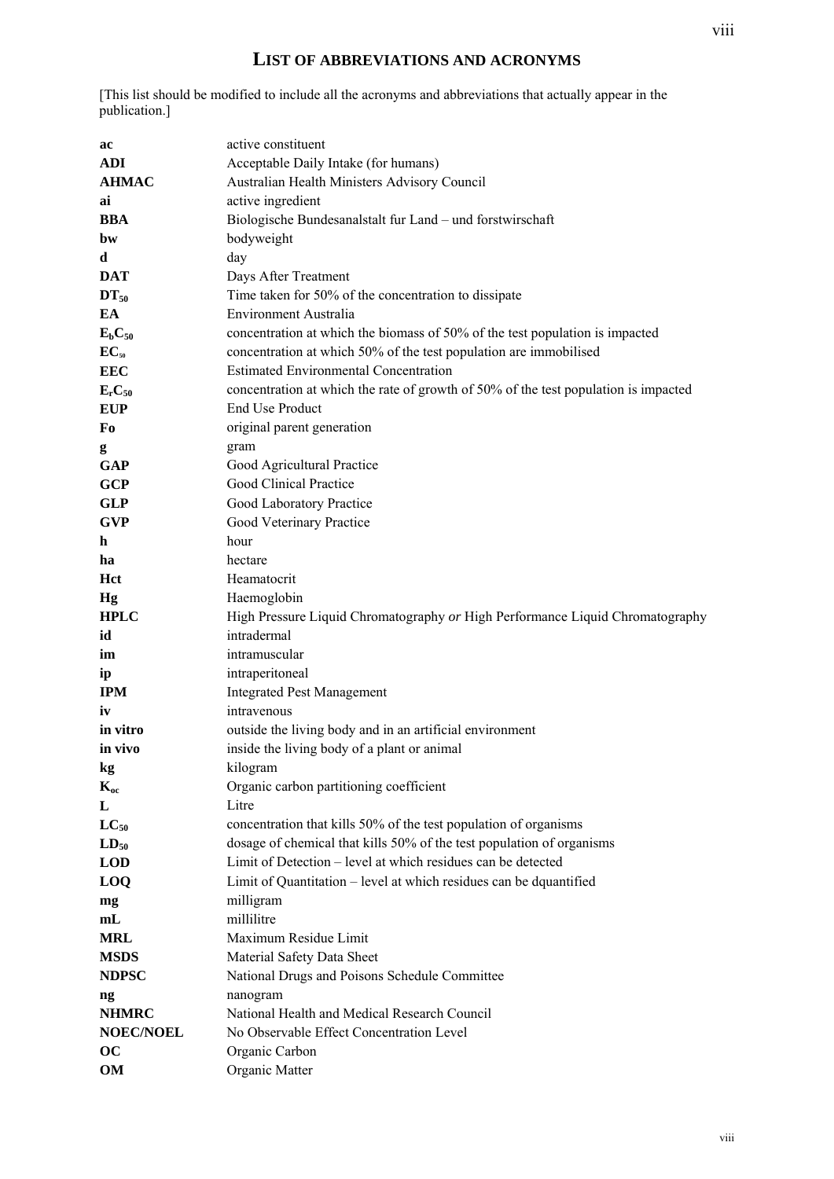# LIST OF ABBREVIATIONS AND ACRONYMS

[This list should be modified to include all the acronyms and abbreviations that actually appear in the publication.]

| | |
|---|---|
| **ac** | active constituent |
| **ADI** | Acceptable Daily Intake (for humans) |
| **AHMAC** | Australian Health Ministers Advisory Council |
| **ai** | active ingredient |
| **BBA** | Biologische Bundesanalstalt fur Land – und forstwirschaft |
| **bw** | bodyweight |
| **d** | day |
| **DAT** | Days After Treatment |
| **$DT_{50}$** | Time taken for 50% of the concentration to dissipate |
| **EA** | Environment Australia |
| **$E_bC_{50}$** | concentration at which the biomass of 50% of the test population is impacted |
| **$EC_{50}$** | concentration at which 50% of the test population are immobilised |
| **EEC** | Estimated Environmental Concentration |
| **$E_rC_{50}$** | concentration at which the rate of growth of 50% of the test population is impacted |
| **EUP** | End Use Product |
| **Fo** | original parent generation |
| **g** | gram |
| **GAP** | Good Agricultural Practice |
| **GCP** | Good Clinical Practice |
| **GLP** | Good Laboratory Practice |
| **GVP** | Good Veterinary Practice |
| **h** | hour |
| **ha** | hectare |
| **Hct** | Heamatocrit |
| **Hg** | Haemoglobin |
| **HPLC** | High Pressure Liquid Chromatography *or* High Performance Liquid Chromatography |
| **id** | intradermal |
| **im** | intramuscular |
| **ip** | intraperitoneal |
| **IPM** | Integrated Pest Management |
| **iv** | intravenous |
| **in vitro** | outside the living body and in an artificial environment |
| **in vivo** | inside the living body of a plant or animal |
| **kg** | kilogram |
| **$K_{oc}$** | Organic carbon partitioning coefficient |
| **L** | Litre |
| **$LC_{50}$** | concentration that kills 50% of the test population of organisms |
| **$LD_{50}$** | dosage of chemical that kills 50% of the test population of organisms |
| **LOD** | Limit of Detection – level at which residues can be detected |
| **LOQ** | Limit of Quantitation – level at which residues can be dquantified |
| **mg** | milligram |
| **mL** | millilitre |
| **MRL** | Maximum Residue Limit |
| **MSDS** | Material Safety Data Sheet |
| **NDPSC** | National Drugs and Poisons Schedule Committee |
| **ng** | nanogram |
| **NHMRC** | National Health and Medical Research Council |
| **NOEC/NOEL** | No Observable Effect Concentration Level |
| **OC** | Organic Carbon |
| **OM** | Organic Matter |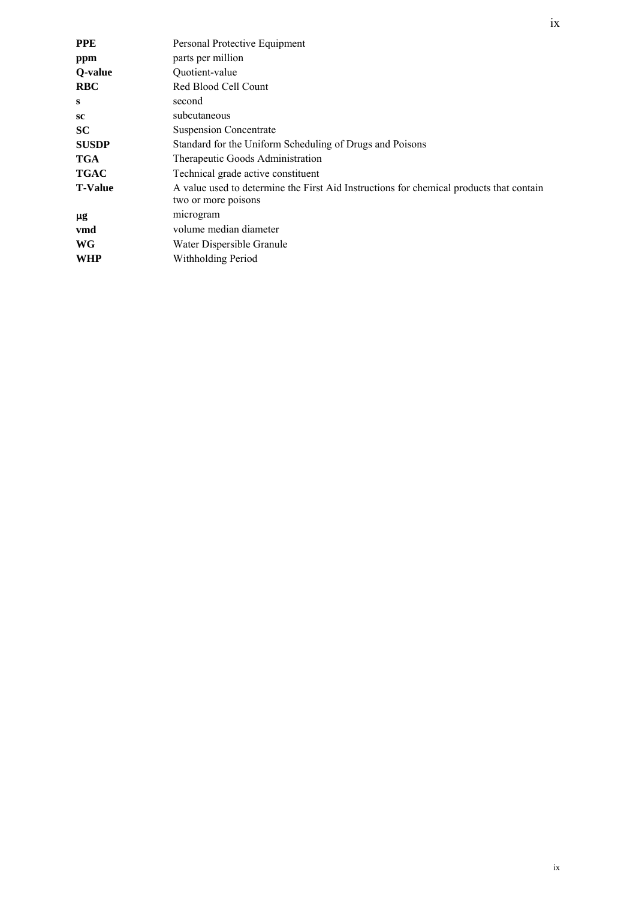| | |
|---|---|
| **PPE** | Personal Protective Equipment |
| **ppm** | parts per million |
| **Q-value** | Quotient-value |
| **RBC** | Red Blood Cell Count |
| **s** | second |
| **sc** | subcutaneous |
| **SC** | Suspension Concentrate |
| **SUSDP** | Standard for the Uniform Scheduling of Drugs and Poisons |
| **TGA** | Therapeutic Goods Administration |
| **TGAC** | Technical grade active constituent |
| **T-Value** | A value used to determine the First Aid Instructions for chemical products that contain two or more poisons |
| **μg** | microgram |
| **vmd** | volume median diameter |
| **WG** | Water Dispersible Granule |
| **WHP** | Withholding Period |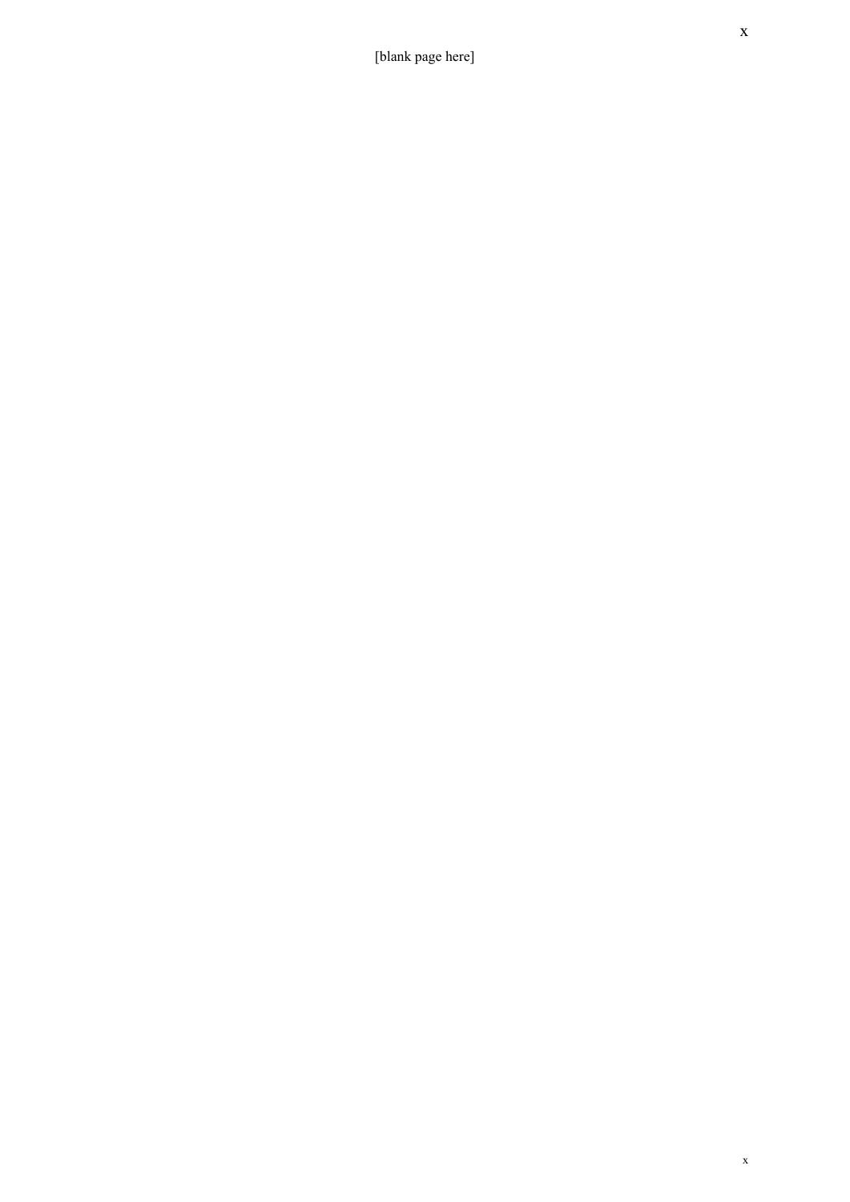[blank page here]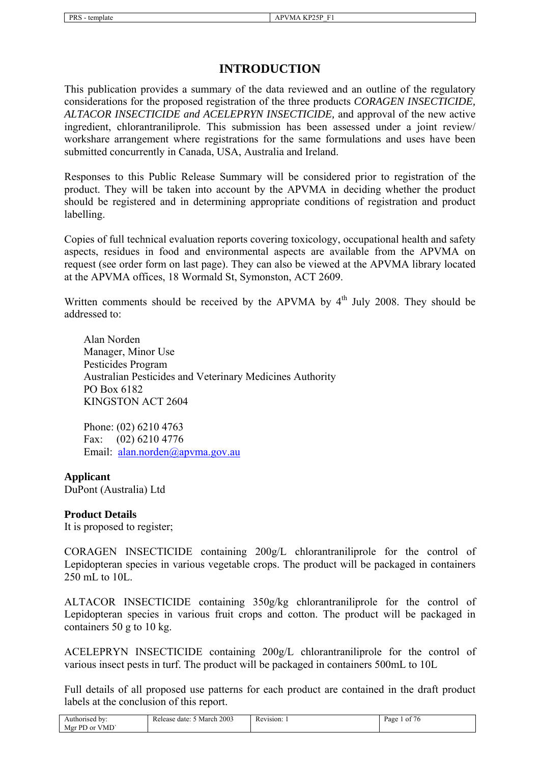# INTRODUCTION

This publication provides a summary of the data reviewed and an outline of the regulatory considerations for the proposed registration of the three products *CORAGEN INSECTICIDE, ALTACOR INSECTICIDE and ACELEPRYN INSECTICIDE*, and approval of the new active ingredient, chlorantraniliprole. This submission has been assessed under a joint review/ workshare arrangement where registrations for the same formulations and uses have been submitted concurrently in Canada, USA, Australia and Ireland.

Responses to this Public Release Summary will be considered prior to registration of the product. They will be taken into account by the APVMA in deciding whether the product should be registered and in determining appropriate conditions of registration and product labelling.

Copies of full technical evaluation reports covering toxicology, occupational health and safety aspects, residues in food and environmental aspects are available from the APVMA on request (see order form on last page). They can also be viewed at the APVMA library located at the APVMA offices, 18 Wormald St, Symonston, ACT 2609.

Written comments should be received by the APVMA by 4th July 2008. They should be addressed to:

Alan Norden
Manager, Minor Use
Pesticides Program
Australian Pesticides and Veterinary Medicines Authority
PO Box 6182
KINGSTON ACT 2604

Phone: (02) 6210 4763
Fax: (02) 6210 4776
Email: alan.norden@apvma.gov.au

**Applicant**
DuPont (Australia) Ltd

**Product Details**
It is proposed to register;

CORAGEN INSECTICIDE containing 200g/L chlorantraniliprole for the control of Lepidopteran species in various vegetable crops. The product will be packaged in containers 250 mL to 10L.

ALTACOR INSECTICIDE containing 350g/kg chlorantraniliprole for the control of Lepidopteran species in various fruit crops and cotton. The product will be packaged in containers 50 g to 10 kg.

ACELEPRYN INSECTICIDE containing 200g/L chlorantraniliprole for the control of various insect pests in turf. The product will be packaged in containers 500mL to 10L

Full details of all proposed use patterns for each product are contained in the draft product labels at the conclusion of this report.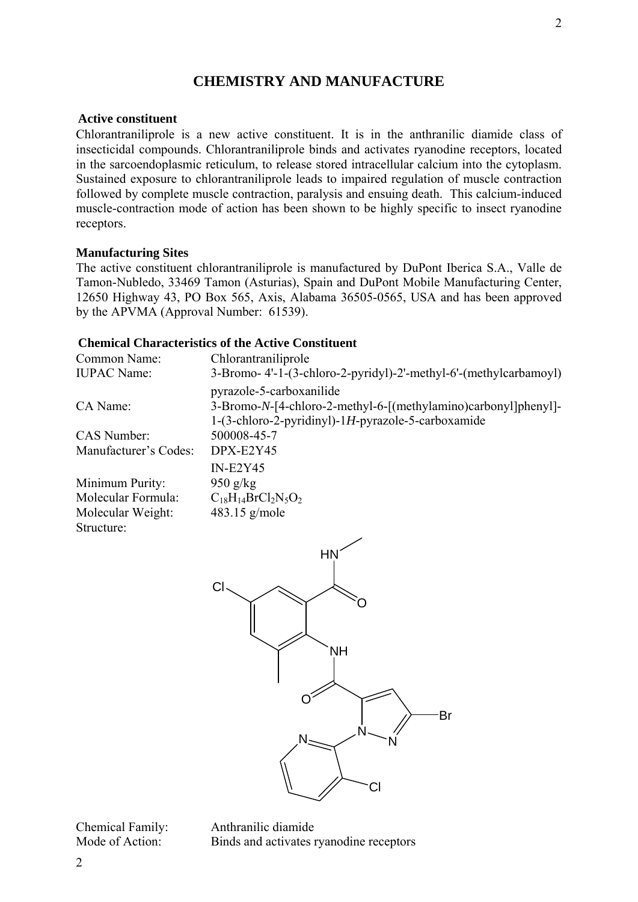# CHEMISTRY AND MANUFACTURE

## Active constituent

Chlorantraniliprole is a new active constituent. It is in the anthranilic diamide class of insecticidal compounds. Chlorantraniliprole binds and activates ryanodine receptors, located in the sarcoendoplasmic reticulum, to release stored intracellular calcium into the cytoplasm. Sustained exposure to chlorantraniliprole leads to impaired regulation of muscle contraction followed by complete muscle contraction, paralysis and ensuing death. This calcium-induced muscle-contraction mode of action has been shown to be highly specific to insect ryanodine receptors.

## Manufacturing Sites

The active constituent chlorantraniliprole is manufactured by DuPont Iberica S.A., Valle de Tamon-Nubledo, 33469 Tamon (Asturias), Spain and DuPont Mobile Manufacturing Center, 12650 Highway 43, PO Box 565, Axis, Alabama 36505-0565, USA and has been approved by the APVMA (Approval Number: 61539).

## Chemical Characteristics of the Active Constituent

| | |
|---|---|
| Common Name: | Chlorantraniliprole |
| IUPAC Name: | 3-Bromo- 4'-1-(3-chloro-2-pyridyl)-2'-methyl-6'-(methylcarbamoyl) pyrazole-5-carboxanilide |
| CA Name: | 3-Bromo-*N*-[4-chloro-2-methyl-6-[(methylamino)carbonyl]phenyl]-1-(3-chloro-2-pyridinyl)-1*H*-pyrazole-5-carboxamide |
| CAS Number: | 500008-45-7 |
| Manufacturer's Codes: | DPX-E2Y45<br>IN-E2Y45 |
| Minimum Purity: | 950 g/kg |
| Molecular Formula: | $C_{18}H_{14}BrCl_2N_5O_2$ |
| Molecular Weight: | 483.15 g/mole |
| Structure: | |

| | |
|---|---|
| Chemical Family: | Anthranilic diamide |
| Mode of Action: | Binds and activates ryanodine receptors |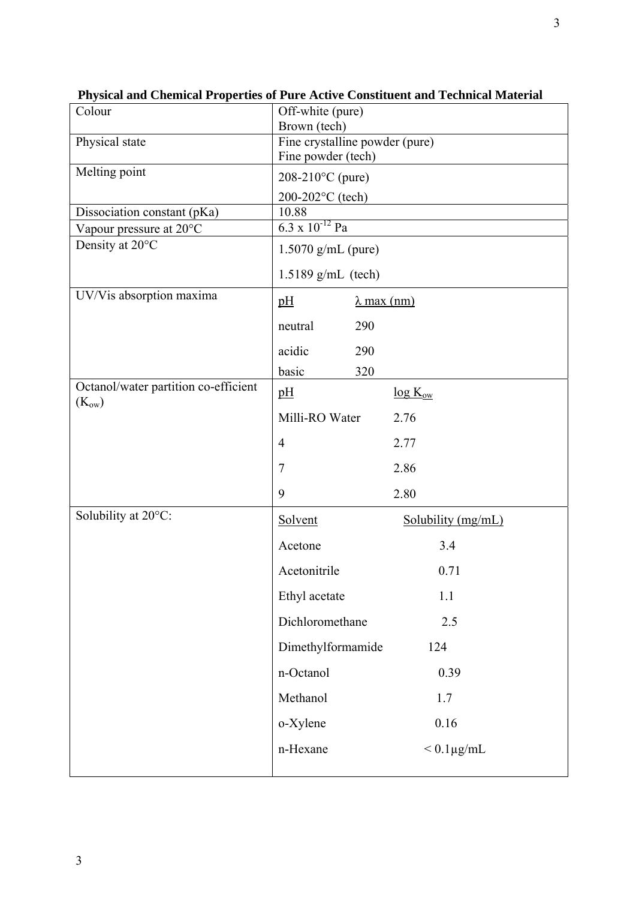**Physical and Chemical Properties of Pure Active Constituent and Technical Material**

| | |
|---|---|
| Colour | Off-white (pure)<br>Brown (tech) |
| Physical state | Fine crystalline powder (pure)<br>Fine powder (tech) |
| Melting point | 208-210°C (pure)<br>200-202°C (tech) |
| Dissociation constant (pKa) | 10.88 |
| Vapour pressure at 20°C | $6.3 \times 10^{-12}$ Pa |
| Density at 20°C | 1.5070 g/mL (pure)<br>1.5189 g/mL (tech) |
| UV/Vis absorption maxima | pH — λ max (nm)<br>neutral — 290<br>acidic — 290<br>basic — 320 |
| Octanol/water partition co-efficient ($K_{ow}$) | pH — log $K_{ow}$<br>Milli-RO Water — 2.76<br>4 — 2.77<br>7 — 2.86<br>9 — 2.80 |
| Solubility at 20°C: | Solvent — Solubility (mg/mL)<br>Acetone — 3.4<br>Acetonitrile — 0.71<br>Ethyl acetate — 1.1<br>Dichloromethane — 2.5<br>Dimethylformamide — 124<br>n-Octanol — 0.39<br>Methanol — 1.7<br>o-Xylene — 0.16<br>n-Hexane — < 0.1µg/mL |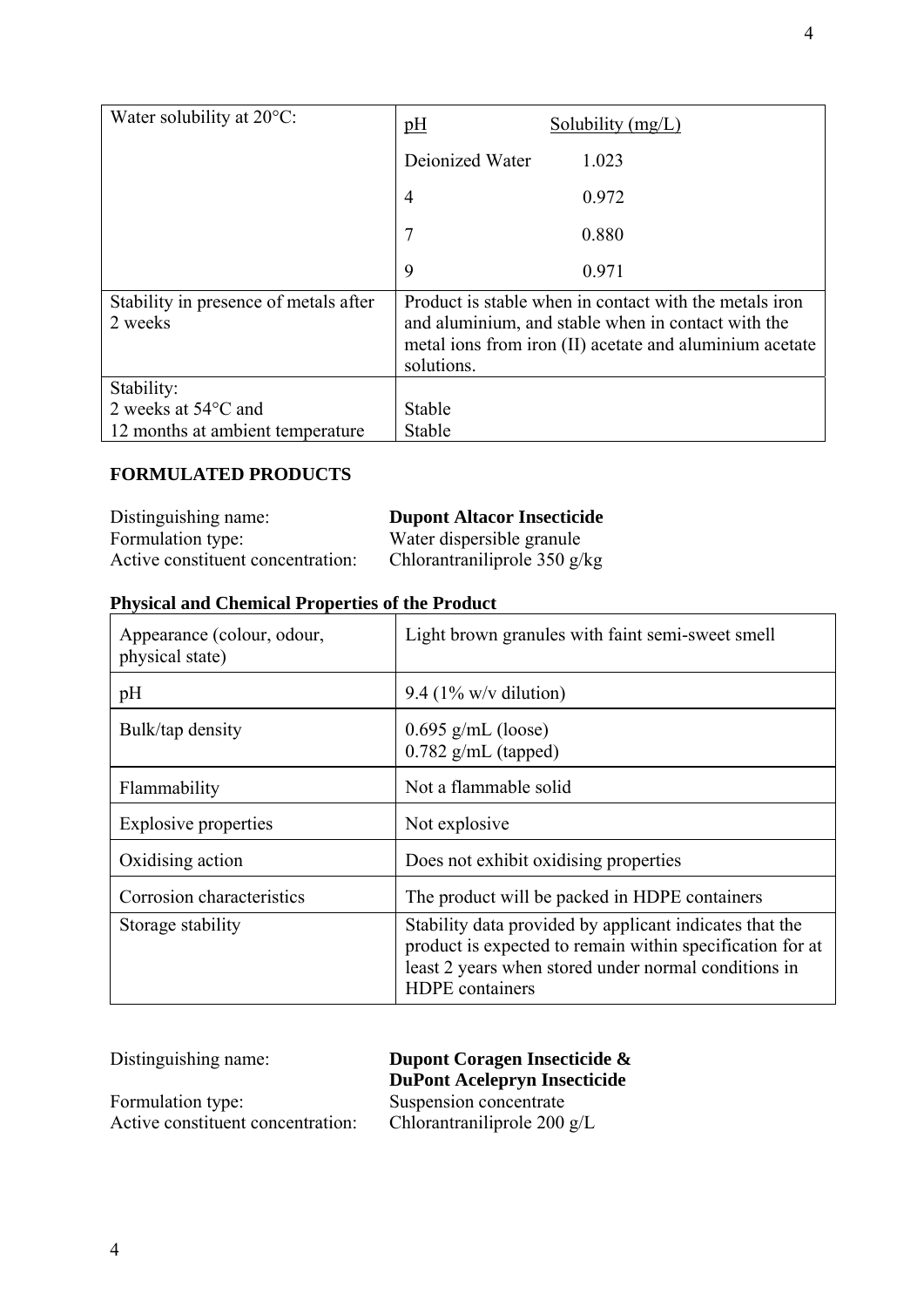| | |
|---|---|
| Water solubility at 20°C: | pH / Solubility (mg/L)<br>Deionized Water 1.023<br>4 0.972<br>7 0.880<br>9 0.971 |
| Stability in presence of metals after 2 weeks | Product is stable when in contact with the metals iron and aluminium, and stable when in contact with the metal ions from iron (II) acetate and aluminium acetate solutions. |
| Stability:<br>2 weeks at 54°C and<br>12 months at ambient temperature | <br>Stable<br>Stable |

## FORMULATED PRODUCTS

Distinguishing name: **Dupont Altacor Insecticide**
Formulation type: Water dispersible granule
Active constituent concentration: Chlorantraniliprole 350 g/kg

### Physical and Chemical Properties of the Product

| | |
|---|---|
| Appearance (colour, odour, physical state) | Light brown granules with faint semi-sweet smell |
| pH | 9.4 (1% w/v dilution) |
| Bulk/tap density | 0.695 g/mL (loose)<br>0.782 g/mL (tapped) |
| Flammability | Not a flammable solid |
| Explosive properties | Not explosive |
| Oxidising action | Does not exhibit oxidising properties |
| Corrosion characteristics | The product will be packed in HDPE containers |
| Storage stability | Stability data provided by applicant indicates that the product is expected to remain within specification for at least 2 years when stored under normal conditions in HDPE containers |

Distinguishing name: **Dupont Coragen Insecticide & DuPont Acelepryn Insecticide**
Formulation type: Suspension concentrate
Active constituent concentration: Chlorantraniliprole 200 g/L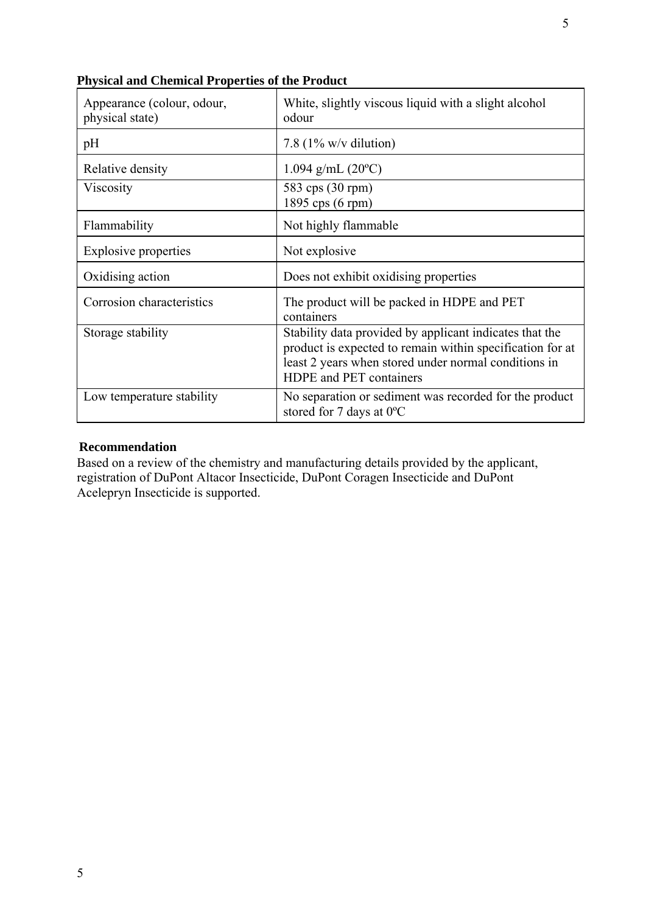**Physical and Chemical Properties of the Product**

| | |
|---|---|
| Appearance (colour, odour, physical state) | White, slightly viscous liquid with a slight alcohol odour |
| pH | 7.8 (1% w/v dilution) |
| Relative density | 1.094 g/mL (20ºC) |
| Viscosity | 583 cps (30 rpm)<br>1895 cps (6 rpm) |
| Flammability | Not highly flammable |
| Explosive properties | Not explosive |
| Oxidising action | Does not exhibit oxidising properties |
| Corrosion characteristics | The product will be packed in HDPE and PET containers |
| Storage stability | Stability data provided by applicant indicates that the product is expected to remain within specification for at least 2 years when stored under normal conditions in HDPE and PET containers |
| Low temperature stability | No separation or sediment was recorded for the product stored for 7 days at 0ºC |

**Recommendation**

Based on a review of the chemistry and manufacturing details provided by the applicant, registration of DuPont Altacor Insecticide, DuPont Coragen Insecticide and DuPont Acelepryn Insecticide is supported.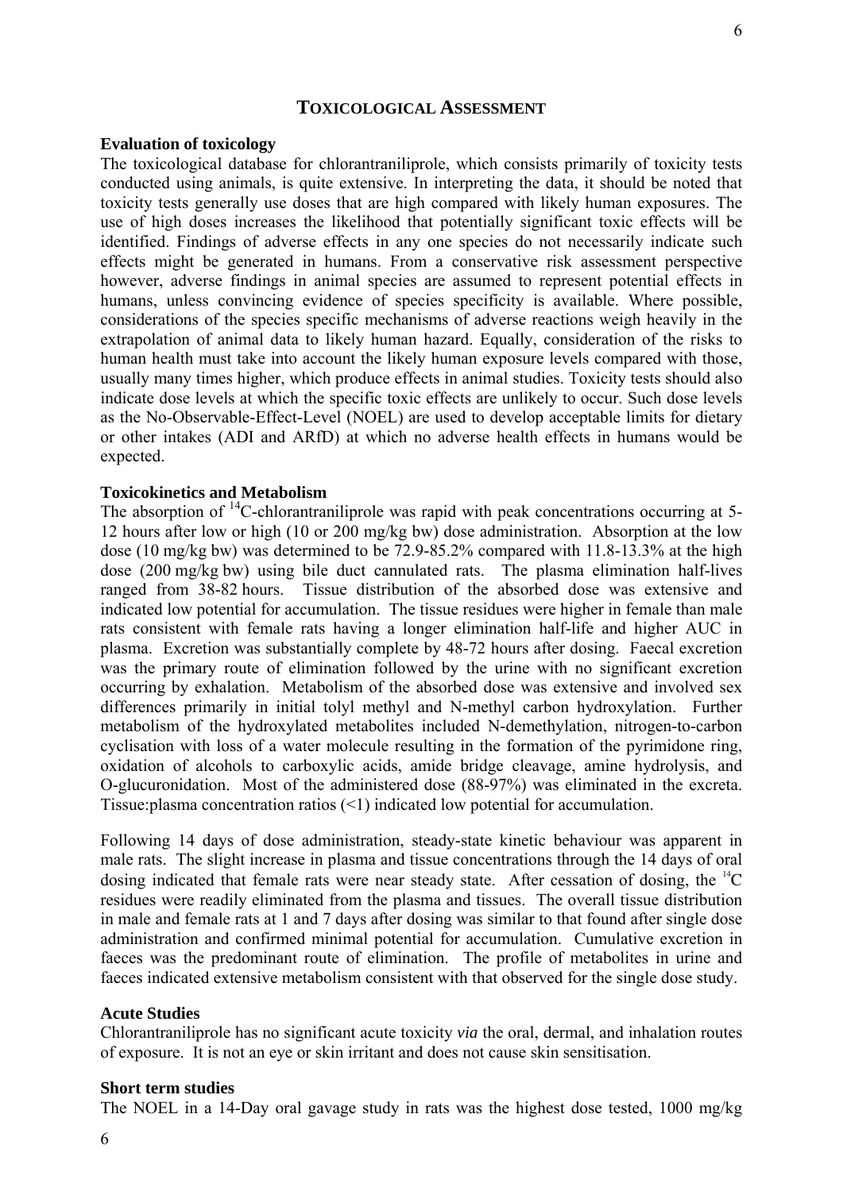## TOXICOLOGICAL ASSESSMENT

### Evaluation of toxicology

The toxicological database for chlorantraniliprole, which consists primarily of toxicity tests conducted using animals, is quite extensive. In interpreting the data, it should be noted that toxicity tests generally use doses that are high compared with likely human exposures. The use of high doses increases the likelihood that potentially significant toxic effects will be identified. Findings of adverse effects in any one species do not necessarily indicate such effects might be generated in humans. From a conservative risk assessment perspective however, adverse findings in animal species are assumed to represent potential effects in humans, unless convincing evidence of species specificity is available. Where possible, considerations of the species specific mechanisms of adverse reactions weigh heavily in the extrapolation of animal data to likely human hazard. Equally, consideration of the risks to human health must take into account the likely human exposure levels compared with those, usually many times higher, which produce effects in animal studies. Toxicity tests should also indicate dose levels at which the specific toxic effects are unlikely to occur. Such dose levels as the No-Observable-Effect-Level (NOEL) are used to develop acceptable limits for dietary or other intakes (ADI and ARfD) at which no adverse health effects in humans would be expected.

### Toxicokinetics and Metabolism

The absorption of $^{14}$C-chlorantraniliprole was rapid with peak concentrations occurring at 5-12 hours after low or high (10 or 200 mg/kg bw) dose administration. Absorption at the low dose (10 mg/kg bw) was determined to be 72.9-85.2% compared with 11.8-13.3% at the high dose (200 mg/kg bw) using bile duct cannulated rats. The plasma elimination half-lives ranged from 38-82 hours. Tissue distribution of the absorbed dose was extensive and indicated low potential for accumulation. The tissue residues were higher in female than male rats consistent with female rats having a longer elimination half-life and higher AUC in plasma. Excretion was substantially complete by 48-72 hours after dosing. Faecal excretion was the primary route of elimination followed by the urine with no significant excretion occurring by exhalation. Metabolism of the absorbed dose was extensive and involved sex differences primarily in initial tolyl methyl and N-methyl carbon hydroxylation. Further metabolism of the hydroxylated metabolites included N-demethylation, nitrogen-to-carbon cyclisation with loss of a water molecule resulting in the formation of the pyrimidone ring, oxidation of alcohols to carboxylic acids, amide bridge cleavage, amine hydrolysis, and O-glucuronidation. Most of the administered dose (88-97%) was eliminated in the excreta. Tissue:plasma concentration ratios (<1) indicated low potential for accumulation.

Following 14 days of dose administration, steady-state kinetic behaviour was apparent in male rats. The slight increase in plasma and tissue concentrations through the 14 days of oral dosing indicated that female rats were near steady state. After cessation of dosing, the $^{14}$C residues were readily eliminated from the plasma and tissues. The overall tissue distribution in male and female rats at 1 and 7 days after dosing was similar to that found after single dose administration and confirmed minimal potential for accumulation. Cumulative excretion in faeces was the predominant route of elimination. The profile of metabolites in urine and faeces indicated extensive metabolism consistent with that observed for the single dose study.

### Acute Studies

Chlorantraniliprole has no significant acute toxicity *via* the oral, dermal, and inhalation routes of exposure. It is not an eye or skin irritant and does not cause skin sensitisation.

### Short term studies

The NOEL in a 14-Day oral gavage study in rats was the highest dose tested, 1000 mg/kg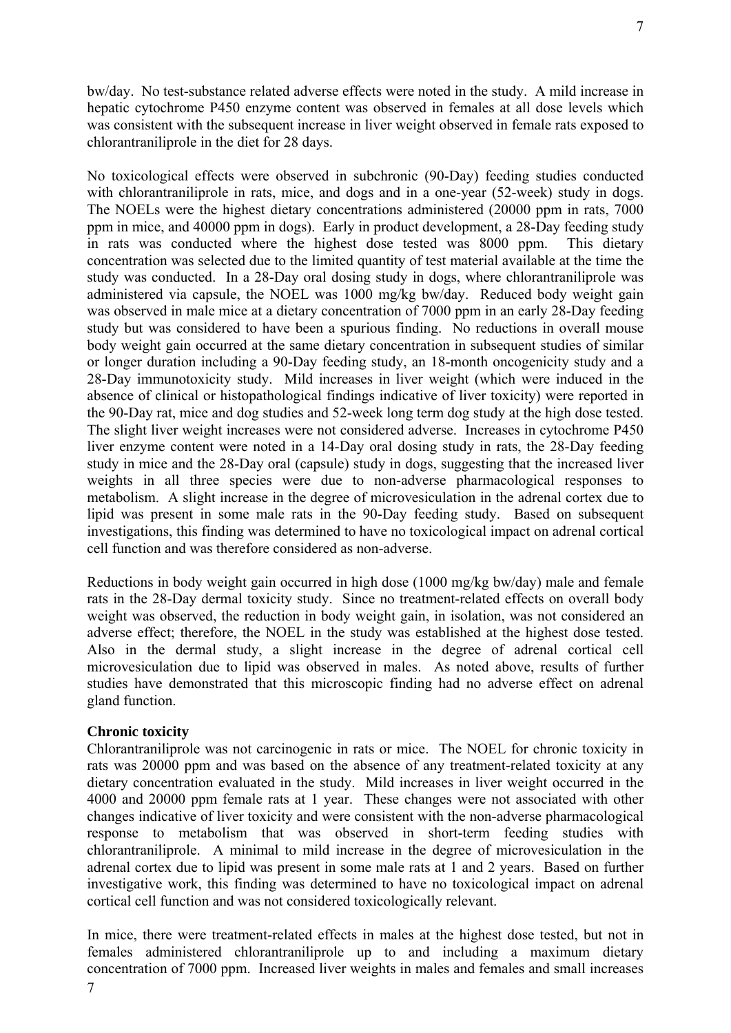bw/day. No test-substance related adverse effects were noted in the study. A mild increase in hepatic cytochrome P450 enzyme content was observed in females at all dose levels which was consistent with the subsequent increase in liver weight observed in female rats exposed to chlorantraniliprole in the diet for 28 days.

No toxicological effects were observed in subchronic (90-Day) feeding studies conducted with chlorantraniliprole in rats, mice, and dogs and in a one-year (52-week) study in dogs. The NOELs were the highest dietary concentrations administered (20000 ppm in rats, 7000 ppm in mice, and 40000 ppm in dogs). Early in product development, a 28-Day feeding study in rats was conducted where the highest dose tested was 8000 ppm. This dietary concentration was selected due to the limited quantity of test material available at the time the study was conducted. In a 28-Day oral dosing study in dogs, where chlorantraniliprole was administered via capsule, the NOEL was 1000 mg/kg bw/day. Reduced body weight gain was observed in male mice at a dietary concentration of 7000 ppm in an early 28-Day feeding study but was considered to have been a spurious finding. No reductions in overall mouse body weight gain occurred at the same dietary concentration in subsequent studies of similar or longer duration including a 90-Day feeding study, an 18-month oncogenicity study and a 28-Day immunotoxicity study. Mild increases in liver weight (which were induced in the absence of clinical or histopathological findings indicative of liver toxicity) were reported in the 90-Day rat, mice and dog studies and 52-week long term dog study at the high dose tested. The slight liver weight increases were not considered adverse. Increases in cytochrome P450 liver enzyme content were noted in a 14-Day oral dosing study in rats, the 28-Day feeding study in mice and the 28-Day oral (capsule) study in dogs, suggesting that the increased liver weights in all three species were due to non-adverse pharmacological responses to metabolism. A slight increase in the degree of microvesiculation in the adrenal cortex due to lipid was present in some male rats in the 90-Day feeding study. Based on subsequent investigations, this finding was determined to have no toxicological impact on adrenal cortical cell function and was therefore considered as non-adverse.

Reductions in body weight gain occurred in high dose (1000 mg/kg bw/day) male and female rats in the 28-Day dermal toxicity study. Since no treatment-related effects on overall body weight was observed, the reduction in body weight gain, in isolation, was not considered an adverse effect; therefore, the NOEL in the study was established at the highest dose tested. Also in the dermal study, a slight increase in the degree of adrenal cortical cell microvesiculation due to lipid was observed in males. As noted above, results of further studies have demonstrated that this microscopic finding had no adverse effect on adrenal gland function.

**Chronic toxicity**

Chlorantraniliprole was not carcinogenic in rats or mice. The NOEL for chronic toxicity in rats was 20000 ppm and was based on the absence of any treatment-related toxicity at any dietary concentration evaluated in the study. Mild increases in liver weight occurred in the 4000 and 20000 ppm female rats at 1 year. These changes were not associated with other changes indicative of liver toxicity and were consistent with the non-adverse pharmacological response to metabolism that was observed in short-term feeding studies with chlorantraniliprole. A minimal to mild increase in the degree of microvesiculation in the adrenal cortex due to lipid was present in some male rats at 1 and 2 years. Based on further investigative work, this finding was determined to have no toxicological impact on adrenal cortical cell function and was not considered toxicologically relevant.

In mice, there were treatment-related effects in males at the highest dose tested, but not in females administered chlorantraniliprole up to and including a maximum dietary concentration of 7000 ppm. Increased liver weights in males and females and small increases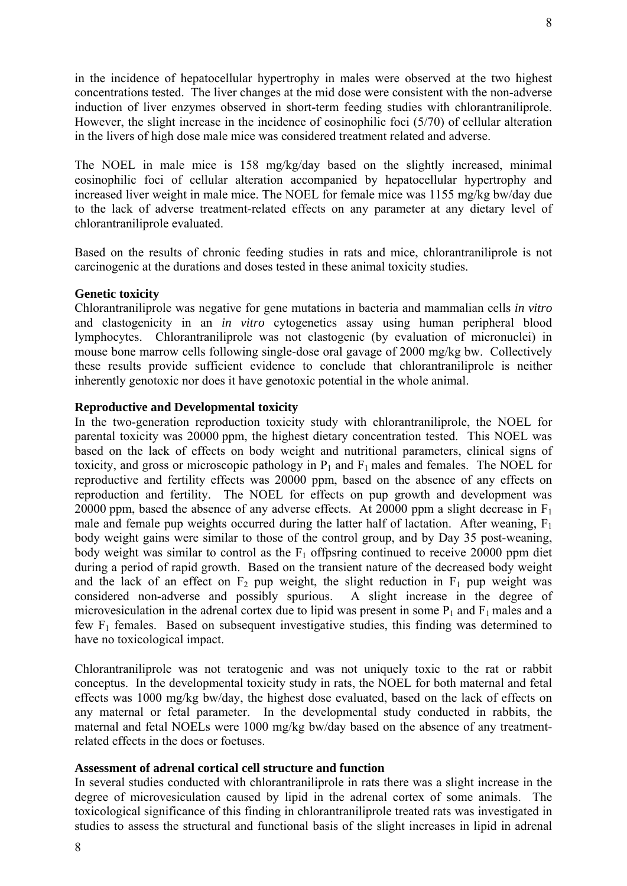in the incidence of hepatocellular hypertrophy in males were observed at the two highest concentrations tested. The liver changes at the mid dose were consistent with the non-adverse induction of liver enzymes observed in short-term feeding studies with chlorantraniliprole. However, the slight increase in the incidence of eosinophilic foci (5/70) of cellular alteration in the livers of high dose male mice was considered treatment related and adverse.

The NOEL in male mice is 158 mg/kg/day based on the slightly increased, minimal eosinophilic foci of cellular alteration accompanied by hepatocellular hypertrophy and increased liver weight in male mice. The NOEL for female mice was 1155 mg/kg bw/day due to the lack of adverse treatment-related effects on any parameter at any dietary level of chlorantraniliprole evaluated.

Based on the results of chronic feeding studies in rats and mice, chlorantraniliprole is not carcinogenic at the durations and doses tested in these animal toxicity studies.

**Genetic toxicity**

Chlorantraniliprole was negative for gene mutations in bacteria and mammalian cells *in vitro* and clastogenicity in an *in vitro* cytogenetics assay using human peripheral blood lymphocytes. Chlorantraniliprole was not clastogenic (by evaluation of micronuclei) in mouse bone marrow cells following single-dose oral gavage of 2000 mg/kg bw. Collectively these results provide sufficient evidence to conclude that chlorantraniliprole is neither inherently genotoxic nor does it have genotoxic potential in the whole animal.

**Reproductive and Developmental toxicity**

In the two-generation reproduction toxicity study with chlorantraniliprole, the NOEL for parental toxicity was 20000 ppm, the highest dietary concentration tested. This NOEL was based on the lack of effects on body weight and nutritional parameters, clinical signs of toxicity, and gross or microscopic pathology in $P_1$ and $F_1$ males and females. The NOEL for reproductive and fertility effects was 20000 ppm, based on the absence of any effects on reproduction and fertility. The NOEL for effects on pup growth and development was 20000 ppm, based the absence of any adverse effects. At 20000 ppm a slight decrease in $F_1$ male and female pup weights occurred during the latter half of lactation. After weaning, $F_1$ body weight gains were similar to those of the control group, and by Day 35 post-weaning, body weight was similar to control as the $F_1$ offpsring continued to receive 20000 ppm diet during a period of rapid growth. Based on the transient nature of the decreased body weight and the lack of an effect on $F_2$ pup weight, the slight reduction in $F_1$ pup weight was considered non-adverse and possibly spurious. A slight increase in the degree of microvesiculation in the adrenal cortex due to lipid was present in some $P_1$ and $F_1$ males and a few $F_1$ females. Based on subsequent investigative studies, this finding was determined to have no toxicological impact.

Chlorantraniliprole was not teratogenic and was not uniquely toxic to the rat or rabbit conceptus. In the developmental toxicity study in rats, the NOEL for both maternal and fetal effects was 1000 mg/kg bw/day, the highest dose evaluated, based on the lack of effects on any maternal or fetal parameter. In the developmental study conducted in rabbits, the maternal and fetal NOELs were 1000 mg/kg bw/day based on the absence of any treatment-related effects in the does or foetuses.

**Assessment of adrenal cortical cell structure and function**

In several studies conducted with chlorantraniliprole in rats there was a slight increase in the degree of microvesiculation caused by lipid in the adrenal cortex of some animals. The toxicological significance of this finding in chlorantraniliprole treated rats was investigated in studies to assess the structural and functional basis of the slight increases in lipid in adrenal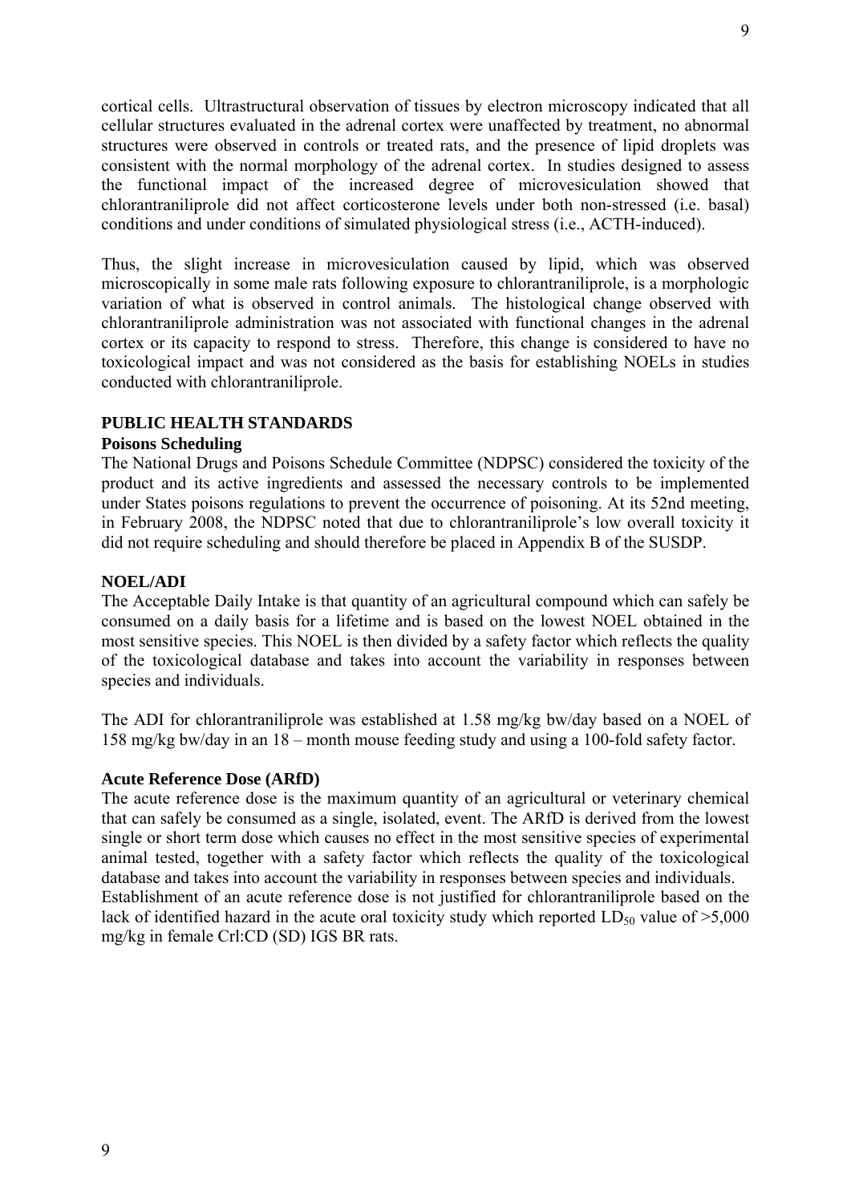cortical cells. Ultrastructural observation of tissues by electron microscopy indicated that all cellular structures evaluated in the adrenal cortex were unaffected by treatment, no abnormal structures were observed in controls or treated rats, and the presence of lipid droplets was consistent with the normal morphology of the adrenal cortex. In studies designed to assess the functional impact of the increased degree of microvesiculation showed that chlorantraniliprole did not affect corticosterone levels under both non-stressed (i.e. basal) conditions and under conditions of simulated physiological stress (i.e., ACTH-induced).

Thus, the slight increase in microvesiculation caused by lipid, which was observed microscopically in some male rats following exposure to chlorantraniliprole, is a morphologic variation of what is observed in control animals. The histological change observed with chlorantraniliprole administration was not associated with functional changes in the adrenal cortex or its capacity to respond to stress. Therefore, this change is considered to have no toxicological impact and was not considered as the basis for establishing NOELs in studies conducted with chlorantraniliprole.

## PUBLIC HEALTH STANDARDS

### Poisons Scheduling

The National Drugs and Poisons Schedule Committee (NDPSC) considered the toxicity of the product and its active ingredients and assessed the necessary controls to be implemented under States poisons regulations to prevent the occurrence of poisoning. At its 52nd meeting, in February 2008, the NDPSC noted that due to chlorantraniliprole's low overall toxicity it did not require scheduling and should therefore be placed in Appendix B of the SUSDP.

### NOEL/ADI

The Acceptable Daily Intake is that quantity of an agricultural compound which can safely be consumed on a daily basis for a lifetime and is based on the lowest NOEL obtained in the most sensitive species. This NOEL is then divided by a safety factor which reflects the quality of the toxicological database and takes into account the variability in responses between species and individuals.

The ADI for chlorantraniliprole was established at 1.58 mg/kg bw/day based on a NOEL of 158 mg/kg bw/day in an 18 – month mouse feeding study and using a 100-fold safety factor.

### Acute Reference Dose (ARfD)

The acute reference dose is the maximum quantity of an agricultural or veterinary chemical that can safely be consumed as a single, isolated, event. The ARfD is derived from the lowest single or short term dose which causes no effect in the most sensitive species of experimental animal tested, together with a safety factor which reflects the quality of the toxicological database and takes into account the variability in responses between species and individuals.
Establishment of an acute reference dose is not justified for chlorantraniliprole based on the lack of identified hazard in the acute oral toxicity study which reported $LD_{50}$ value of >5,000 mg/kg in female Crl:CD (SD) IGS BR rats.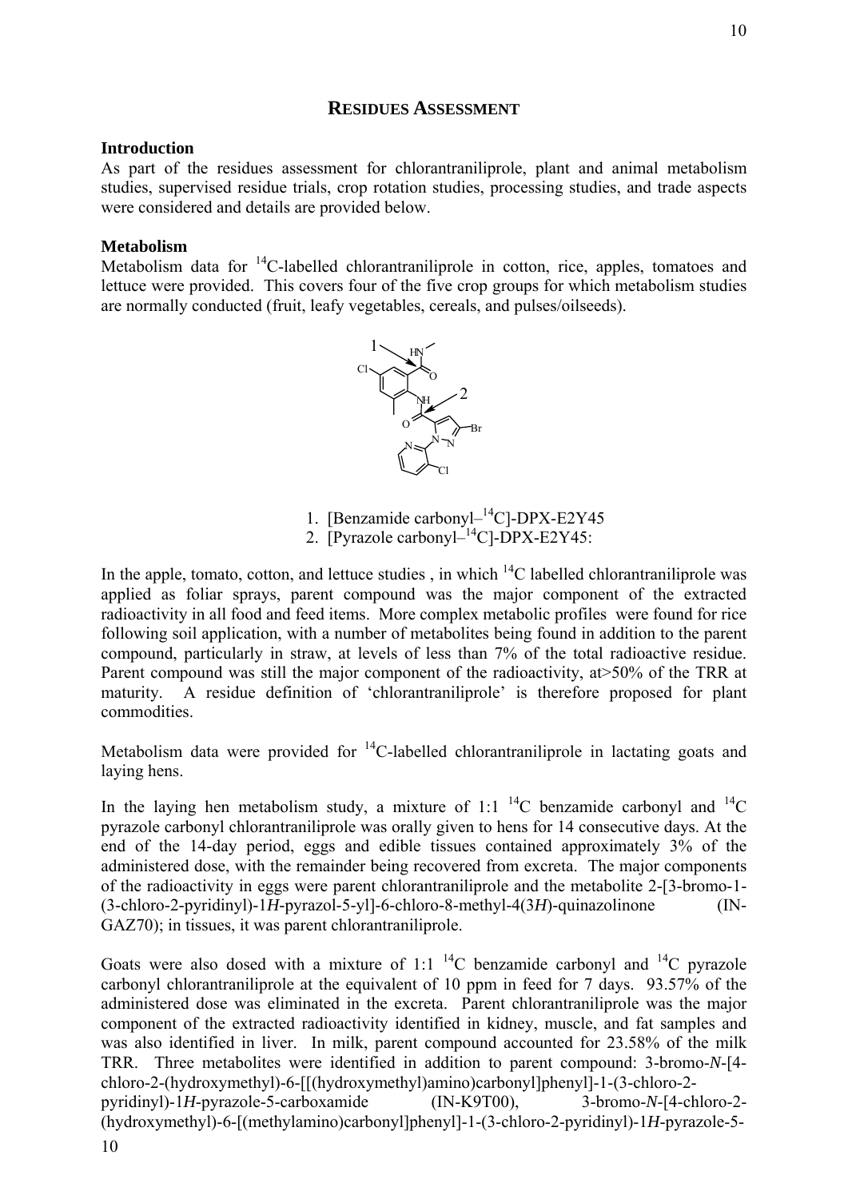## Residues Assessment

### Introduction

As part of the residues assessment for chlorantraniliprole, plant and animal metabolism studies, supervised residue trials, crop rotation studies, processing studies, and trade aspects were considered and details are provided below.

### Metabolism

Metabolism data for $^{14}$C-labelled chlorantraniliprole in cotton, rice, apples, tomatoes and lettuce were provided. This covers four of the five crop groups for which metabolism studies are normally conducted (fruit, leafy vegetables, cereals, and pulses/oilseeds).

1. [Benzamide carbonyl–$^{14}$C]-DPX-E2Y45
2. [Pyrazole carbonyl–$^{14}$C]-DPX-E2Y45:

In the apple, tomato, cotton, and lettuce studies , in which $^{14}$C labelled chlorantraniliprole was applied as foliar sprays, parent compound was the major component of the extracted radioactivity in all food and feed items. More complex metabolic profiles were found for rice following soil application, with a number of metabolites being found in addition to the parent compound, particularly in straw, at levels of less than 7% of the total radioactive residue. Parent compound was still the major component of the radioactivity, at>50% of the TRR at maturity. A residue definition of 'chlorantraniliprole' is therefore proposed for plant commodities.

Metabolism data were provided for $^{14}$C-labelled chlorantraniliprole in lactating goats and laying hens.

In the laying hen metabolism study, a mixture of 1:1 $^{14}$C benzamide carbonyl and $^{14}$C pyrazole carbonyl chlorantraniliprole was orally given to hens for 14 consecutive days. At the end of the 14-day period, eggs and edible tissues contained approximately 3% of the administered dose, with the remainder being recovered from excreta. The major components of the radioactivity in eggs were parent chlorantraniliprole and the metabolite 2-[3-bromo-1-(3-chloro-2-pyridinyl)-1*H*-pyrazol-5-yl]-6-chloro-8-methyl-4(3*H*)-quinazolinone (IN-GAZ70); in tissues, it was parent chlorantraniliprole.

Goats were also dosed with a mixture of 1:1 $^{14}$C benzamide carbonyl and $^{14}$C pyrazole carbonyl chlorantraniliprole at the equivalent of 10 ppm in feed for 7 days. 93.57% of the administered dose was eliminated in the excreta. Parent chlorantraniliprole was the major component of the extracted radioactivity identified in kidney, muscle, and fat samples and was also identified in liver. In milk, parent compound accounted for 23.58% of the milk TRR. Three metabolites were identified in addition to parent compound: 3-bromo-*N*-[4-chloro-2-(hydroxymethyl)-6-[[(hydroxymethyl)amino)carbonyl]phenyl]-1-(3-chloro-2-pyridinyl)-1*H*-pyrazole-5-carboxamide (IN-K9T00), 3-bromo-*N*-[4-chloro-2-(hydroxymethyl)-6-[(methylamino)carbonyl]phenyl]-1-(3-chloro-2-pyridinyl)-1*H*-pyrazole-5-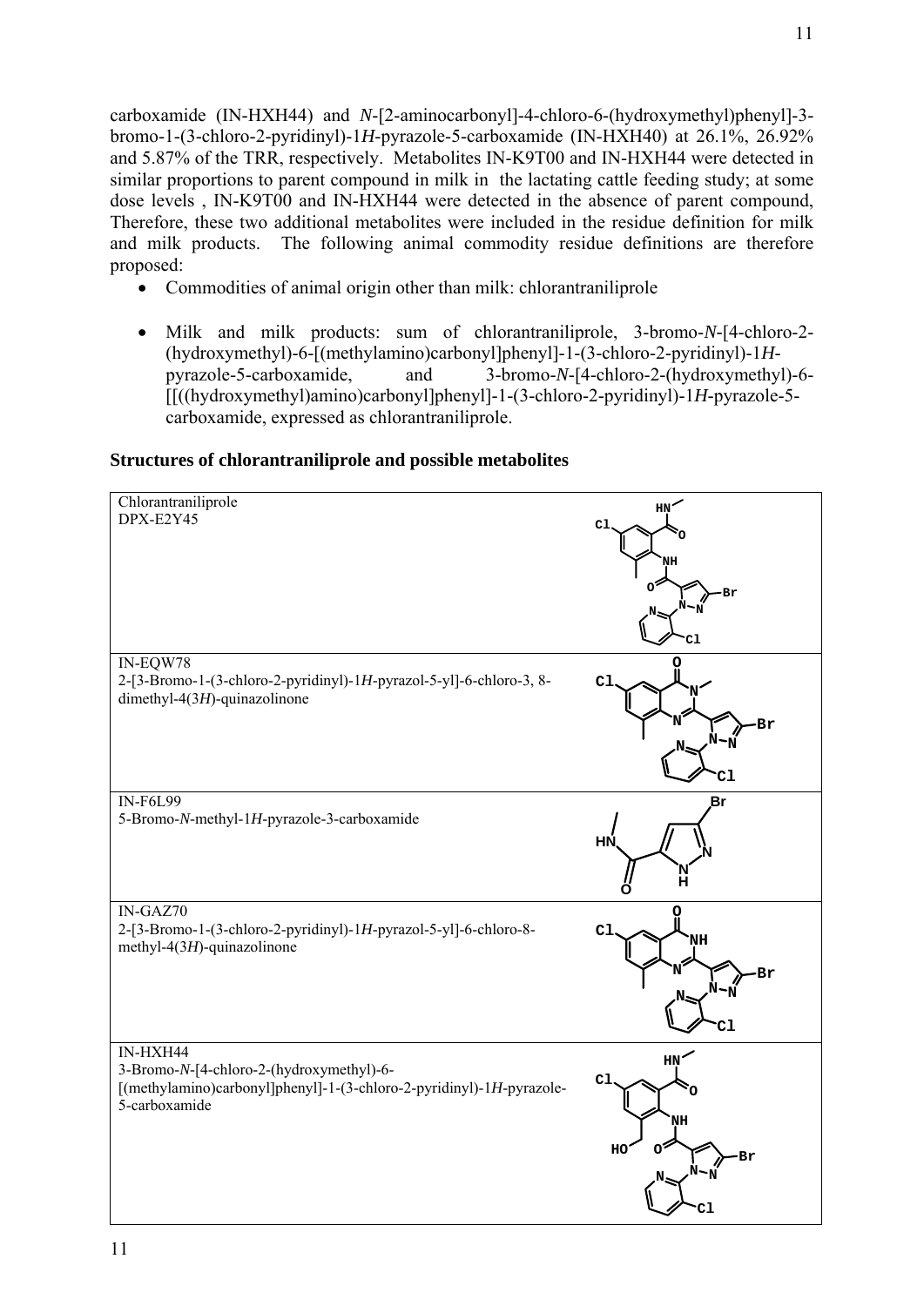carboxamide (IN-HXH44) and *N*-[2-aminocarbonyl]-4-chloro-6-(hydroxymethyl)phenyl]-3-bromo-1-(3-chloro-2-pyridinyl)-1*H*-pyrazole-5-carboxamide (IN-HXH40) at 26.1%, 26.92% and 5.87% of the TRR, respectively. Metabolites IN-K9T00 and IN-HXH44 were detected in similar proportions to parent compound in milk in the lactating cattle feeding study; at some dose levels , IN-K9T00 and IN-HXH44 were detected in the absence of parent compound, Therefore, these two additional metabolites were included in the residue definition for milk and milk products. The following animal commodity residue definitions are therefore proposed:

- Commodities of animal origin other than milk: chlorantraniliprole
- Milk and milk products: sum of chlorantraniliprole, 3-bromo-*N*-[4-chloro-2-(hydroxymethyl)-6-[(methylamino)carbonyl]phenyl]-1-(3-chloro-2-pyridinyl)-1*H*-pyrazole-5-carboxamide, and 3-bromo-*N*-[4-chloro-2-(hydroxymethyl)-6-[[((hydroxymethyl)amino)carbonyl]phenyl]-1-(3-chloro-2-pyridinyl)-1*H*-pyrazole-5-carboxamide, expressed as chlorantraniliprole.

**Structures of chlorantraniliprole and possible metabolites**

| Compound | Structure |
|---|---|
| Chlorantraniliprole<br>DPX-E2Y45 | |
| IN-EQW78<br>2-[3-Bromo-1-(3-chloro-2-pyridinyl)-1*H*-pyrazol-5-yl]-6-chloro-3, 8-dimethyl-4(3*H*)-quinazolinone | |
| IN-F6L99<br>5-Bromo-*N*-methyl-1*H*-pyrazole-3-carboxamide | |
| IN-GAZ70<br>2-[3-Bromo-1-(3-chloro-2-pyridinyl)-1*H*-pyrazol-5-yl]-6-chloro-8-methyl-4(3*H*)-quinazolinone | |
| IN-HXH44<br>3-Bromo-*N*-[4-chloro-2-(hydroxymethyl)-6-[(methylamino)carbonyl]phenyl]-1-(3-chloro-2-pyridinyl)-1*H*-pyrazole-5-carboxamide | |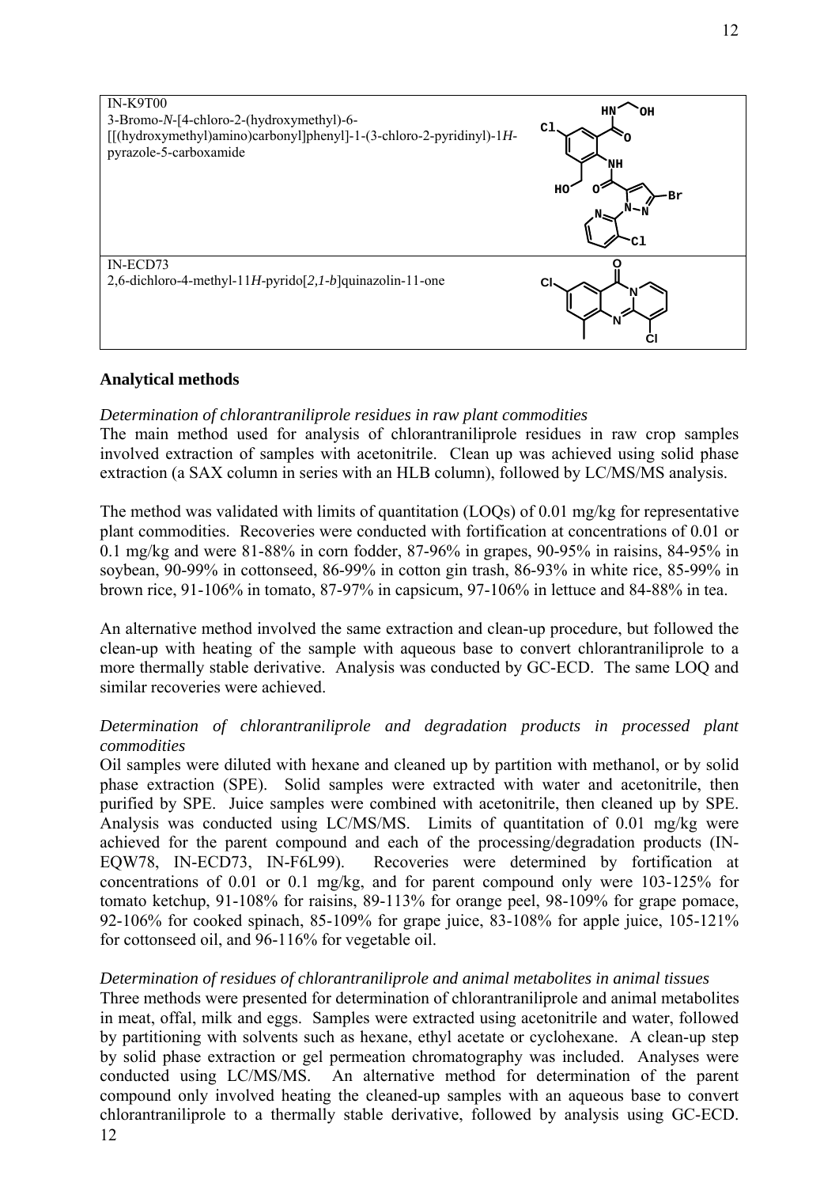| | |
|---|---|
| IN-K9T00<br>3-Bromo-*N*-[4-chloro-2-(hydroxymethyl)-6-[[(hydroxymethyl)amino)carbonyl]phenyl]-1-(3-chloro-2-pyridinyl)-1*H*-pyrazole-5-carboxamide | |
| IN-ECD73<br>2,6-dichloro-4-methyl-11*H*-pyrido[*2,1-b*]quinazolin-11-one | |

## Analytical methods

*Determination of chlorantraniliprole residues in raw plant commodities*

The main method used for analysis of chlorantraniliprole residues in raw crop samples involved extraction of samples with acetonitrile. Clean up was achieved using solid phase extraction (a SAX column in series with an HLB column), followed by LC/MS/MS analysis.

The method was validated with limits of quantitation (LOQs) of 0.01 mg/kg for representative plant commodities. Recoveries were conducted with fortification at concentrations of 0.01 or 0.1 mg/kg and were 81-88% in corn fodder, 87-96% in grapes, 90-95% in raisins, 84-95% in soybean, 90-99% in cottonseed, 86-99% in cotton gin trash, 86-93% in white rice, 85-99% in brown rice, 91-106% in tomato, 87-97% in capsicum, 97-106% in lettuce and 84-88% in tea.

An alternative method involved the same extraction and clean-up procedure, but followed the clean-up with heating of the sample with aqueous base to convert chlorantraniliprole to a more thermally stable derivative. Analysis was conducted by GC-ECD. The same LOQ and similar recoveries were achieved.

*Determination of chlorantraniliprole and degradation products in processed plant commodities*

Oil samples were diluted with hexane and cleaned up by partition with methanol, or by solid phase extraction (SPE). Solid samples were extracted with water and acetonitrile, then purified by SPE. Juice samples were combined with acetonitrile, then cleaned up by SPE. Analysis was conducted using LC/MS/MS. Limits of quantitation of 0.01 mg/kg were achieved for the parent compound and each of the processing/degradation products (IN-EQW78, IN-ECD73, IN-F6L99). Recoveries were determined by fortification at concentrations of 0.01 or 0.1 mg/kg, and for parent compound only were 103-125% for tomato ketchup, 91-108% for raisins, 89-113% for orange peel, 98-109% for grape pomace, 92-106% for cooked spinach, 85-109% for grape juice, 83-108% for apple juice, 105-121% for cottonseed oil, and 96-116% for vegetable oil.

*Determination of residues of chlorantraniliprole and animal metabolites in animal tissues*

Three methods were presented for determination of chlorantraniliprole and animal metabolites in meat, offal, milk and eggs. Samples were extracted using acetonitrile and water, followed by partitioning with solvents such as hexane, ethyl acetate or cyclohexane. A clean-up step by solid phase extraction or gel permeation chromatography was included. Analyses were conducted using LC/MS/MS. An alternative method for determination of the parent compound only involved heating the cleaned-up samples with an aqueous base to convert chlorantraniliprole to a thermally stable derivative, followed by analysis using GC-ECD.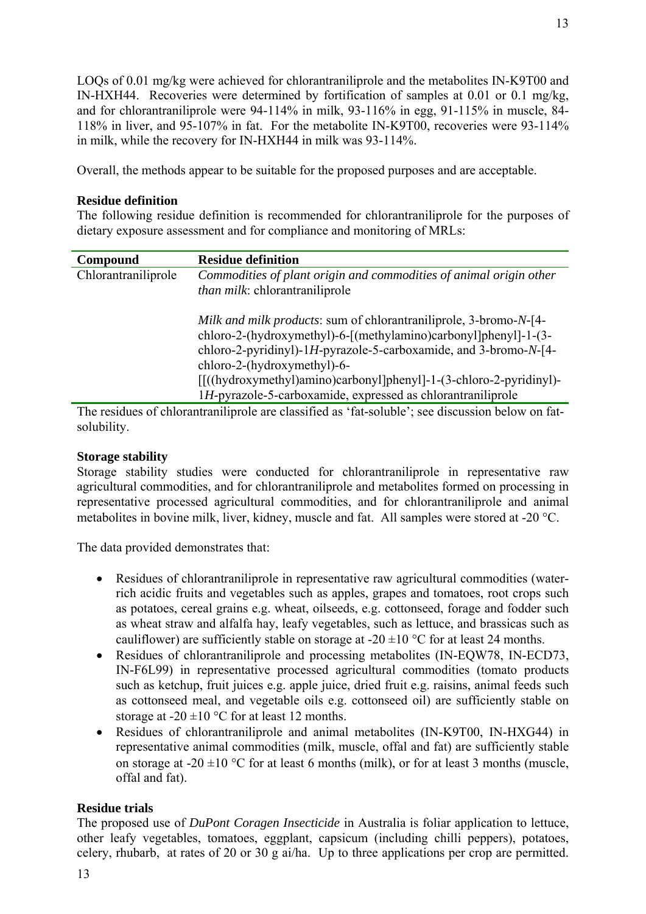LOQs of 0.01 mg/kg were achieved for chlorantraniliprole and the metabolites IN-K9T00 and IN-HXH44. Recoveries were determined by fortification of samples at 0.01 or 0.1 mg/kg, and for chlorantraniliprole were 94-114% in milk, 93-116% in egg, 91-115% in muscle, 84-118% in liver, and 95-107% in fat. For the metabolite IN-K9T00, recoveries were 93-114% in milk, while the recovery for IN-HXH44 in milk was 93-114%.

Overall, the methods appear to be suitable for the proposed purposes and are acceptable.

**Residue definition**

The following residue definition is recommended for chlorantraniliprole for the purposes of dietary exposure assessment and for compliance and monitoring of MRLs:

| Compound | Residue definition |
|---|---|
| Chlorantraniliprole | *Commodities of plant origin and commodities of animal origin other than milk*: chlorantraniliprole<br><br>*Milk and milk products*: sum of chlorantraniliprole, 3-bromo-*N*-[4-chloro-2-(hydroxymethyl)-6-[(methylamino)carbonyl]phenyl]-1-(3-chloro-2-pyridinyl)-1*H*-pyrazole-5-carboxamide, and 3-bromo-*N*-[4-chloro-2-(hydroxymethyl)-6-[[((hydroxymethyl)amino)carbonyl]phenyl]-1-(3-chloro-2-pyridinyl)-1*H*-pyrazole-5-carboxamide, expressed as chlorantraniliprole |

The residues of chlorantraniliprole are classified as 'fat-soluble'; see discussion below on fat-solubility.

**Storage stability**

Storage stability studies were conducted for chlorantraniliprole in representative raw agricultural commodities, and for chlorantraniliprole and metabolites formed on processing in representative processed agricultural commodities, and for chlorantraniliprole and animal metabolites in bovine milk, liver, kidney, muscle and fat. All samples were stored at -20 °C.

The data provided demonstrates that:

- Residues of chlorantraniliprole in representative raw agricultural commodities (water-rich acidic fruits and vegetables such as apples, grapes and tomatoes, root crops such as potatoes, cereal grains e.g. wheat, oilseeds, e.g. cottonseed, forage and fodder such as wheat straw and alfalfa hay, leafy vegetables, such as lettuce, and brassicas such as cauliflower) are sufficiently stable on storage at -20 ±10 °C for at least 24 months.
- Residues of chlorantraniliprole and processing metabolites (IN-EQW78, IN-ECD73, IN-F6L99) in representative processed agricultural commodities (tomato products such as ketchup, fruit juices e.g. apple juice, dried fruit e.g. raisins, animal feeds such as cottonseed meal, and vegetable oils e.g. cottonseed oil) are sufficiently stable on storage at -20 ±10 °C for at least 12 months.
- Residues of chlorantraniliprole and animal metabolites (IN-K9T00, IN-HXG44) in representative animal commodities (milk, muscle, offal and fat) are sufficiently stable on storage at -20 ±10 °C for at least 6 months (milk), or for at least 3 months (muscle, offal and fat).

**Residue trials**

The proposed use of *DuPont Coragen Insecticide* in Australia is foliar application to lettuce, other leafy vegetables, tomatoes, eggplant, capsicum (including chilli peppers), potatoes, celery, rhubarb, at rates of 20 or 30 g ai/ha. Up to three applications per crop are permitted.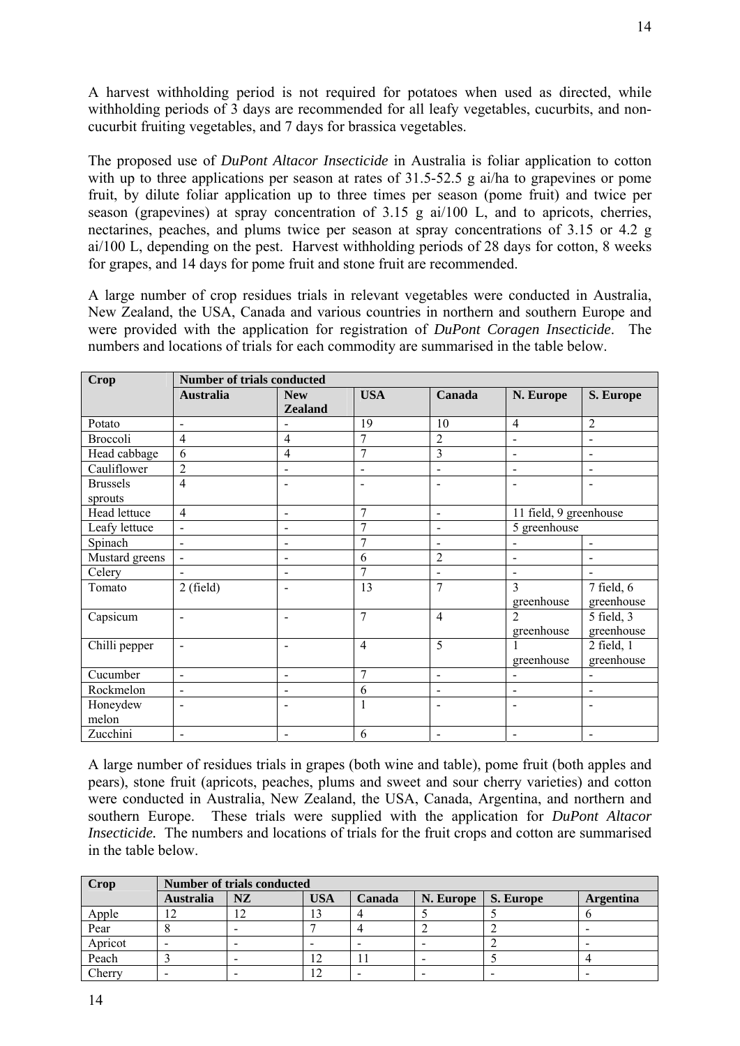A harvest withholding period is not required for potatoes when used as directed, while withholding periods of 3 days are recommended for all leafy vegetables, cucurbits, and non-cucurbit fruiting vegetables, and 7 days for brassica vegetables.

The proposed use of *DuPont Altacor Insecticide* in Australia is foliar application to cotton with up to three applications per season at rates of 31.5-52.5 g ai/ha to grapevines or pome fruit, by dilute foliar application up to three times per season (pome fruit) and twice per season (grapevines) at spray concentration of 3.15 g ai/100 L, and to apricots, cherries, nectarines, peaches, and plums twice per season at spray concentrations of 3.15 or 4.2 g ai/100 L, depending on the pest. Harvest withholding periods of 28 days for cotton, 8 weeks for grapes, and 14 days for pome fruit and stone fruit are recommended.

A large number of crop residues trials in relevant vegetables were conducted in Australia, New Zealand, the USA, Canada and various countries in northern and southern Europe and were provided with the application for registration of *DuPont Coragen Insecticide*. The numbers and locations of trials for each commodity are summarised in the table below.

| Crop | Number of trials conducted | | | | | |
|---|---|---|---|---|---|---|
| | **Australia** | **New Zealand** | **USA** | **Canada** | **N. Europe** | **S. Europe** |
| Potato | - | - | 19 | 10 | 4 | 2 |
| Broccoli | 4 | 4 | 7 | 2 | - | - |
| Head cabbage | 6 | 4 | 7 | 3 | - | - |
| Cauliflower | 2 | - | - | - | - | - |
| Brussels sprouts | 4 | - | - | - | - | - |
| Head lettuce | 4 | - | 7 | - | 11 field, 9 greenhouse | |
| Leafy lettuce | - | - | 7 | - | 5 greenhouse | |
| Spinach | - | - | 7 | - | - | - |
| Mustard greens | - | - | 6 | 2 | - | - |
| Celery | - | - | 7 | - | - | - |
| Tomato | 2 (field) | - | 13 | 7 | 3 greenhouse | 7 field, 6 greenhouse |
| Capsicum | - | - | 7 | 4 | 2 greenhouse | 5 field, 3 greenhouse |
| Chilli pepper | - | - | 4 | 5 | 1 greenhouse | 2 field, 1 greenhouse |
| Cucumber | - | - | 7 | - | - | - |
| Rockmelon | - | - | 6 | - | - | - |
| Honeydew melon | - | - | 1 | - | - | - |
| Zucchini | - | - | 6 | - | - | - |

A large number of residues trials in grapes (both wine and table), pome fruit (both apples and pears), stone fruit (apricots, peaches, plums and sweet and sour cherry varieties) and cotton were conducted in Australia, New Zealand, the USA, Canada, Argentina, and northern and southern Europe. These trials were supplied with the application for *DuPont Altacor Insecticide.* The numbers and locations of trials for the fruit crops and cotton are summarised in the table below.

| Crop | Number of trials conducted | | | | | | |
|---|---|---|---|---|---|---|---|
| | **Australia** | **NZ** | **USA** | **Canada** | **N. Europe** | **S. Europe** | **Argentina** |
| Apple | 12 | 12 | 13 | 4 | 5 | 5 | 6 |
| Pear | 8 | - | 7 | 4 | 2 | 2 | - |
| Apricot | - | - | - | - | - | 2 | - |
| Peach | 3 | - | 12 | 11 | - | 5 | 4 |
| Cherry | - | - | 12 | - | - | - | - |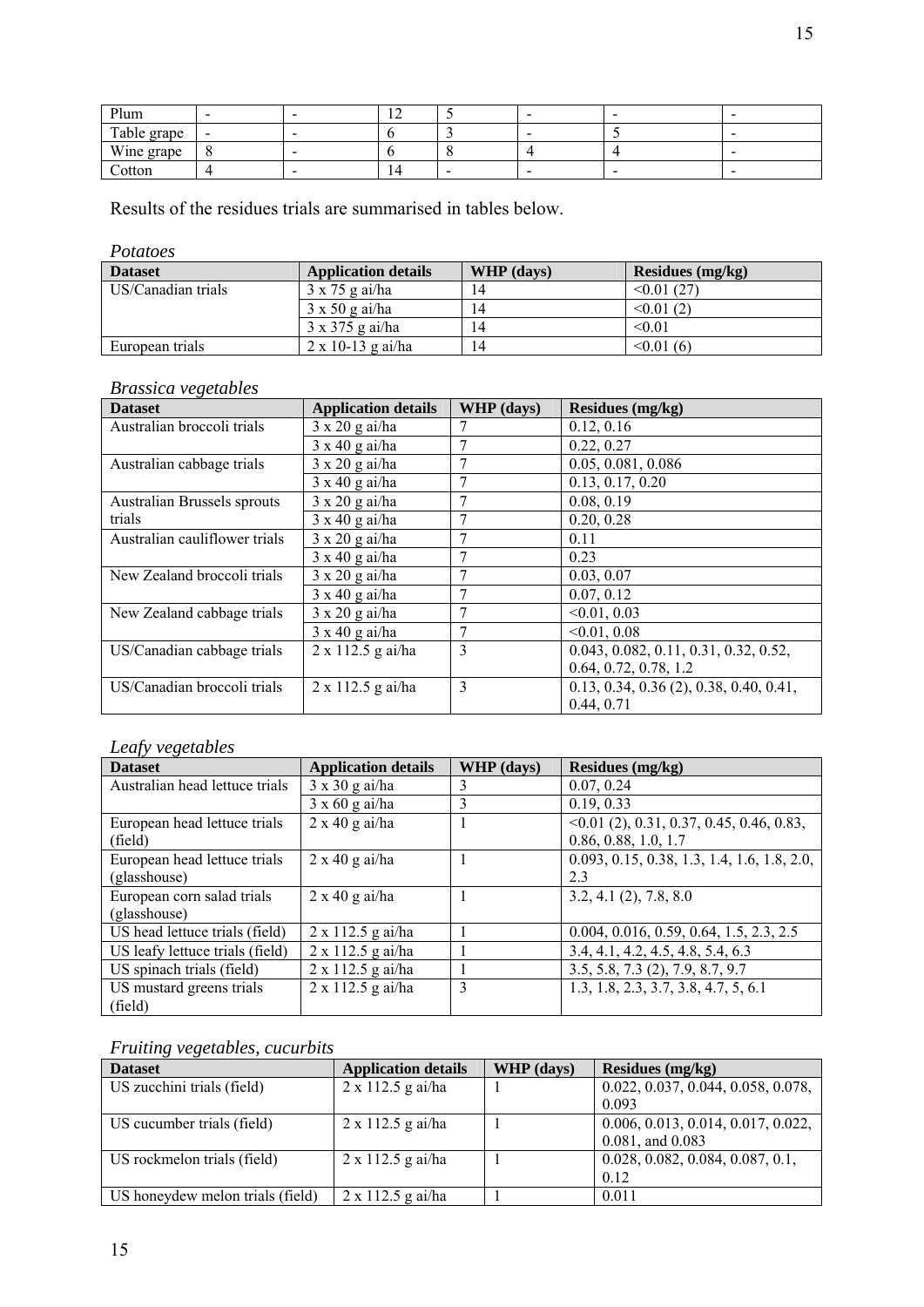| Plum | - | - | 12 | 5 | - | - | - |
|---|---|---|---|---|---|---|---|
| Table grape | - | - | 6 | 3 | - | 5 | - |
| Wine grape | 8 | - | 6 | 8 | 4 | 4 | - |
| Cotton | 4 | - | 14 | - | - | - | - |

Results of the residues trials are summarised in tables below.

*Potatoes*

| Dataset | Application details | WHP (days) | Residues (mg/kg) |
|---|---|---|---|
| US/Canadian trials | 3 x 75 g ai/ha | 14 | <0.01 (27) |
| | 3 x 50 g ai/ha | 14 | <0.01 (2) |
| | 3 x 375 g ai/ha | 14 | <0.01 |
| European trials | 2 x 10-13 g ai/ha | 14 | <0.01 (6) |

*Brassica vegetables*

| Dataset | Application details | WHP (days) | Residues (mg/kg) |
|---|---|---|---|
| Australian broccoli trials | 3 x 20 g ai/ha | 7 | 0.12, 0.16 |
| | 3 x 40 g ai/ha | 7 | 0.22, 0.27 |
| Australian cabbage trials | 3 x 20 g ai/ha | 7 | 0.05, 0.081, 0.086 |
| | 3 x 40 g ai/ha | 7 | 0.13, 0.17, 0.20 |
| Australian Brussels sprouts trials | 3 x 20 g ai/ha | 7 | 0.08, 0.19 |
| | 3 x 40 g ai/ha | 7 | 0.20, 0.28 |
| Australian cauliflower trials | 3 x 20 g ai/ha | 7 | 0.11 |
| | 3 x 40 g ai/ha | 7 | 0.23 |
| New Zealand broccoli trials | 3 x 20 g ai/ha | 7 | 0.03, 0.07 |
| | 3 x 40 g ai/ha | 7 | 0.07, 0.12 |
| New Zealand cabbage trials | 3 x 20 g ai/ha | 7 | <0.01, 0.03 |
| | 3 x 40 g ai/ha | 7 | <0.01, 0.08 |
| US/Canadian cabbage trials | 2 x 112.5 g ai/ha | 3 | 0.043, 0.082, 0.11, 0.31, 0.32, 0.52, 0.64, 0.72, 0.78, 1.2 |
| US/Canadian broccoli trials | 2 x 112.5 g ai/ha | 3 | 0.13, 0.34, 0.36 (2), 0.38, 0.40, 0.41, 0.44, 0.71 |

*Leafy vegetables*

| Dataset | Application details | WHP (days) | Residues (mg/kg) |
|---|---|---|---|
| Australian head lettuce trials | 3 x 30 g ai/ha | 3 | 0.07, 0.24 |
| | 3 x 60 g ai/ha | 3 | 0.19, 0.33 |
| European head lettuce trials (field) | 2 x 40 g ai/ha | 1 | <0.01 (2), 0.31, 0.37, 0.45, 0.46, 0.83, 0.86, 0.88, 1.0, 1.7 |
| European head lettuce trials (glasshouse) | 2 x 40 g ai/ha | 1 | 0.093, 0.15, 0.38, 1.3, 1.4, 1.6, 1.8, 2.0, 2.3 |
| European corn salad trials (glasshouse) | 2 x 40 g ai/ha | 1 | 3.2, 4.1 (2), 7.8, 8.0 |
| US head lettuce trials (field) | 2 x 112.5 g ai/ha | 1 | 0.004, 0.016, 0.59, 0.64, 1.5, 2.3, 2.5 |
| US leafy lettuce trials (field) | 2 x 112.5 g ai/ha | 1 | 3.4, 4.1, 4.2, 4.5, 4.8, 5.4, 6.3 |
| US spinach trials (field) | 2 x 112.5 g ai/ha | 1 | 3.5, 5.8, 7.3 (2), 7.9, 8.7, 9.7 |
| US mustard greens trials (field) | 2 x 112.5 g ai/ha | 3 | 1.3, 1.8, 2.3, 3.7, 3.8, 4.7, 5, 6.1 |

*Fruiting vegetables, cucurbits*

| Dataset | Application details | WHP (days) | Residues (mg/kg) |
|---|---|---|---|
| US zucchini trials (field) | 2 x 112.5 g ai/ha | 1 | 0.022, 0.037, 0.044, 0.058, 0.078, 0.093 |
| US cucumber trials (field) | 2 x 112.5 g ai/ha | 1 | 0.006, 0.013, 0.014, 0.017, 0.022, 0.081, and 0.083 |
| US rockmelon trials (field) | 2 x 112.5 g ai/ha | 1 | 0.028, 0.082, 0.084, 0.087, 0.1, 0.12 |
| US honeydew melon trials (field) | 2 x 112.5 g ai/ha | 1 | 0.011 |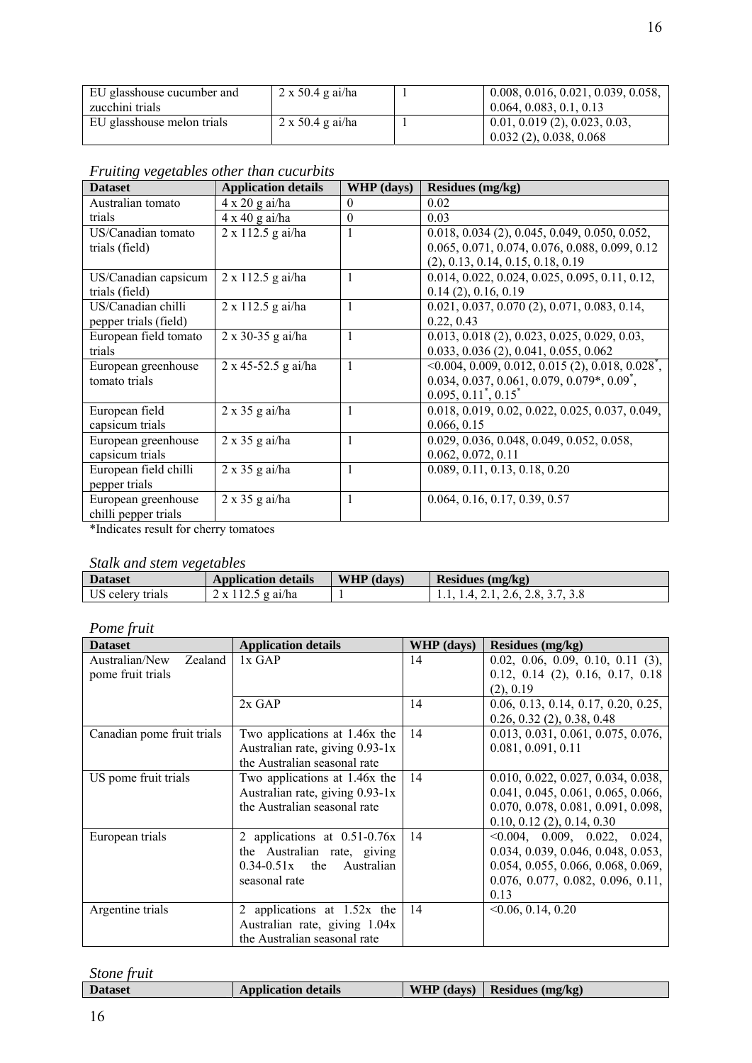| | | | |
|---|---|---|---|
| EU glasshouse cucumber and zucchini trials | 2 x 50.4 g ai/ha | 1 | 0.008, 0.016, 0.021, 0.039, 0.058, 0.064, 0.083, 0.1, 0.13 |
| EU glasshouse melon trials | 2 x 50.4 g ai/ha | 1 | 0.01, 0.019 (2), 0.023, 0.03, 0.032 (2), 0.038, 0.068 |

*Fruiting vegetables other than cucurbits*

| Dataset | Application details | WHP (days) | Residues (mg/kg) |
|---|---|---|---|
| Australian tomato trials | 4 x 20 g ai/ha | 0 | 0.02 |
| | 4 x 40 g ai/ha | 0 | 0.03 |
| US/Canadian tomato trials (field) | 2 x 112.5 g ai/ha | 1 | 0.018, 0.034 (2), 0.045, 0.049, 0.050, 0.052, 0.065, 0.071, 0.074, 0.076, 0.088, 0.099, 0.12 (2), 0.13, 0.14, 0.15, 0.18, 0.19 |
| US/Canadian capsicum trials (field) | 2 x 112.5 g ai/ha | 1 | 0.014, 0.022, 0.024, 0.025, 0.095, 0.11, 0.12, 0.14 (2), 0.16, 0.19 |
| US/Canadian chilli pepper trials (field) | 2 x 112.5 g ai/ha | 1 | 0.021, 0.037, 0.070 (2), 0.071, 0.083, 0.14, 0.22, 0.43 |
| European field tomato trials | 2 x 30-35 g ai/ha | 1 | 0.013, 0.018 (2), 0.023, 0.025, 0.029, 0.03, 0.033, 0.036 (2), 0.041, 0.055, 0.062 |
| European greenhouse tomato trials | 2 x 45-52.5 g ai/ha | 1 | <0.004, 0.009, 0.012, 0.015 (2), 0.018, 0.028*, 0.034, 0.037, 0.061, 0.079, 0.079*, 0.09*, 0.095, 0.11*, 0.15* |
| European field capsicum trials | 2 x 35 g ai/ha | 1 | 0.018, 0.019, 0.02, 0.022, 0.025, 0.037, 0.049, 0.066, 0.15 |
| European greenhouse capsicum trials | 2 x 35 g ai/ha | 1 | 0.029, 0.036, 0.048, 0.049, 0.052, 0.058, 0.062, 0.072, 0.11 |
| European field chilli pepper trials | 2 x 35 g ai/ha | 1 | 0.089, 0.11, 0.13, 0.18, 0.20 |
| European greenhouse chilli pepper trials | 2 x 35 g ai/ha | 1 | 0.064, 0.16, 0.17, 0.39, 0.57 |

*Indicates result for cherry tomatoes

*Stalk and stem vegetables*

| Dataset | Application details | WHP (days) | Residues (mg/kg) |
|---|---|---|---|
| US celery trials | 2 x 112.5 g ai/ha | 1 | 1.1, 1.4, 2.1, 2.6, 2.8, 3.7, 3.8 |

*Pome fruit*

| Dataset | Application details | WHP (days) | Residues (mg/kg) |
|---|---|---|---|
| Australian/New Zealand pome fruit trials | 1x GAP | 14 | 0.02, 0.06, 0.09, 0.10, 0.11 (3), 0.12, 0.14 (2), 0.16, 0.17, 0.18 (2), 0.19 |
| | 2x GAP | 14 | 0.06, 0.13, 0.14, 0.17, 0.20, 0.25, 0.26, 0.32 (2), 0.38, 0.48 |
| Canadian pome fruit trials | Two applications at 1.46x the Australian rate, giving 0.93-1x the Australian seasonal rate | 14 | 0.013, 0.031, 0.061, 0.075, 0.076, 0.081, 0.091, 0.11 |
| US pome fruit trials | Two applications at 1.46x the Australian rate, giving 0.93-1x the Australian seasonal rate | 14 | 0.010, 0.022, 0.027, 0.034, 0.038, 0.041, 0.045, 0.061, 0.065, 0.066, 0.070, 0.078, 0.081, 0.091, 0.098, 0.10, 0.12 (2), 0.14, 0.30 |
| European trials | 2 applications at 0.51-0.76x the Australian rate, giving 0.34-0.51x the Australian seasonal rate | 14 | <0.004, 0.009, 0.022, 0.024, 0.034, 0.039, 0.046, 0.048, 0.053, 0.054, 0.055, 0.066, 0.068, 0.069, 0.076, 0.077, 0.082, 0.096, 0.11, 0.13 |
| Argentine trials | 2 applications at 1.52x the Australian rate, giving 1.04x the Australian seasonal rate | 14 | <0.06, 0.14, 0.20 |

*Stone fruit*

| Dataset | Application details | WHP (days) | Residues (mg/kg) |
|---|---|---|---|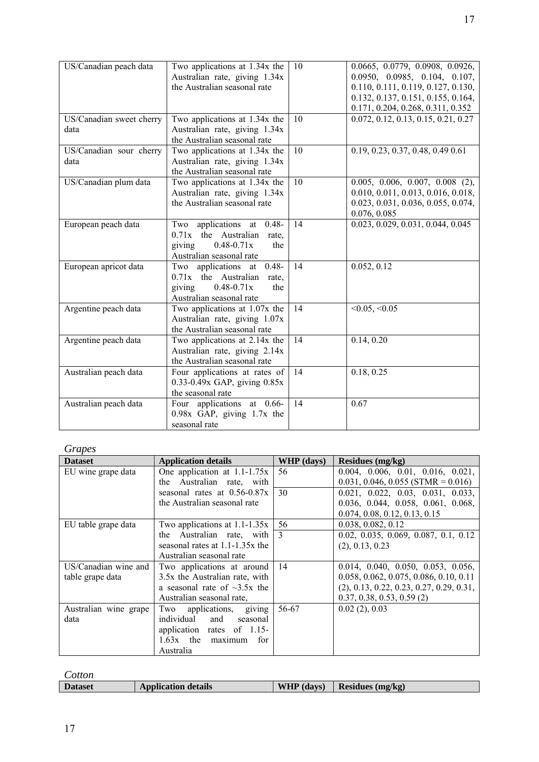| | | | |
|---|---|---|---|
| US/Canadian peach data | Two applications at 1.34x the Australian rate, giving 1.34x the Australian seasonal rate | 10 | 0.0665, 0.0779, 0.0908, 0.0926, 0.0950, 0.0985, 0.104, 0.107, 0.110, 0.111, 0.119, 0.127, 0.130, 0.132, 0.137, 0.151, 0.155, 0.164, 0.171, 0.204, 0.268, 0.311, 0.352 |
| US/Canadian sweet cherry data | Two applications at 1.34x the Australian rate, giving 1.34x the Australian seasonal rate | 10 | 0.072, 0.12, 0.13, 0.15, 0.21, 0.27 |
| US/Canadian sour cherry data | Two applications at 1.34x the Australian rate, giving 1.34x the Australian seasonal rate | 10 | 0.19, 0.23, 0.37, 0.48, 0.49 0.61 |
| US/Canadian plum data | Two applications at 1.34x the Australian rate, giving 1.34x the Australian seasonal rate | 10 | 0.005, 0.006, 0.007, 0.008 (2), 0.010, 0.011, 0.013, 0.016, 0.018, 0.023, 0.031, 0.036, 0.055, 0.074, 0.076, 0.085 |
| European peach data | Two applications at 0.48-0.71x the Australian rate, giving 0.48-0.71x the Australian seasonal rate | 14 | 0.023, 0.029, 0.031, 0.044, 0.045 |
| European apricot data | Two applications at 0.48-0.71x the Australian rate, giving 0.48-0.71x the Australian seasonal rate | 14 | 0.052, 0.12 |
| Argentine peach data | Two applications at 1.07x the Australian rate, giving 1.07x the Australian seasonal rate | 14 | <0.05, <0.05 |
| Argentine peach data | Two applications at 2.14x the Australian rate, giving 2.14x the Australian seasonal rate | 14 | 0.14, 0.20 |
| Australian peach data | Four applications at rates of 0.33-0.49x GAP, giving 0.85x the seasonal rate | 14 | 0.18, 0.25 |
| Australian peach data | Four applications at 0.66-0.98x GAP, giving 1.7x the seasonal rate | 14 | 0.67 |

*Grapes*

| Dataset | Application details | WHP (days) | Residues (mg/kg) |
|---|---|---|---|
| EU wine grape data | One application at 1.1-1.75x the Australian rate, with seasonal rates at 0.56-0.87x the Australian seasonal rate | 56 | 0.004, 0.006, 0.01, 0.016, 0.021, 0.031, 0.046, 0.055 (STMR = 0.016) |
| | | 30 | 0.021, 0.022, 0.03, 0.031, 0.033, 0.036, 0.044, 0.058, 0.061, 0.068, 0.074, 0.08, 0.12, 0.13, 0.15 |
| EU table grape data | Two applications at 1.1-1.35x the Australian rate, with seasonal rates at 1.1-1.35x the Australian seasonal rate | 56 | 0.038, 0.082, 0.12 |
| | | 3 | 0.02, 0.035, 0.069, 0.087, 0.1, 0.12 (2), 0.13, 0.23 |
| US/Canadian wine and table grape data | Two applications at around 3.5x the Australian rate, with a seasonal rate of ~3.5x the Australian seasonal rate, | 14 | 0.014, 0.040, 0.050, 0.053, 0.056, 0.058, 0.062, 0.075, 0.086, 0.10, 0.11 (2), 0.13, 0.22, 0.23, 0.27, 0.29, 0.31, 0.37, 0.38, 0.53, 0.59 (2) |
| Australian wine grape data | Two applications, giving individual and seasonal application rates of 1.15-1.63x the maximum for Australia | 56-67 | 0.02 (2), 0.03 |

*Cotton*

| Dataset | Application details | WHP (days) | Residues (mg/kg) |
|---|---|---|---|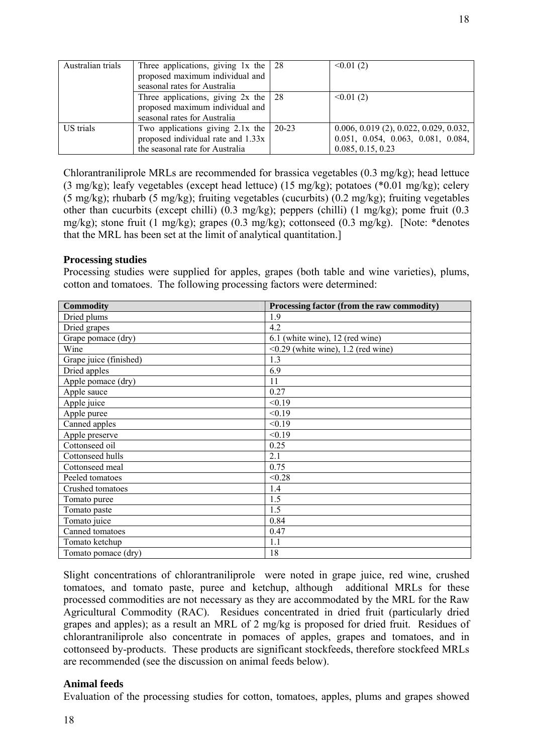| Australian trials | Three applications, giving 1x the proposed maximum individual and seasonal rates for Australia | 28 | <0.01 (2) |
|---|---|---|---|
| | Three applications, giving 2x the proposed maximum individual and seasonal rates for Australia | 28 | <0.01 (2) |
| US trials | Two applications giving 2.1x the proposed individual rate and 1.33x the seasonal rate for Australia | 20-23 | 0.006, 0.019 (2), 0.022, 0.029, 0.032, 0.051, 0.054, 0.063, 0.081, 0.084, 0.085, 0.15, 0.23 |

Chlorantraniliprole MRLs are recommended for brassica vegetables (0.3 mg/kg); head lettuce (3 mg/kg); leafy vegetables (except head lettuce) (15 mg/kg); potatoes (*0.01 mg/kg); celery (5 mg/kg); rhubarb (5 mg/kg); fruiting vegetables (cucurbits) (0.2 mg/kg); fruiting vegetables other than cucurbits (except chilli) (0.3 mg/kg); peppers (chilli) (1 mg/kg); pome fruit (0.3 mg/kg); stone fruit (1 mg/kg); grapes (0.3 mg/kg); cottonseed (0.3 mg/kg). [Note: *denotes that the MRL has been set at the limit of analytical quantitation.]

**Processing studies**

Processing studies were supplied for apples, grapes (both table and wine varieties), plums, cotton and tomatoes. The following processing factors were determined:

| Commodity | Processing factor (from the raw commodity) |
|---|---|
| Dried plums | 1.9 |
| Dried grapes | 4.2 |
| Grape pomace (dry) | 6.1 (white wine), 12 (red wine) |
| Wine | <0.29 (white wine), 1.2 (red wine) |
| Grape juice (finished) | 1.3 |
| Dried apples | 6.9 |
| Apple pomace (dry) | 11 |
| Apple sauce | 0.27 |
| Apple juice | <0.19 |
| Apple puree | <0.19 |
| Canned apples | <0.19 |
| Apple preserve | <0.19 |
| Cottonseed oil | 0.25 |
| Cottonseed hulls | 2.1 |
| Cottonseed meal | 0.75 |
| Peeled tomatoes | <0.28 |
| Crushed tomatoes | 1.4 |
| Tomato puree | 1.5 |
| Tomato paste | 1.5 |
| Tomato juice | 0.84 |
| Canned tomatoes | 0.47 |
| Tomato ketchup | 1.1 |
| Tomato pomace (dry) | 18 |

Slight concentrations of chlorantraniliprole were noted in grape juice, red wine, crushed tomatoes, and tomato paste, puree and ketchup, although additional MRLs for these processed commodities are not necessary as they are accommodated by the MRL for the Raw Agricultural Commodity (RAC). Residues concentrated in dried fruit (particularly dried grapes and apples); as a result an MRL of 2 mg/kg is proposed for dried fruit. Residues of chlorantraniliprole also concentrate in pomaces of apples, grapes and tomatoes, and in cottonseed by-products. These products are significant stockfeeds, therefore stockfeed MRLs are recommended (see the discussion on animal feeds below).

**Animal feeds**

Evaluation of the processing studies for cotton, tomatoes, apples, plums and grapes showed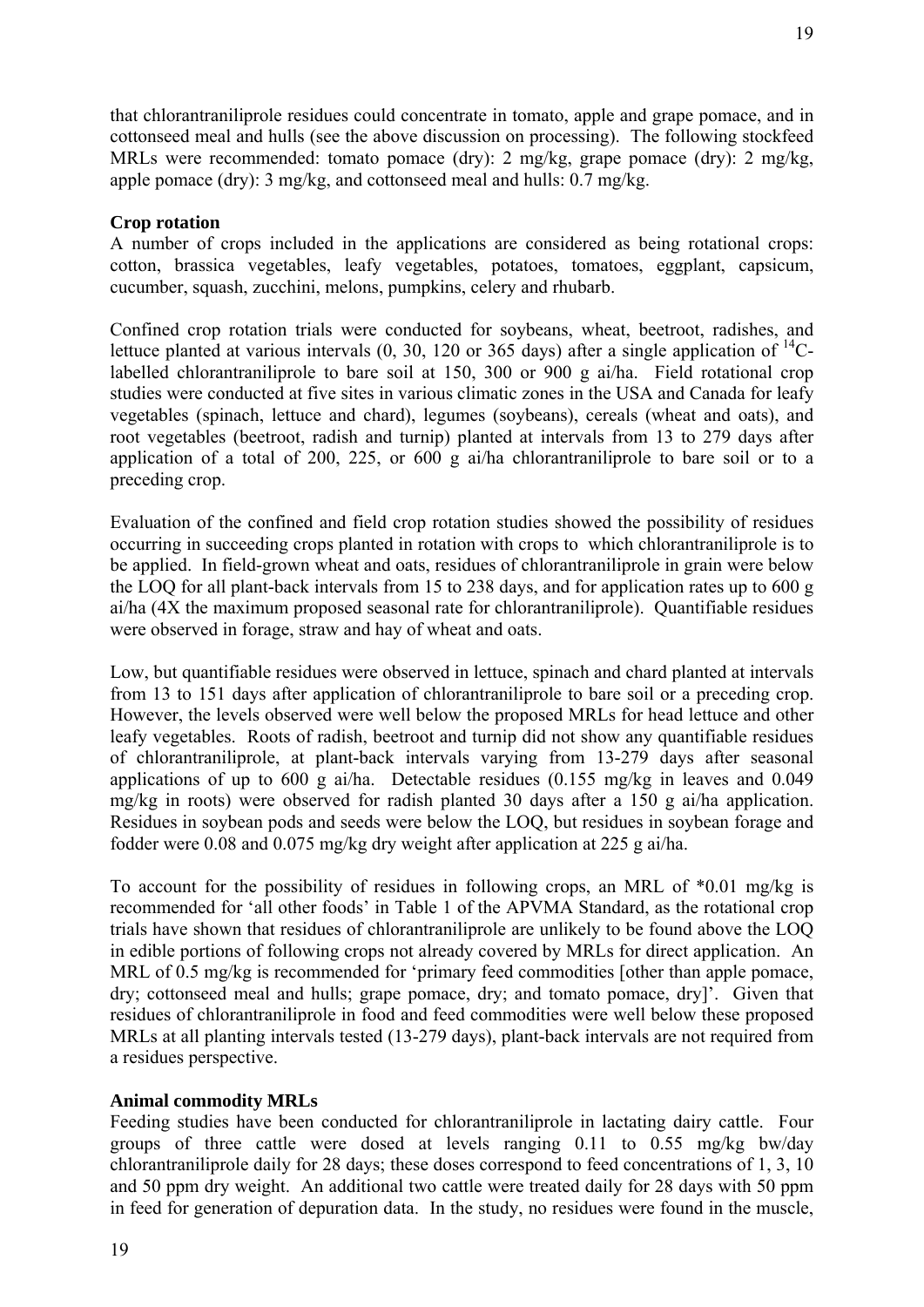that chlorantraniliprole residues could concentrate in tomato, apple and grape pomace, and in cottonseed meal and hulls (see the above discussion on processing). The following stockfeed MRLs were recommended: tomato pomace (dry): 2 mg/kg, grape pomace (dry): 2 mg/kg, apple pomace (dry): 3 mg/kg, and cottonseed meal and hulls: 0.7 mg/kg.

**Crop rotation**

A number of crops included in the applications are considered as being rotational crops: cotton, brassica vegetables, leafy vegetables, potatoes, tomatoes, eggplant, capsicum, cucumber, squash, zucchini, melons, pumpkins, celery and rhubarb.

Confined crop rotation trials were conducted for soybeans, wheat, beetroot, radishes, and lettuce planted at various intervals (0, 30, 120 or 365 days) after a single application of $^{14}$C-labelled chlorantraniliprole to bare soil at 150, 300 or 900 g ai/ha. Field rotational crop studies were conducted at five sites in various climatic zones in the USA and Canada for leafy vegetables (spinach, lettuce and chard), legumes (soybeans), cereals (wheat and oats), and root vegetables (beetroot, radish and turnip) planted at intervals from 13 to 279 days after application of a total of 200, 225, or 600 g ai/ha chlorantraniliprole to bare soil or to a preceding crop.

Evaluation of the confined and field crop rotation studies showed the possibility of residues occurring in succeeding crops planted in rotation with crops to which chlorantraniliprole is to be applied. In field-grown wheat and oats, residues of chlorantraniliprole in grain were below the LOQ for all plant-back intervals from 15 to 238 days, and for application rates up to 600 g ai/ha (4X the maximum proposed seasonal rate for chlorantraniliprole). Quantifiable residues were observed in forage, straw and hay of wheat and oats.

Low, but quantifiable residues were observed in lettuce, spinach and chard planted at intervals from 13 to 151 days after application of chlorantraniliprole to bare soil or a preceding crop. However, the levels observed were well below the proposed MRLs for head lettuce and other leafy vegetables. Roots of radish, beetroot and turnip did not show any quantifiable residues of chlorantraniliprole, at plant-back intervals varying from 13-279 days after seasonal applications of up to 600 g ai/ha. Detectable residues (0.155 mg/kg in leaves and 0.049 mg/kg in roots) were observed for radish planted 30 days after a 150 g ai/ha application. Residues in soybean pods and seeds were below the LOQ, but residues in soybean forage and fodder were 0.08 and 0.075 mg/kg dry weight after application at 225 g ai/ha.

To account for the possibility of residues in following crops, an MRL of *0.01 mg/kg is recommended for 'all other foods' in Table 1 of the APVMA Standard, as the rotational crop trials have shown that residues of chlorantraniliprole are unlikely to be found above the LOQ in edible portions of following crops not already covered by MRLs for direct application. An MRL of 0.5 mg/kg is recommended for 'primary feed commodities [other than apple pomace, dry; cottonseed meal and hulls; grape pomace, dry; and tomato pomace, dry]'. Given that residues of chlorantraniliprole in food and feed commodities were well below these proposed MRLs at all planting intervals tested (13-279 days), plant-back intervals are not required from a residues perspective.

**Animal commodity MRLs**

Feeding studies have been conducted for chlorantraniliprole in lactating dairy cattle. Four groups of three cattle were dosed at levels ranging 0.11 to 0.55 mg/kg bw/day chlorantraniliprole daily for 28 days; these doses correspond to feed concentrations of 1, 3, 10 and 50 ppm dry weight. An additional two cattle were treated daily for 28 days with 50 ppm in feed for generation of depuration data. In the study, no residues were found in the muscle,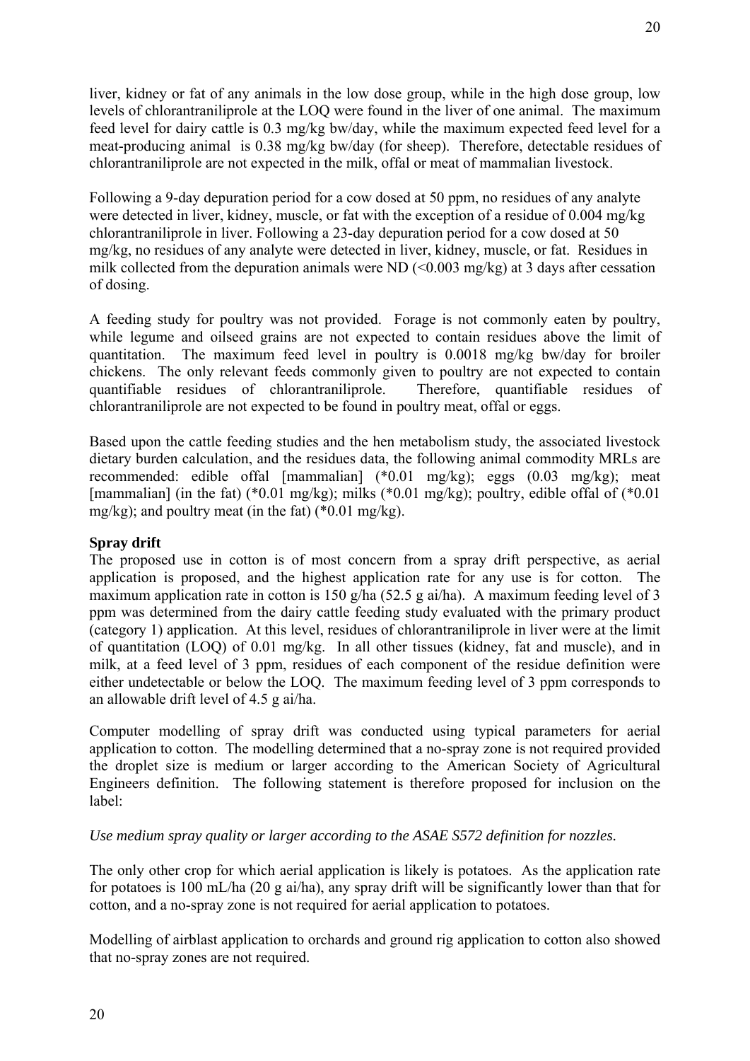liver, kidney or fat of any animals in the low dose group, while in the high dose group, low levels of chlorantraniliprole at the LOQ were found in the liver of one animal. The maximum feed level for dairy cattle is 0.3 mg/kg bw/day, while the maximum expected feed level for a meat-producing animal is 0.38 mg/kg bw/day (for sheep). Therefore, detectable residues of chlorantraniliprole are not expected in the milk, offal or meat of mammalian livestock.

Following a 9-day depuration period for a cow dosed at 50 ppm, no residues of any analyte were detected in liver, kidney, muscle, or fat with the exception of a residue of 0.004 mg/kg chlorantraniliprole in liver. Following a 23-day depuration period for a cow dosed at 50 mg/kg, no residues of any analyte were detected in liver, kidney, muscle, or fat. Residues in milk collected from the depuration animals were ND (<0.003 mg/kg) at 3 days after cessation of dosing.

A feeding study for poultry was not provided. Forage is not commonly eaten by poultry, while legume and oilseed grains are not expected to contain residues above the limit of quantitation. The maximum feed level in poultry is 0.0018 mg/kg bw/day for broiler chickens. The only relevant feeds commonly given to poultry are not expected to contain quantifiable residues of chlorantraniliprole. Therefore, quantifiable residues of chlorantraniliprole are not expected to be found in poultry meat, offal or eggs.

Based upon the cattle feeding studies and the hen metabolism study, the associated livestock dietary burden calculation, and the residues data, the following animal commodity MRLs are recommended: edible offal [mammalian] (*0.01 mg/kg); eggs (0.03 mg/kg); meat [mammalian] (in the fat) (*0.01 mg/kg); milks (*0.01 mg/kg); poultry, edible offal of (*0.01 mg/kg); and poultry meat (in the fat) (*0.01 mg/kg).

**Spray drift**

The proposed use in cotton is of most concern from a spray drift perspective, as aerial application is proposed, and the highest application rate for any use is for cotton. The maximum application rate in cotton is 150 g/ha (52.5 g ai/ha). A maximum feeding level of 3 ppm was determined from the dairy cattle feeding study evaluated with the primary product (category 1) application. At this level, residues of chlorantraniliprole in liver were at the limit of quantitation (LOQ) of 0.01 mg/kg. In all other tissues (kidney, fat and muscle), and in milk, at a feed level of 3 ppm, residues of each component of the residue definition were either undetectable or below the LOQ. The maximum feeding level of 3 ppm corresponds to an allowable drift level of 4.5 g ai/ha.

Computer modelling of spray drift was conducted using typical parameters for aerial application to cotton. The modelling determined that a no-spray zone is not required provided the droplet size is medium or larger according to the American Society of Agricultural Engineers definition. The following statement is therefore proposed for inclusion on the label:

*Use medium spray quality or larger according to the ASAE S572 definition for nozzles.*

The only other crop for which aerial application is likely is potatoes. As the application rate for potatoes is 100 mL/ha (20 g ai/ha), any spray drift will be significantly lower than that for cotton, and a no-spray zone is not required for aerial application to potatoes.

Modelling of airblast application to orchards and ground rig application to cotton also showed that no-spray zones are not required.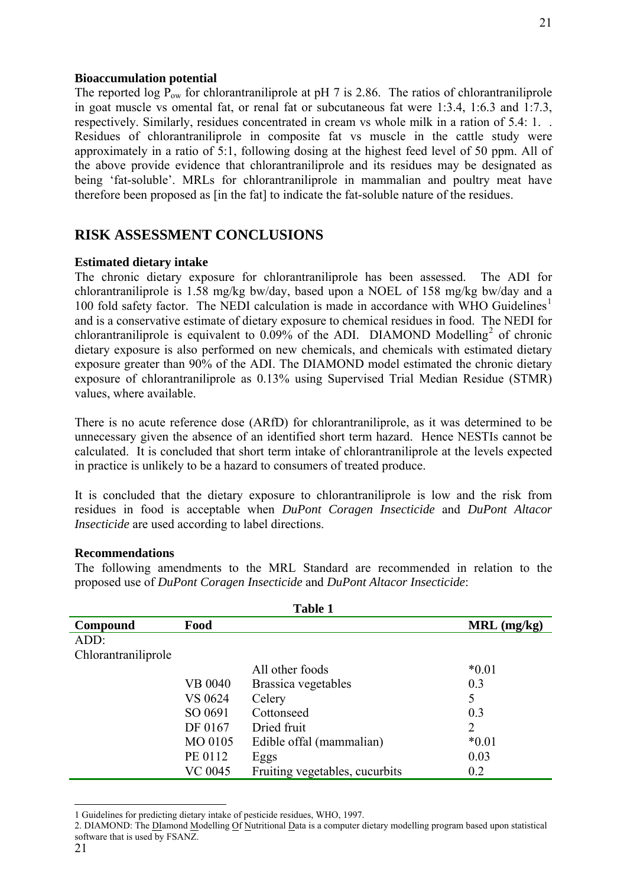### Bioaccumulation potential

The reported log $P_{ow}$ for chlorantraniliprole at pH 7 is 2.86. The ratios of chlorantraniliprole in goat muscle vs omental fat, or renal fat or subcutaneous fat were 1:3.4, 1:6.3 and 1:7.3, respectively. Similarly, residues concentrated in cream vs whole milk in a ration of 5.4: 1. . Residues of chlorantraniliprole in composite fat vs muscle in the cattle study were approximately in a ratio of 5:1, following dosing at the highest feed level of 50 ppm. All of the above provide evidence that chlorantraniliprole and its residues may be designated as being 'fat-soluble'. MRLs for chlorantraniliprole in mammalian and poultry meat have therefore been proposed as [in the fat] to indicate the fat-soluble nature of the residues.

## RISK ASSESSMENT CONCLUSIONS

### Estimated dietary intake

The chronic dietary exposure for chlorantraniliprole has been assessed. The ADI for chlorantraniliprole is 1.58 mg/kg bw/day, based upon a NOEL of 158 mg/kg bw/day and a 100 fold safety factor. The NEDI calculation is made in accordance with WHO Guidelines[1] and is a conservative estimate of dietary exposure to chemical residues in food. The NEDI for chlorantraniliprole is equivalent to 0.09% of the ADI. DIAMOND Modelling[2] of chronic dietary exposure is also performed on new chemicals, and chemicals with estimated dietary exposure greater than 90% of the ADI. The DIAMOND model estimated the chronic dietary exposure of chlorantraniliprole as 0.13% using Supervised Trial Median Residue (STMR) values, where available.

There is no acute reference dose (ARfD) for chlorantraniliprole, as it was determined to be unnecessary given the absence of an identified short term hazard. Hence NESTIs cannot be calculated. It is concluded that short term intake of chlorantraniliprole at the levels expected in practice is unlikely to be a hazard to consumers of treated produce.

It is concluded that the dietary exposure to chlorantraniliprole is low and the risk from residues in food is acceptable when *DuPont Coragen Insecticide* and *DuPont Altacor Insecticide* are used according to label directions.

### Recommendations

The following amendments to the MRL Standard are recommended in relation to the proposed use of *DuPont Coragen Insecticide* and *DuPont Altacor Insecticide*:

**Table 1**

| Compound | Food | | MRL (mg/kg) |
|---|---|---|---|
| ADD: Chlorantraniliprole | | | |
| | | All other foods | *0.01 |
| | VB 0040 | Brassica vegetables | 0.3 |
| | VS 0624 | Celery | 5 |
| | SO 0691 | Cottonseed | 0.3 |
| | DF 0167 | Dried fruit | 2 |
| | MO 0105 | Edible offal (mammalian) | *0.01 |
| | PE 0112 | Eggs | 0.03 |
| | VC 0045 | Fruiting vegetables, cucurbits | 0.2 |

1 Guidelines for predicting dietary intake of pesticide residues, WHO, 1997.

2. DIAMOND: The DIamond Modelling Of Nutritional Data is a computer dietary modelling program based upon statistical software that is used by FSANZ.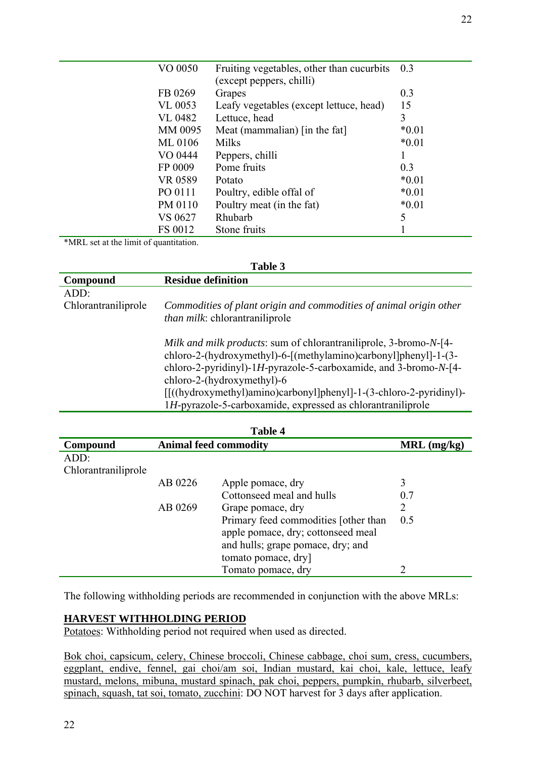| | | |
|---|---|---|
| VO 0050 | Fruiting vegetables, other than cucurbits (except peppers, chilli) | 0.3 |
| FB 0269 | Grapes | 0.3 |
| VL 0053 | Leafy vegetables (except lettuce, head) | 15 |
| VL 0482 | Lettuce, head | 3 |
| MM 0095 | Meat (mammalian) [in the fat] | *0.01 |
| ML 0106 | Milks | *0.01 |
| VO 0444 | Peppers, chilli | 1 |
| FP 0009 | Pome fruits | 0.3 |
| VR 0589 | Potato | *0.01 |
| PO 0111 | Poultry, edible offal of | *0.01 |
| PM 0110 | Poultry meat (in the fat) | *0.01 |
| VS 0627 | Rhubarb | 5 |
| FS 0012 | Stone fruits | 1 |

*MRL set at the limit of quantitation.

**Table 3**

| Compound | Residue definition |
|---|---|
| ADD: | |
| Chlorantraniliprole | *Commodities of plant origin and commodities of animal origin other than milk*: chlorantraniliprole<br><br>*Milk and milk products*: sum of chlorantraniliprole, 3-bromo-*N*-[4-chloro-2-(hydroxymethyl)-6-[(methylamino)carbonyl]phenyl]-1-(3-chloro-2-pyridinyl)-1*H*-pyrazole-5-carboxamide, and 3-bromo-*N*-[4-chloro-2-(hydroxymethyl)-6 [[((hydroxymethyl)amino)carbonyl]phenyl]-1-(3-chloro-2-pyridinyl)-1*H*-pyrazole-5-carboxamide, expressed as chlorantraniliprole |

**Table 4**

| Compound | Animal feed commodity | | MRL (mg/kg) |
|---|---|---|---|
| ADD: | | | |
| Chlorantraniliprole | | | |
| | AB 0226 | Apple pomace, dry | 3 |
| | | Cottonseed meal and hulls | 0.7 |
| | AB 0269 | Grape pomace, dry | 2 |
| | | Primary feed commodities [other than apple pomace, dry; cottonseed meal and hulls; grape pomace, dry; and tomato pomace, dry] | 0.5 |
| | | Tomato pomace, dry | 2 |

The following withholding periods are recommended in conjunction with the above MRLs:

**HARVEST WITHHOLDING PERIOD**

Potatoes: Withholding period not required when used as directed.

Bok choi, capsicum, celery, Chinese broccoli, Chinese cabbage, choi sum, cress, cucumbers, eggplant, endive, fennel, gai choi/am soi, Indian mustard, kai choi, kale, lettuce, leafy mustard, melons, mibuna, mustard spinach, pak choi, peppers, pumpkin, rhubarb, silverbeet, spinach, squash, tat soi, tomato, zucchini: DO NOT harvest for 3 days after application.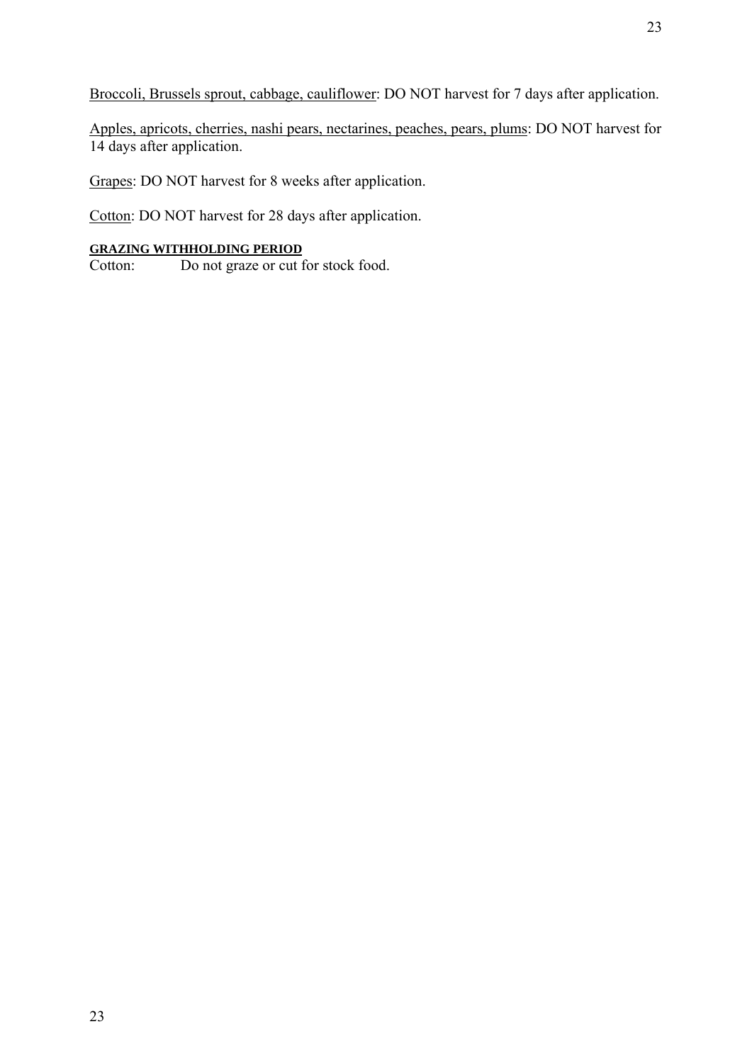Broccoli, Brussels sprout, cabbage, cauliflower: DO NOT harvest for 7 days after application.

Apples, apricots, cherries, nashi pears, nectarines, peaches, pears, plums: DO NOT harvest for 14 days after application.

Grapes: DO NOT harvest for 8 weeks after application.

Cotton: DO NOT harvest for 28 days after application.

**GRAZING WITHHOLDING PERIOD**

Cotton: Do not graze or cut for stock food.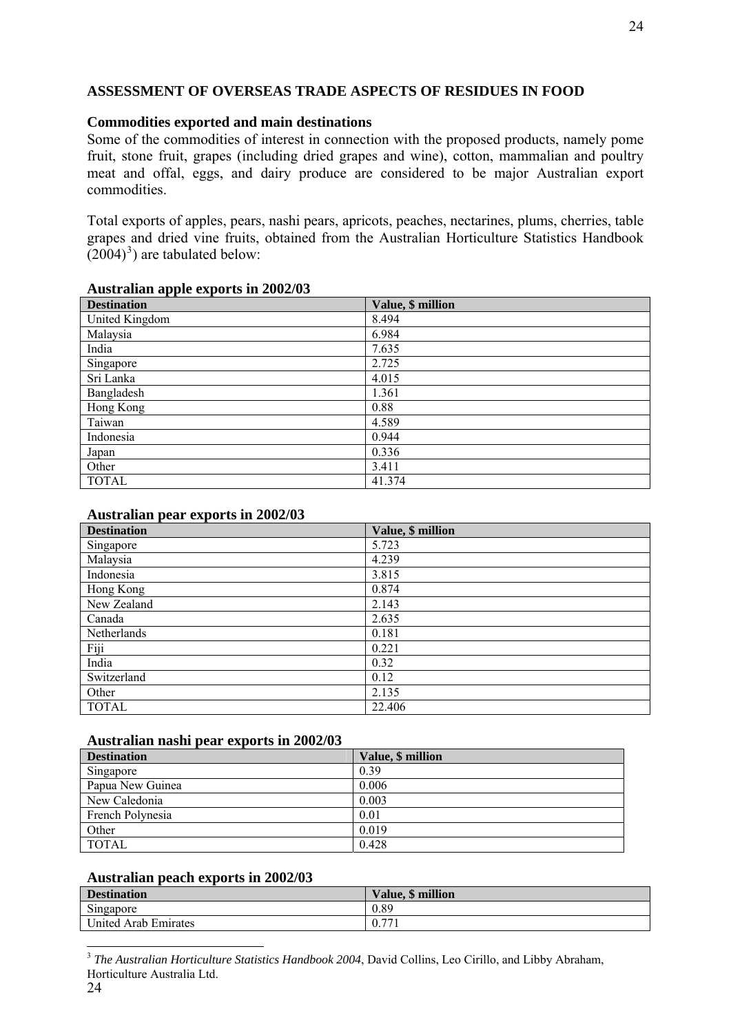## ASSESSMENT OF OVERSEAS TRADE ASPECTS OF RESIDUES IN FOOD

### Commodities exported and main destinations

Some of the commodities of interest in connection with the proposed products, namely pome fruit, stone fruit, grapes (including dried grapes and wine), cotton, mammalian and poultry meat and offal, eggs, and dairy produce are considered to be major Australian export commodities.

Total exports of apples, pears, nashi pears, apricots, peaches, nectarines, plums, cherries, table grapes and dried vine fruits, obtained from the Australian Horticulture Statistics Handbook (2004)[3]) are tabulated below:

**Australian apple exports in 2002/03**

| Destination | Value, $ million |
|---|---|
| United Kingdom | 8.494 |
| Malaysia | 6.984 |
| India | 7.635 |
| Singapore | 2.725 |
| Sri Lanka | 4.015 |
| Bangladesh | 1.361 |
| Hong Kong | 0.88 |
| Taiwan | 4.589 |
| Indonesia | 0.944 |
| Japan | 0.336 |
| Other | 3.411 |
| TOTAL | 41.374 |

**Australian pear exports in 2002/03**

| Destination | Value, $ million |
|---|---|
| Singapore | 5.723 |
| Malaysia | 4.239 |
| Indonesia | 3.815 |
| Hong Kong | 0.874 |
| New Zealand | 2.143 |
| Canada | 2.635 |
| Netherlands | 0.181 |
| Fiji | 0.221 |
| India | 0.32 |
| Switzerland | 0.12 |
| Other | 2.135 |
| TOTAL | 22.406 |

**Australian nashi pear exports in 2002/03**

| Destination | Value, $ million |
|---|---|
| Singapore | 0.39 |
| Papua New Guinea | 0.006 |
| New Caledonia | 0.003 |
| French Polynesia | 0.01 |
| Other | 0.019 |
| TOTAL | 0.428 |

**Australian peach exports in 2002/03**

| Destination | Value, $ million |
|---|---|
| Singapore | 0.89 |
| United Arab Emirates | 0.771 |

[3] *The Australian Horticulture Statistics Handbook 2004*, David Collins, Leo Cirillo, and Libby Abraham, Horticulture Australia Ltd.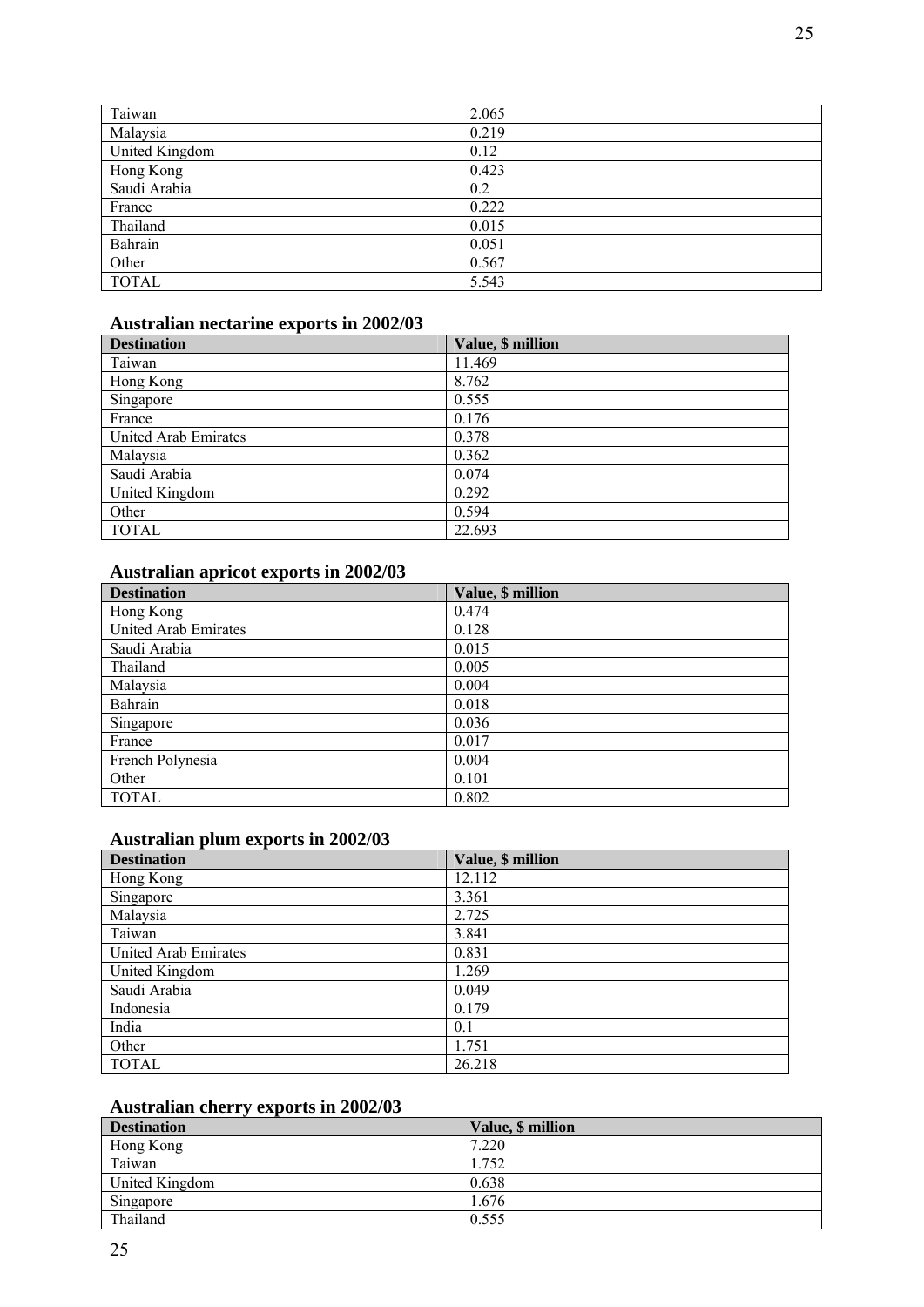| Taiwan | 2.065 |
|---|---|
| Malaysia | 0.219 |
| United Kingdom | 0.12 |
| Hong Kong | 0.423 |
| Saudi Arabia | 0.2 |
| France | 0.222 |
| Thailand | 0.015 |
| Bahrain | 0.051 |
| Other | 0.567 |
| TOTAL | 5.543 |

### Australian nectarine exports in 2002/03

| Destination | Value, $ million |
|---|---|
| Taiwan | 11.469 |
| Hong Kong | 8.762 |
| Singapore | 0.555 |
| France | 0.176 |
| United Arab Emirates | 0.378 |
| Malaysia | 0.362 |
| Saudi Arabia | 0.074 |
| United Kingdom | 0.292 |
| Other | 0.594 |
| TOTAL | 22.693 |

### Australian apricot exports in 2002/03

| Destination | Value, $ million |
|---|---|
| Hong Kong | 0.474 |
| United Arab Emirates | 0.128 |
| Saudi Arabia | 0.015 |
| Thailand | 0.005 |
| Malaysia | 0.004 |
| Bahrain | 0.018 |
| Singapore | 0.036 |
| France | 0.017 |
| French Polynesia | 0.004 |
| Other | 0.101 |
| TOTAL | 0.802 |

### Australian plum exports in 2002/03

| Destination | Value, $ million |
|---|---|
| Hong Kong | 12.112 |
| Singapore | 3.361 |
| Malaysia | 2.725 |
| Taiwan | 3.841 |
| United Arab Emirates | 0.831 |
| United Kingdom | 1.269 |
| Saudi Arabia | 0.049 |
| Indonesia | 0.179 |
| India | 0.1 |
| Other | 1.751 |
| TOTAL | 26.218 |

### Australian cherry exports in 2002/03

| Destination | Value, $ million |
|---|---|
| Hong Kong | 7.220 |
| Taiwan | 1.752 |
| United Kingdom | 0.638 |
| Singapore | 1.676 |
| Thailand | 0.555 |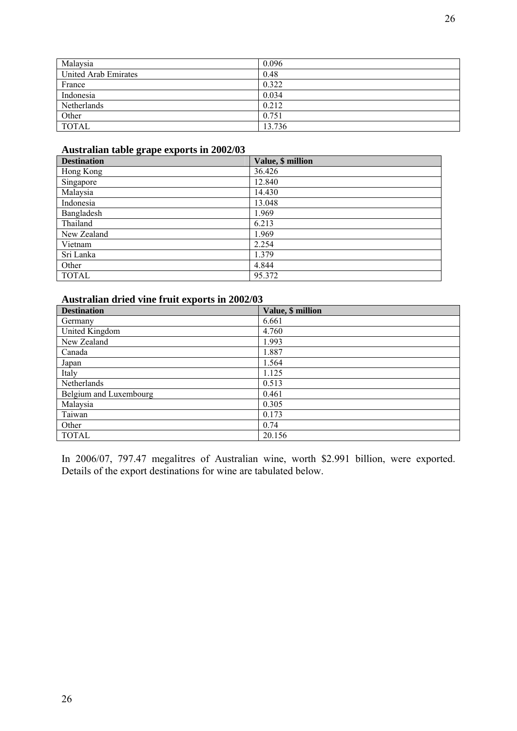| Malaysia | 0.096 |
|---|---|
| United Arab Emirates | 0.48 |
| France | 0.322 |
| Indonesia | 0.034 |
| Netherlands | 0.212 |
| Other | 0.751 |
| TOTAL | 13.736 |

### Australian table grape exports in 2002/03

| Destination | Value, $ million |
|---|---|
| Hong Kong | 36.426 |
| Singapore | 12.840 |
| Malaysia | 14.430 |
| Indonesia | 13.048 |
| Bangladesh | 1.969 |
| Thailand | 6.213 |
| New Zealand | 1.969 |
| Vietnam | 2.254 |
| Sri Lanka | 1.379 |
| Other | 4.844 |
| TOTAL | 95.372 |

### Australian dried vine fruit exports in 2002/03

| Destination | Value, $ million |
|---|---|
| Germany | 6.661 |
| United Kingdom | 4.760 |
| New Zealand | 1.993 |
| Canada | 1.887 |
| Japan | 1.564 |
| Italy | 1.125 |
| Netherlands | 0.513 |
| Belgium and Luxembourg | 0.461 |
| Malaysia | 0.305 |
| Taiwan | 0.173 |
| Other | 0.74 |
| TOTAL | 20.156 |

In 2006/07, 797.47 megalitres of Australian wine, worth $2.991 billion, were exported. Details of the export destinations for wine are tabulated below.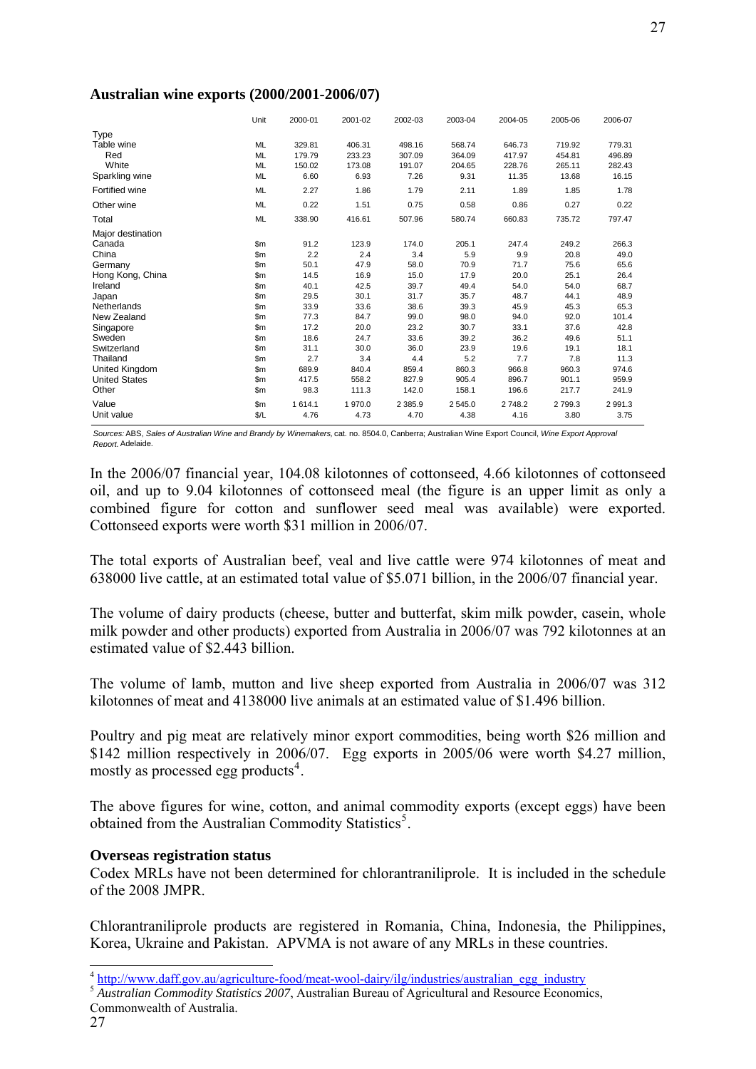**Australian wine exports (2000/2001-2006/07)**

| | Unit | 2000-01 | 2001-02 | 2002-03 | 2003-04 | 2004-05 | 2005-06 | 2006-07 |
|---|---|---|---|---|---|---|---|---|
| Type | | | | | | | | |
| Table wine | ML | 329.81 | 406.31 | 498.16 | 568.74 | 646.73 | 719.92 | 779.31 |
| Red | ML | 179.79 | 233.23 | 307.09 | 364.09 | 417.97 | 454.81 | 496.89 |
| White | ML | 150.02 | 173.08 | 191.07 | 204.65 | 228.76 | 265.11 | 282.43 |
| Sparkling wine | ML | 6.60 | 6.93 | 7.26 | 9.31 | 11.35 | 13.68 | 16.15 |
| Fortified wine | ML | 2.27 | 1.86 | 1.79 | 2.11 | 1.89 | 1.85 | 1.78 |
| Other wine | ML | 0.22 | 1.51 | 0.75 | 0.58 | 0.86 | 0.27 | 0.22 |
| Total | ML | 338.90 | 416.61 | 507.96 | 580.74 | 660.83 | 735.72 | 797.47 |
| Major destination | | | | | | | | |
| Canada | $m | 91.2 | 123.9 | 174.0 | 205.1 | 247.4 | 249.2 | 266.3 |
| China | $m | 2.2 | 2.4 | 3.4 | 5.9 | 9.9 | 20.8 | 49.0 |
| Germany | $m | 50.1 | 47.9 | 58.0 | 70.9 | 71.7 | 75.6 | 65.6 |
| Hong Kong, China | $m | 14.5 | 16.9 | 15.0 | 17.9 | 20.0 | 25.1 | 26.4 |
| Ireland | $m | 40.1 | 42.5 | 39.7 | 49.4 | 54.0 | 54.0 | 68.7 |
| Japan | $m | 29.5 | 30.1 | 31.7 | 35.7 | 48.7 | 44.1 | 48.9 |
| Netherlands | $m | 33.9 | 33.6 | 38.6 | 39.3 | 45.9 | 45.3 | 65.3 |
| New Zealand | $m | 77.3 | 84.7 | 99.0 | 98.0 | 94.0 | 92.0 | 101.4 |
| Singapore | $m | 17.2 | 20.0 | 23.2 | 30.7 | 33.1 | 37.6 | 42.8 |
| Sweden | $m | 18.6 | 24.7 | 33.6 | 39.2 | 36.2 | 49.6 | 51.1 |
| Switzerland | $m | 31.1 | 30.0 | 36.0 | 23.9 | 19.6 | 19.1 | 18.1 |
| Thailand | $m | 2.7 | 3.4 | 4.4 | 5.2 | 7.7 | 7.8 | 11.3 |
| United Kingdom | $m | 689.9 | 840.4 | 859.4 | 860.3 | 966.8 | 960.3 | 974.6 |
| United States | $m | 417.5 | 558.2 | 827.9 | 905.4 | 896.7 | 901.1 | 959.9 |
| Other | $m | 98.3 | 111.3 | 142.0 | 158.1 | 196.6 | 217.7 | 241.9 |
| Value | $m | 1 614.1 | 1 970.0 | 2 385.9 | 2 545.0 | 2 748.2 | 2 799.3 | 2 991.3 |
| Unit value | $/L | 4.76 | 4.73 | 4.70 | 4.38 | 4.16 | 3.80 | 3.75 |

*Sources:* ABS, *Sales of Australian Wine and Brandy by Winemakers,* cat. no. 8504.0, Canberra; Australian Wine Export Council, *Wine Export Approval Report*, Adelaide.

In the 2006/07 financial year, 104.08 kilotonnes of cottonseed, 4.66 kilotonnes of cottonseed oil, and up to 9.04 kilotonnes of cottonseed meal (the figure is an upper limit as only a combined figure for cotton and sunflower seed meal was available) were exported. Cottonseed exports were worth $31 million in 2006/07.

The total exports of Australian beef, veal and live cattle were 974 kilotonnes of meat and 638000 live cattle, at an estimated total value of $5.071 billion, in the 2006/07 financial year.

The volume of dairy products (cheese, butter and butterfat, skim milk powder, casein, whole milk powder and other products) exported from Australia in 2006/07 was 792 kilotonnes at an estimated value of $2.443 billion.

The volume of lamb, mutton and live sheep exported from Australia in 2006/07 was 312 kilotonnes of meat and 4138000 live animals at an estimated value of $1.496 billion.

Poultry and pig meat are relatively minor export commodities, being worth $26 million and $142 million respectively in 2006/07. Egg exports in 2005/06 were worth $4.27 million, mostly as processed egg products[4].

The above figures for wine, cotton, and animal commodity exports (except eggs) have been obtained from the Australian Commodity Statistics[5].

**Overseas registration status**

Codex MRLs have not been determined for chlorantraniliprole. It is included in the schedule of the 2008 JMPR.

Chlorantraniliprole products are registered in Romania, China, Indonesia, the Philippines, Korea, Ukraine and Pakistan. APVMA is not aware of any MRLs in these countries.

---

[4] http://www.daff.gov.au/agriculture-food/meat-wool-dairy/ilg/industries/australian_egg_industry

[5] *Australian Commodity Statistics 2007*, Australian Bureau of Agricultural and Resource Economics, Commonwealth of Australia.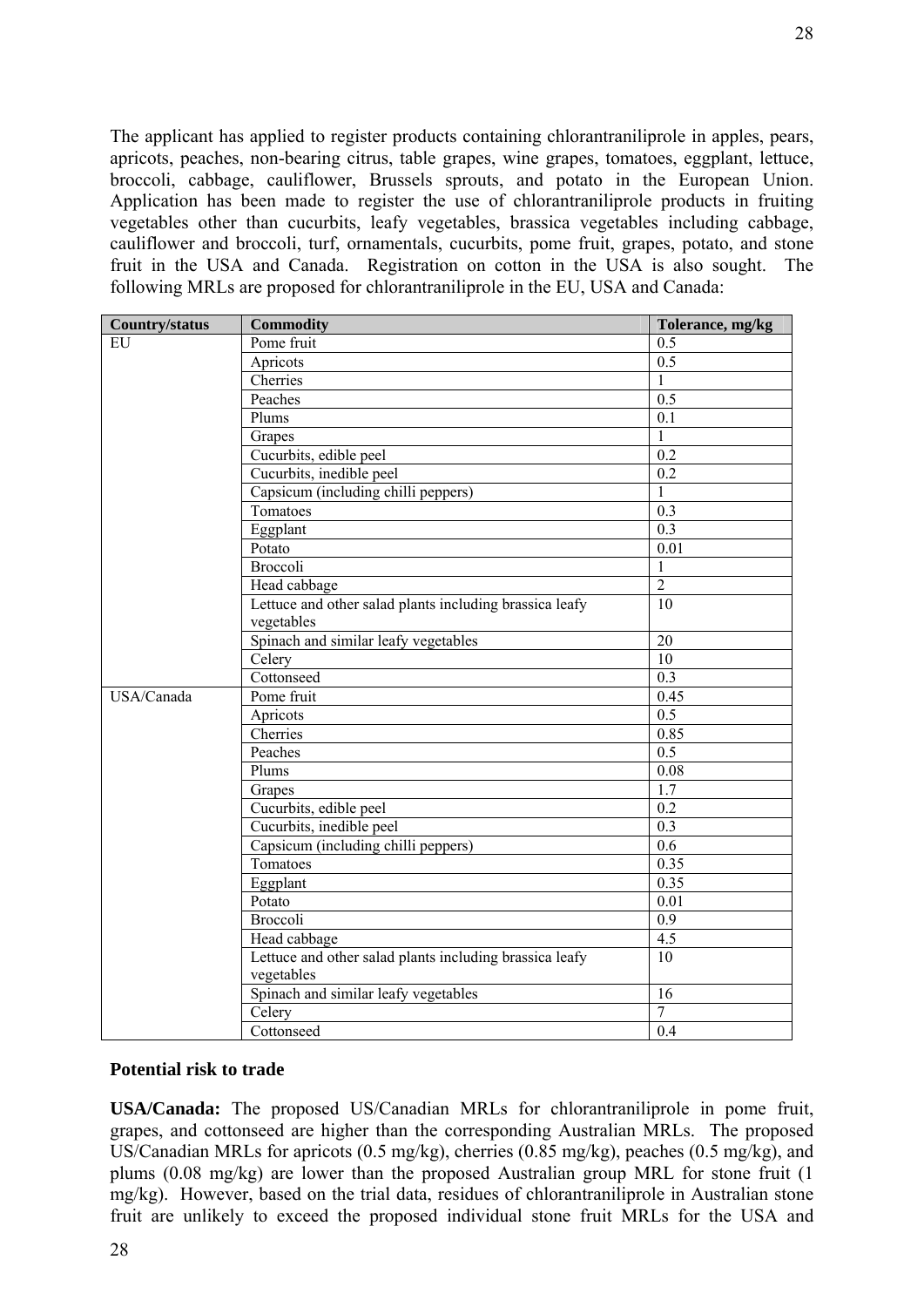The applicant has applied to register products containing chlorantraniliprole in apples, pears, apricots, peaches, non-bearing citrus, table grapes, wine grapes, tomatoes, eggplant, lettuce, broccoli, cabbage, cauliflower, Brussels sprouts, and potato in the European Union. Application has been made to register the use of chlorantraniliprole products in fruiting vegetables other than cucurbits, leafy vegetables, brassica vegetables including cabbage, cauliflower and broccoli, turf, ornamentals, cucurbits, pome fruit, grapes, potato, and stone fruit in the USA and Canada. Registration on cotton in the USA is also sought. The following MRLs are proposed for chlorantraniliprole in the EU, USA and Canada:

| Country/status | Commodity | Tolerance, mg/kg |
|---|---|---|
| EU | Pome fruit | 0.5 |
| | Apricots | 0.5 |
| | Cherries | 1 |
| | Peaches | 0.5 |
| | Plums | 0.1 |
| | Grapes | 1 |
| | Cucurbits, edible peel | 0.2 |
| | Cucurbits, inedible peel | 0.2 |
| | Capsicum (including chilli peppers) | 1 |
| | Tomatoes | 0.3 |
| | Eggplant | 0.3 |
| | Potato | 0.01 |
| | Broccoli | 1 |
| | Head cabbage | 2 |
| | Lettuce and other salad plants including brassica leafy vegetables | 10 |
| | Spinach and similar leafy vegetables | 20 |
| | Celery | 10 |
| | Cottonseed | 0.3 |
| USA/Canada | Pome fruit | 0.45 |
| | Apricots | 0.5 |
| | Cherries | 0.85 |
| | Peaches | 0.5 |
| | Plums | 0.08 |
| | Grapes | 1.7 |
| | Cucurbits, edible peel | 0.2 |
| | Cucurbits, inedible peel | 0.3 |
| | Capsicum (including chilli peppers) | 0.6 |
| | Tomatoes | 0.35 |
| | Eggplant | 0.35 |
| | Potato | 0.01 |
| | Broccoli | 0.9 |
| | Head cabbage | 4.5 |
| | Lettuce and other salad plants including brassica leafy vegetables | 10 |
| | Spinach and similar leafy vegetables | 16 |
| | Celery | 7 |
| | Cottonseed | 0.4 |

### Potential risk to trade

**USA/Canada:** The proposed US/Canadian MRLs for chlorantraniliprole in pome fruit, grapes, and cottonseed are higher than the corresponding Australian MRLs. The proposed US/Canadian MRLs for apricots (0.5 mg/kg), cherries (0.85 mg/kg), peaches (0.5 mg/kg), and plums (0.08 mg/kg) are lower than the proposed Australian group MRL for stone fruit (1 mg/kg). However, based on the trial data, residues of chlorantraniliprole in Australian stone fruit are unlikely to exceed the proposed individual stone fruit MRLs for the USA and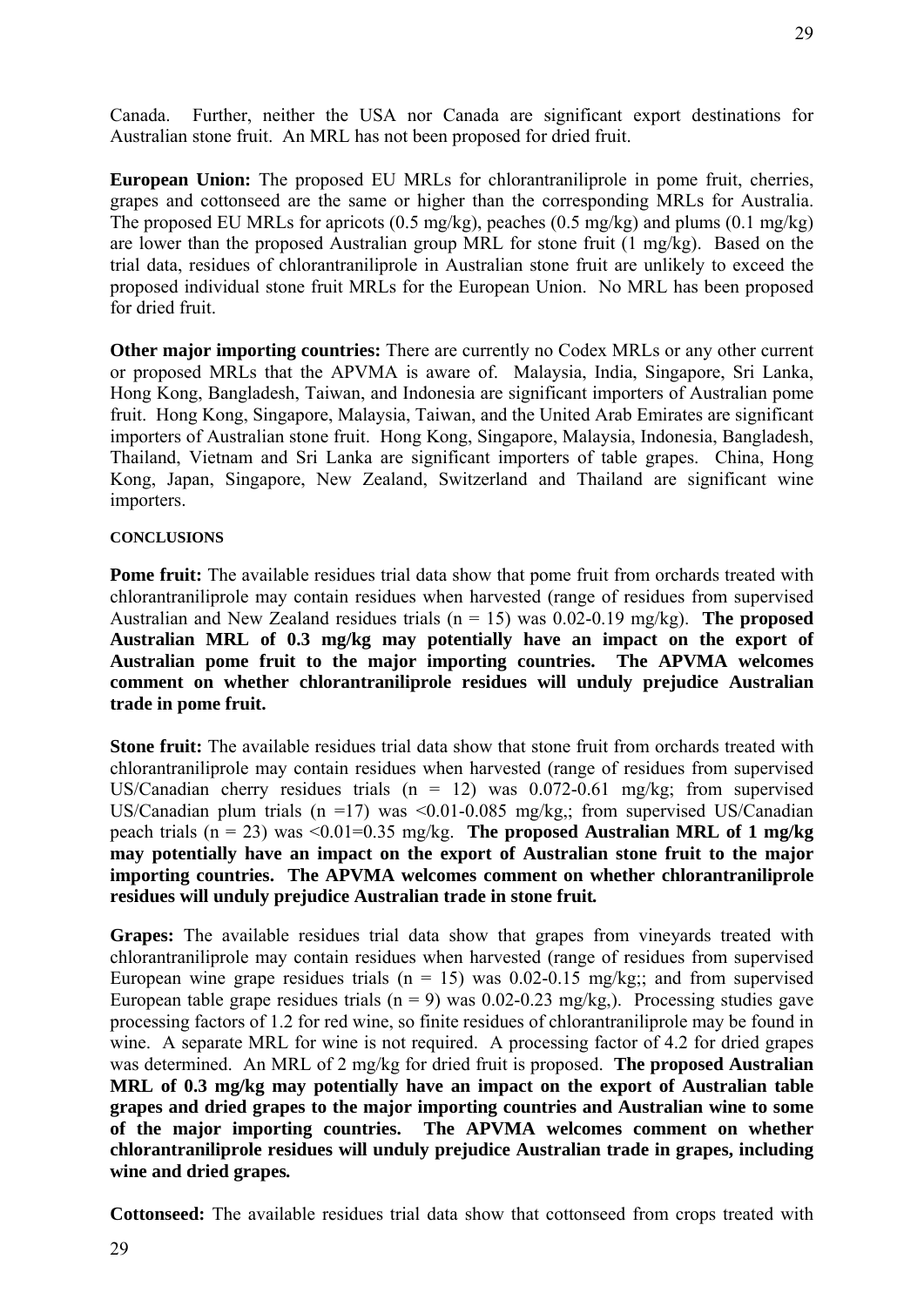Canada. Further, neither the USA nor Canada are significant export destinations for Australian stone fruit. An MRL has not been proposed for dried fruit.

**European Union:** The proposed EU MRLs for chlorantraniliprole in pome fruit, cherries, grapes and cottonseed are the same or higher than the corresponding MRLs for Australia. The proposed EU MRLs for apricots (0.5 mg/kg), peaches (0.5 mg/kg) and plums (0.1 mg/kg) are lower than the proposed Australian group MRL for stone fruit (1 mg/kg). Based on the trial data, residues of chlorantraniliprole in Australian stone fruit are unlikely to exceed the proposed individual stone fruit MRLs for the European Union. No MRL has been proposed for dried fruit.

**Other major importing countries:** There are currently no Codex MRLs or any other current or proposed MRLs that the APVMA is aware of. Malaysia, India, Singapore, Sri Lanka, Hong Kong, Bangladesh, Taiwan, and Indonesia are significant importers of Australian pome fruit. Hong Kong, Singapore, Malaysia, Taiwan, and the United Arab Emirates are significant importers of Australian stone fruit. Hong Kong, Singapore, Malaysia, Indonesia, Bangladesh, Thailand, Vietnam and Sri Lanka are significant importers of table grapes. China, Hong Kong, Japan, Singapore, New Zealand, Switzerland and Thailand are significant wine importers.

#### CONCLUSIONS

**Pome fruit:** The available residues trial data show that pome fruit from orchards treated with chlorantraniliprole may contain residues when harvested (range of residues from supervised Australian and New Zealand residues trials (n = 15) was 0.02-0.19 mg/kg). **The proposed Australian MRL of 0.3 mg/kg may potentially have an impact on the export of Australian pome fruit to the major importing countries. The APVMA welcomes comment on whether chlorantraniliprole residues will unduly prejudice Australian trade in pome fruit.**

**Stone fruit:** The available residues trial data show that stone fruit from orchards treated with chlorantraniliprole may contain residues when harvested (range of residues from supervised US/Canadian cherry residues trials (n = 12) was 0.072-0.61 mg/kg; from supervised US/Canadian plum trials (n =17) was <0.01-0.085 mg/kg,; from supervised US/Canadian peach trials (n = 23) was <0.01=0.35 mg/kg. **The proposed Australian MRL of 1 mg/kg may potentially have an impact on the export of Australian stone fruit to the major importing countries. The APVMA welcomes comment on whether chlorantraniliprole residues will unduly prejudice Australian trade in stone fruit.**

**Grapes:** The available residues trial data show that grapes from vineyards treated with chlorantraniliprole may contain residues when harvested (range of residues from supervised European wine grape residues trials (n = 15) was 0.02-0.15 mg/kg;; and from supervised European table grape residues trials (n = 9) was 0.02-0.23 mg/kg,). Processing studies gave processing factors of 1.2 for red wine, so finite residues of chlorantraniliprole may be found in wine. A separate MRL for wine is not required. A processing factor of 4.2 for dried grapes was determined. An MRL of 2 mg/kg for dried fruit is proposed. **The proposed Australian MRL of 0.3 mg/kg may potentially have an impact on the export of Australian table grapes and dried grapes to the major importing countries and Australian wine to some of the major importing countries. The APVMA welcomes comment on whether chlorantraniliprole residues will unduly prejudice Australian trade in grapes, including wine and dried grapes.**

**Cottonseed:** The available residues trial data show that cottonseed from crops treated with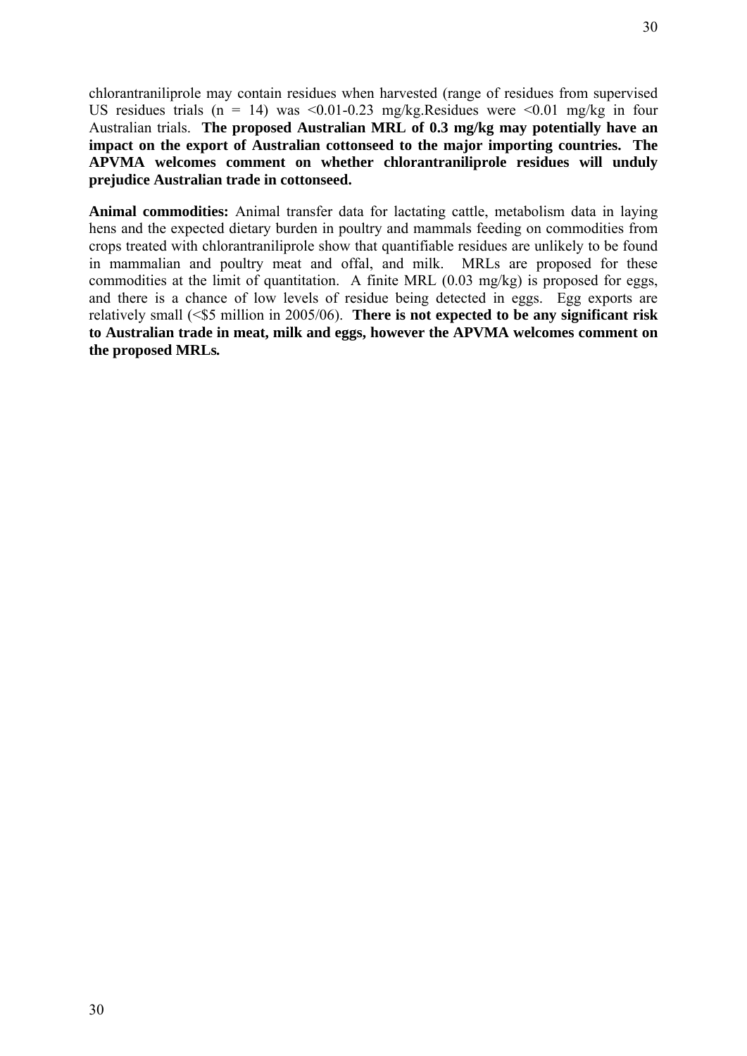chlorantraniliprole may contain residues when harvested (range of residues from supervised US residues trials (n = 14) was <0.01-0.23 mg/kg.Residues were <0.01 mg/kg in four Australian trials. **The proposed Australian MRL of 0.3 mg/kg may potentially have an impact on the export of Australian cottonseed to the major importing countries. The APVMA welcomes comment on whether chlorantraniliprole residues will unduly prejudice Australian trade in cottonseed.**

**Animal commodities:** Animal transfer data for lactating cattle, metabolism data in laying hens and the expected dietary burden in poultry and mammals feeding on commodities from crops treated with chlorantraniliprole show that quantifiable residues are unlikely to be found in mammalian and poultry meat and offal, and milk. MRLs are proposed for these commodities at the limit of quantitation. A finite MRL (0.03 mg/kg) is proposed for eggs, and there is a chance of low levels of residue being detected in eggs. Egg exports are relatively small (<$5 million in 2005/06). **There is not expected to be any significant risk to Australian trade in meat, milk and eggs, however the APVMA welcomes comment on the proposed MRLs.**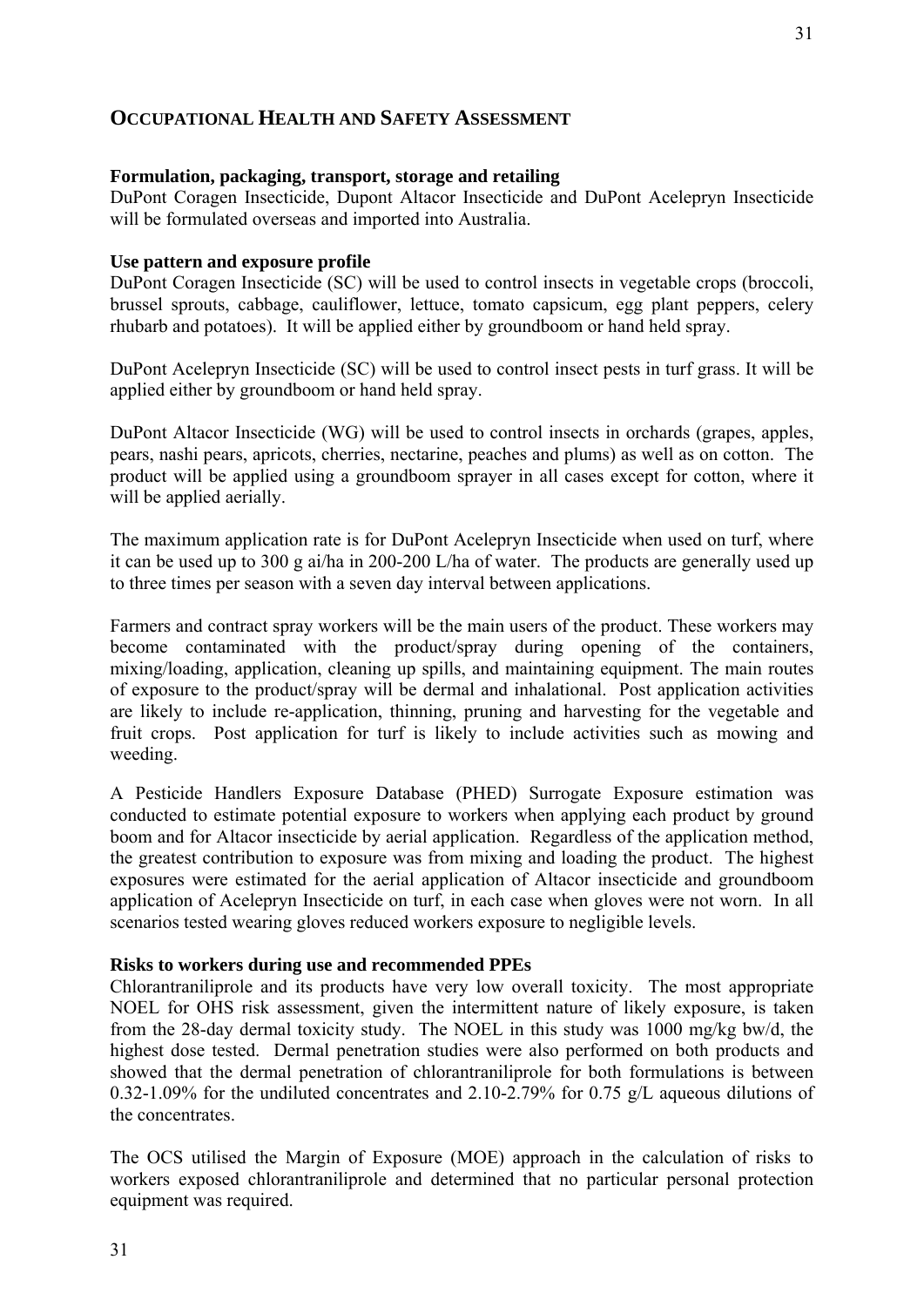## OCCUPATIONAL HEALTH AND SAFETY ASSESSMENT

**Formulation, packaging, transport, storage and retailing**

DuPont Coragen Insecticide, Dupont Altacor Insecticide and DuPont Acelepryn Insecticide will be formulated overseas and imported into Australia.

**Use pattern and exposure profile**

DuPont Coragen Insecticide (SC) will be used to control insects in vegetable crops (broccoli, brussel sprouts, cabbage, cauliflower, lettuce, tomato capsicum, egg plant peppers, celery rhubarb and potatoes). It will be applied either by groundboom or hand held spray.

DuPont Acelepryn Insecticide (SC) will be used to control insect pests in turf grass. It will be applied either by groundboom or hand held spray.

DuPont Altacor Insecticide (WG) will be used to control insects in orchards (grapes, apples, pears, nashi pears, apricots, cherries, nectarine, peaches and plums) as well as on cotton. The product will be applied using a groundboom sprayer in all cases except for cotton, where it will be applied aerially.

The maximum application rate is for DuPont Acelepryn Insecticide when used on turf, where it can be used up to 300 g ai/ha in 200-200 L/ha of water. The products are generally used up to three times per season with a seven day interval between applications.

Farmers and contract spray workers will be the main users of the product. These workers may become contaminated with the product/spray during opening of the containers, mixing/loading, application, cleaning up spills, and maintaining equipment. The main routes of exposure to the product/spray will be dermal and inhalational. Post application activities are likely to include re-application, thinning, pruning and harvesting for the vegetable and fruit crops. Post application for turf is likely to include activities such as mowing and weeding.

A Pesticide Handlers Exposure Database (PHED) Surrogate Exposure estimation was conducted to estimate potential exposure to workers when applying each product by ground boom and for Altacor insecticide by aerial application. Regardless of the application method, the greatest contribution to exposure was from mixing and loading the product. The highest exposures were estimated for the aerial application of Altacor insecticide and groundboom application of Acelepryn Insecticide on turf, in each case when gloves were not worn. In all scenarios tested wearing gloves reduced workers exposure to negligible levels.

**Risks to workers during use and recommended PPEs**

Chlorantraniliprole and its products have very low overall toxicity. The most appropriate NOEL for OHS risk assessment, given the intermittent nature of likely exposure, is taken from the 28-day dermal toxicity study. The NOEL in this study was 1000 mg/kg bw/d, the highest dose tested. Dermal penetration studies were also performed on both products and showed that the dermal penetration of chlorantraniliprole for both formulations is between 0.32-1.09% for the undiluted concentrates and 2.10-2.79% for 0.75 g/L aqueous dilutions of the concentrates.

The OCS utilised the Margin of Exposure (MOE) approach in the calculation of risks to workers exposed chlorantraniliprole and determined that no particular personal protection equipment was required.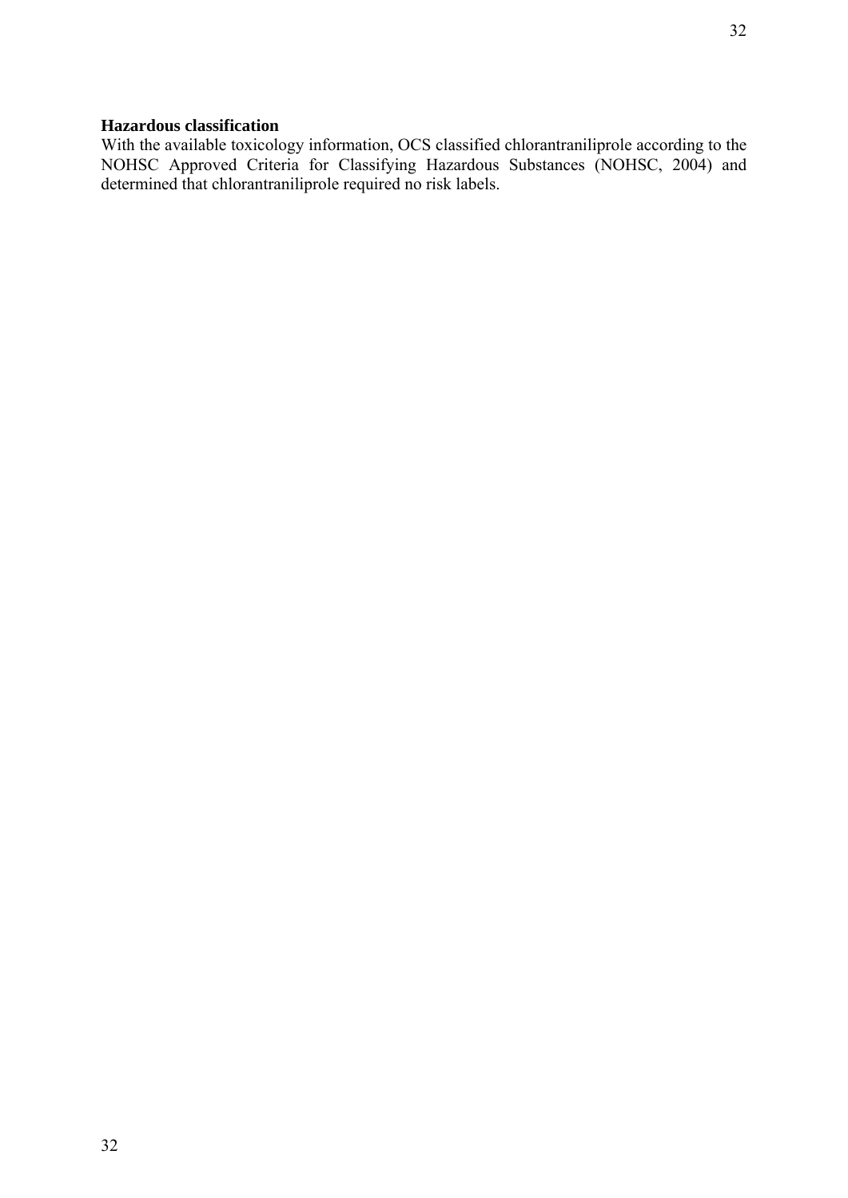**Hazardous classification**

With the available toxicology information, OCS classified chlorantraniliprole according to the NOHSC Approved Criteria for Classifying Hazardous Substances (NOHSC, 2004) and determined that chlorantraniliprole required no risk labels.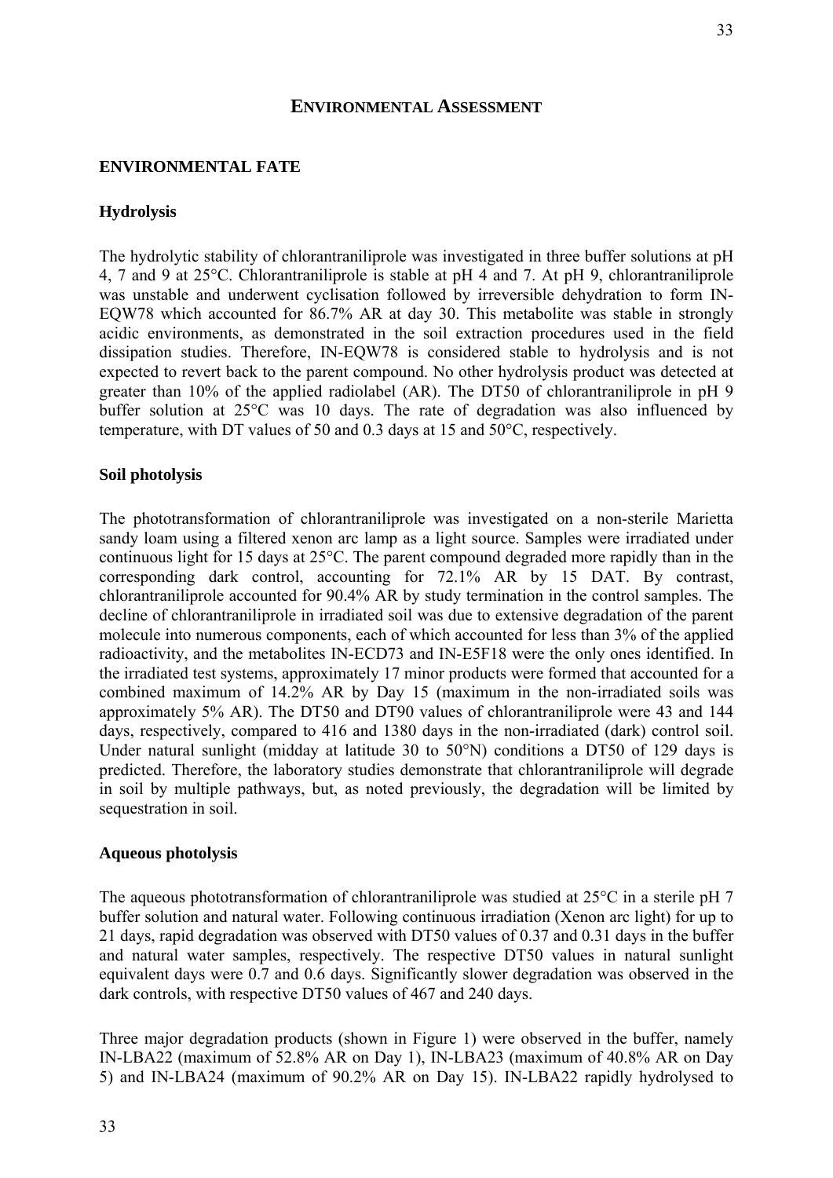## ENVIRONMENTAL ASSESSMENT

### ENVIRONMENTAL FATE

#### Hydrolysis

The hydrolytic stability of chlorantraniliprole was investigated in three buffer solutions at pH 4, 7 and 9 at 25°C. Chlorantraniliprole is stable at pH 4 and 7. At pH 9, chlorantraniliprole was unstable and underwent cyclisation followed by irreversible dehydration to form IN-EQW78 which accounted for 86.7% AR at day 30. This metabolite was stable in strongly acidic environments, as demonstrated in the soil extraction procedures used in the field dissipation studies. Therefore, IN-EQW78 is considered stable to hydrolysis and is not expected to revert back to the parent compound. No other hydrolysis product was detected at greater than 10% of the applied radiolabel (AR). The DT50 of chlorantraniliprole in pH 9 buffer solution at 25°C was 10 days. The rate of degradation was also influenced by temperature, with DT values of 50 and 0.3 days at 15 and 50°C, respectively.

#### Soil photolysis

The phototransformation of chlorantraniliprole was investigated on a non-sterile Marietta sandy loam using a filtered xenon arc lamp as a light source. Samples were irradiated under continuous light for 15 days at 25°C. The parent compound degraded more rapidly than in the corresponding dark control, accounting for 72.1% AR by 15 DAT. By contrast, chlorantraniliprole accounted for 90.4% AR by study termination in the control samples. The decline of chlorantraniliprole in irradiated soil was due to extensive degradation of the parent molecule into numerous components, each of which accounted for less than 3% of the applied radioactivity, and the metabolites IN-ECD73 and IN-E5F18 were the only ones identified. In the irradiated test systems, approximately 17 minor products were formed that accounted for a combined maximum of 14.2% AR by Day 15 (maximum in the non-irradiated soils was approximately 5% AR). The DT50 and DT90 values of chlorantraniliprole were 43 and 144 days, respectively, compared to 416 and 1380 days in the non-irradiated (dark) control soil. Under natural sunlight (midday at latitude 30 to 50°N) conditions a DT50 of 129 days is predicted. Therefore, the laboratory studies demonstrate that chlorantraniliprole will degrade in soil by multiple pathways, but, as noted previously, the degradation will be limited by sequestration in soil.

#### Aqueous photolysis

The aqueous phototransformation of chlorantraniliprole was studied at 25°C in a sterile pH 7 buffer solution and natural water. Following continuous irradiation (Xenon arc light) for up to 21 days, rapid degradation was observed with DT50 values of 0.37 and 0.31 days in the buffer and natural water samples, respectively. The respective DT50 values in natural sunlight equivalent days were 0.7 and 0.6 days. Significantly slower degradation was observed in the dark controls, with respective DT50 values of 467 and 240 days.

Three major degradation products (shown in Figure 1) were observed in the buffer, namely IN-LBA22 (maximum of 52.8% AR on Day 1), IN-LBA23 (maximum of 40.8% AR on Day 5) and IN-LBA24 (maximum of 90.2% AR on Day 15). IN-LBA22 rapidly hydrolysed to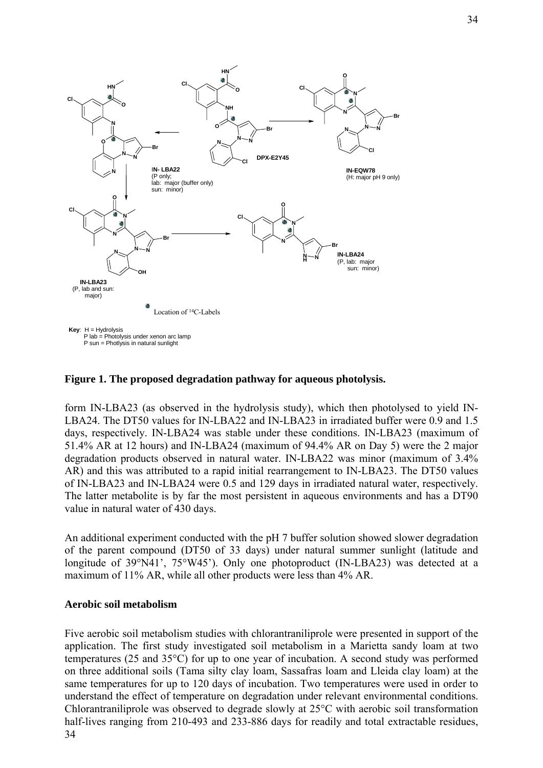**Figure 1. The proposed degradation pathway for aqueous photolysis.**

form IN-LBA23 (as observed in the hydrolysis study), which then photolysed to yield IN-LBA24. The DT50 values for IN-LBA22 and IN-LBA23 in irradiated buffer were 0.9 and 1.5 days, respectively. IN-LBA24 was stable under these conditions. IN-LBA23 (maximum of 51.4% AR at 12 hours) and IN-LBA24 (maximum of 94.4% AR on Day 5) were the 2 major degradation products observed in natural water. IN-LBA22 was minor (maximum of 3.4% AR) and this was attributed to a rapid initial rearrangement to IN-LBA23. The DT50 values of IN-LBA23 and IN-LBA24 were 0.5 and 129 days in irradiated natural water, respectively. The latter metabolite is by far the most persistent in aqueous environments and has a DT90 value in natural water of 430 days.

An additional experiment conducted with the pH 7 buffer solution showed slower degradation of the parent compound (DT50 of 33 days) under natural summer sunlight (latitude and longitude of 39°N41', 75°W45'). Only one photoproduct (IN-LBA23) was detected at a maximum of 11% AR, while all other products were less than 4% AR.

### Aerobic soil metabolism

Five aerobic soil metabolism studies with chlorantraniliprole were presented in support of the application. The first study investigated soil metabolism in a Marietta sandy loam at two temperatures (25 and 35°C) for up to one year of incubation. A second study was performed on three additional soils (Tama silty clay loam, Sassafras loam and Lleida clay loam) at the same temperatures for up to 120 days of incubation. Two temperatures were used in order to understand the effect of temperature on degradation under relevant environmental conditions. Chlorantraniliprole was observed to degrade slowly at 25°C with aerobic soil transformation half-lives ranging from 210-493 and 233-886 days for readily and total extractable residues,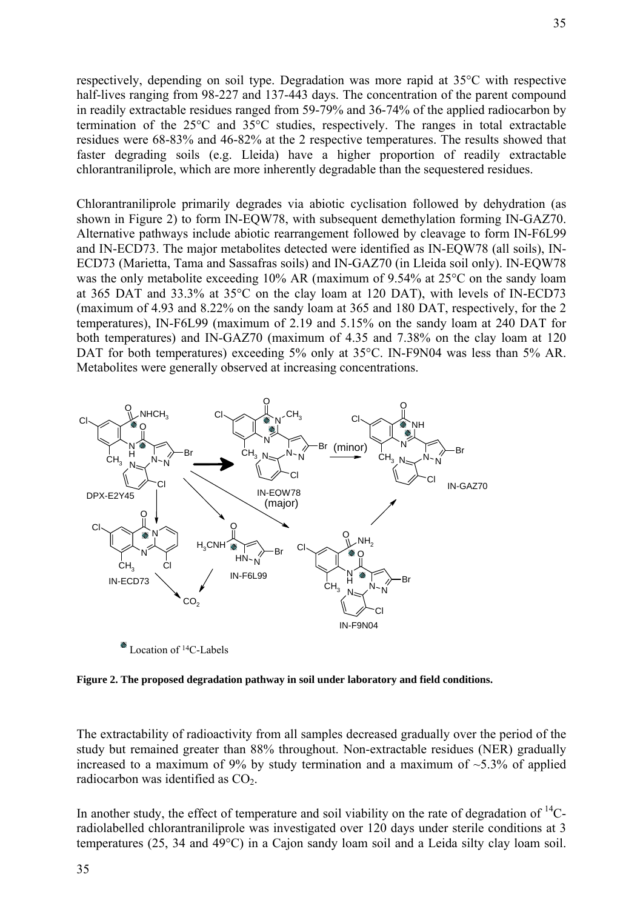respectively, depending on soil type. Degradation was more rapid at 35°C with respective half-lives ranging from 98-227 and 137-443 days. The concentration of the parent compound in readily extractable residues ranged from 59-79% and 36-74% of the applied radiocarbon by termination of the 25°C and 35°C studies, respectively. The ranges in total extractable residues were 68-83% and 46-82% at the 2 respective temperatures. The results showed that faster degrading soils (e.g. Lleida) have a higher proportion of readily extractable chlorantraniliprole, which are more inherently degradable than the sequestered residues.

Chlorantraniliprole primarily degrades via abiotic cyclisation followed by dehydration (as shown in Figure 2) to form IN-EQW78, with subsequent demethylation forming IN-GAZ70. Alternative pathways include abiotic rearrangement followed by cleavage to form IN-F6L99 and IN-ECD73. The major metabolites detected were identified as IN-EQW78 (all soils), IN-ECD73 (Marietta, Tama and Sassafras soils) and IN-GAZ70 (in Lleida soil only). IN-EQW78 was the only metabolite exceeding 10% AR (maximum of 9.54% at 25°C on the sandy loam at 365 DAT and 33.3% at 35°C on the clay loam at 120 DAT), with levels of IN-ECD73 (maximum of 4.93 and 8.22% on the sandy loam at 365 and 180 DAT, respectively, for the 2 temperatures), IN-F6L99 (maximum of 2.19 and 5.15% on the sandy loam at 240 DAT for both temperatures) and IN-GAZ70 (maximum of 4.35 and 7.38% on the clay loam at 120 DAT for both temperatures) exceeding 5% only at 35°C. IN-F9N04 was less than 5% AR. Metabolites were generally observed at increasing concentrations.

**Figure 2. The proposed degradation pathway in soil under laboratory and field conditions.**

The extractability of radioactivity from all samples decreased gradually over the period of the study but remained greater than 88% throughout. Non-extractable residues (NER) gradually increased to a maximum of 9% by study termination and a maximum of ~5.3% of applied radiocarbon was identified as $CO_2$.

In another study, the effect of temperature and soil viability on the rate of degradation of $^{14}C$-radiolabelled chlorantraniliprole was investigated over 120 days under sterile conditions at 3 temperatures (25, 34 and 49°C) in a Cajon sandy loam soil and a Leida silty clay loam soil.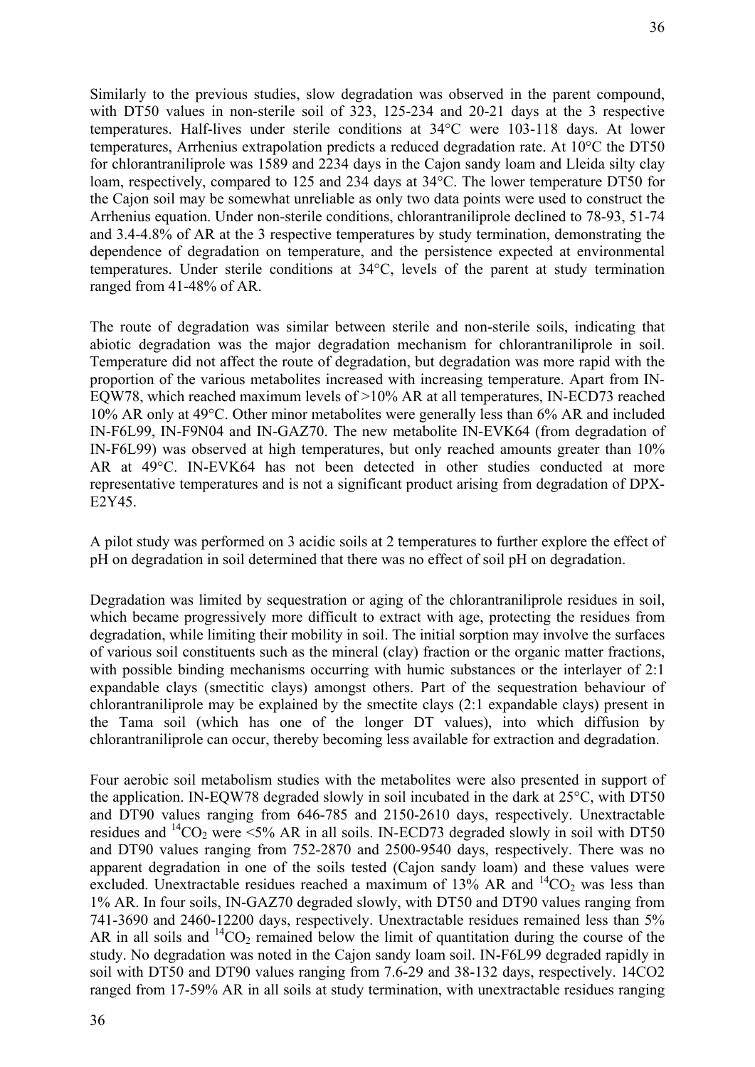Similarly to the previous studies, slow degradation was observed in the parent compound, with DT50 values in non-sterile soil of 323, 125-234 and 20-21 days at the 3 respective temperatures. Half-lives under sterile conditions at 34°C were 103-118 days. At lower temperatures, Arrhenius extrapolation predicts a reduced degradation rate. At 10°C the DT50 for chlorantraniliprole was 1589 and 2234 days in the Cajon sandy loam and Lleida silty clay loam, respectively, compared to 125 and 234 days at 34°C. The lower temperature DT50 for the Cajon soil may be somewhat unreliable as only two data points were used to construct the Arrhenius equation. Under non-sterile conditions, chlorantraniliprole declined to 78-93, 51-74 and 3.4-4.8% of AR at the 3 respective temperatures by study termination, demonstrating the dependence of degradation on temperature, and the persistence expected at environmental temperatures. Under sterile conditions at 34°C, levels of the parent at study termination ranged from 41-48% of AR.

The route of degradation was similar between sterile and non-sterile soils, indicating that abiotic degradation was the major degradation mechanism for chlorantraniliprole in soil. Temperature did not affect the route of degradation, but degradation was more rapid with the proportion of the various metabolites increased with increasing temperature. Apart from IN-EQW78, which reached maximum levels of >10% AR at all temperatures, IN-ECD73 reached 10% AR only at 49°C. Other minor metabolites were generally less than 6% AR and included IN-F6L99, IN-F9N04 and IN-GAZ70. The new metabolite IN-EVK64 (from degradation of IN-F6L99) was observed at high temperatures, but only reached amounts greater than 10% AR at 49°C. IN-EVK64 has not been detected in other studies conducted at more representative temperatures and is not a significant product arising from degradation of DPX-E2Y45.

A pilot study was performed on 3 acidic soils at 2 temperatures to further explore the effect of pH on degradation in soil determined that there was no effect of soil pH on degradation.

Degradation was limited by sequestration or aging of the chlorantraniliprole residues in soil, which became progressively more difficult to extract with age, protecting the residues from degradation, while limiting their mobility in soil. The initial sorption may involve the surfaces of various soil constituents such as the mineral (clay) fraction or the organic matter fractions, with possible binding mechanisms occurring with humic substances or the interlayer of 2:1 expandable clays (smectitic clays) amongst others. Part of the sequestration behaviour of chlorantraniliprole may be explained by the smectite clays (2:1 expandable clays) present in the Tama soil (which has one of the longer DT values), into which diffusion by chlorantraniliprole can occur, thereby becoming less available for extraction and degradation.

Four aerobic soil metabolism studies with the metabolites were also presented in support of the application. IN-EQW78 degraded slowly in soil incubated in the dark at 25°C, with DT50 and DT90 values ranging from 646-785 and 2150-2610 days, respectively. Unextractable residues and $^{14}CO_2$ were <5% AR in all soils. IN-ECD73 degraded slowly in soil with DT50 and DT90 values ranging from 752-2870 and 2500-9540 days, respectively. There was no apparent degradation in one of the soils tested (Cajon sandy loam) and these values were excluded. Unextractable residues reached a maximum of 13% AR and $^{14}CO_2$ was less than 1% AR. In four soils, IN-GAZ70 degraded slowly, with DT50 and DT90 values ranging from 741-3690 and 2460-12200 days, respectively. Unextractable residues remained less than 5% AR in all soils and $^{14}CO_2$ remained below the limit of quantitation during the course of the study. No degradation was noted in the Cajon sandy loam soil. IN-F6L99 degraded rapidly in soil with DT50 and DT90 values ranging from 7.6-29 and 38-132 days, respectively. 14CO2 ranged from 17-59% AR in all soils at study termination, with unextractable residues ranging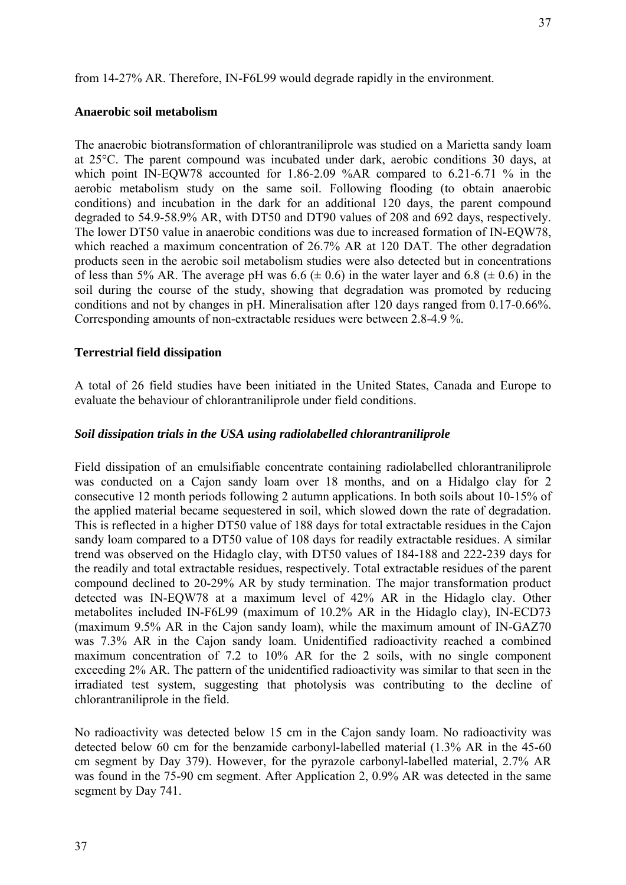from 14-27% AR. Therefore, IN-F6L99 would degrade rapidly in the environment.

**Anaerobic soil metabolism**

The anaerobic biotransformation of chlorantraniliprole was studied on a Marietta sandy loam at 25°C. The parent compound was incubated under dark, aerobic conditions 30 days, at which point IN-EQW78 accounted for 1.86-2.09 %AR compared to 6.21-6.71 % in the aerobic metabolism study on the same soil. Following flooding (to obtain anaerobic conditions) and incubation in the dark for an additional 120 days, the parent compound degraded to 54.9-58.9% AR, with DT50 and DT90 values of 208 and 692 days, respectively. The lower DT50 value in anaerobic conditions was due to increased formation of IN-EQW78, which reached a maximum concentration of 26.7% AR at 120 DAT. The other degradation products seen in the aerobic soil metabolism studies were also detected but in concentrations of less than 5% AR. The average pH was 6.6 (± 0.6) in the water layer and 6.8 (± 0.6) in the soil during the course of the study, showing that degradation was promoted by reducing conditions and not by changes in pH. Mineralisation after 120 days ranged from 0.17-0.66%. Corresponding amounts of non-extractable residues were between 2.8-4.9 %.

**Terrestrial field dissipation**

A total of 26 field studies have been initiated in the United States, Canada and Europe to evaluate the behaviour of chlorantraniliprole under field conditions.

***Soil dissipation trials in the USA using radiolabelled chlorantraniliprole***

Field dissipation of an emulsifiable concentrate containing radiolabelled chlorantraniliprole was conducted on a Cajon sandy loam over 18 months, and on a Hidalgo clay for 2 consecutive 12 month periods following 2 autumn applications. In both soils about 10-15% of the applied material became sequestered in soil, which slowed down the rate of degradation. This is reflected in a higher DT50 value of 188 days for total extractable residues in the Cajon sandy loam compared to a DT50 value of 108 days for readily extractable residues. A similar trend was observed on the Hidaglo clay, with DT50 values of 184-188 and 222-239 days for the readily and total extractable residues, respectively. Total extractable residues of the parent compound declined to 20-29% AR by study termination. The major transformation product detected was IN-EQW78 at a maximum level of 42% AR in the Hidaglo clay. Other metabolites included IN-F6L99 (maximum of 10.2% AR in the Hidaglo clay), IN-ECD73 (maximum 9.5% AR in the Cajon sandy loam), while the maximum amount of IN-GAZ70 was 7.3% AR in the Cajon sandy loam. Unidentified radioactivity reached a combined maximum concentration of 7.2 to 10% AR for the 2 soils, with no single component exceeding 2% AR. The pattern of the unidentified radioactivity was similar to that seen in the irradiated test system, suggesting that photolysis was contributing to the decline of chlorantraniliprole in the field.

No radioactivity was detected below 15 cm in the Cajon sandy loam. No radioactivity was detected below 60 cm for the benzamide carbonyl-labelled material (1.3% AR in the 45-60 cm segment by Day 379). However, for the pyrazole carbonyl-labelled material, 2.7% AR was found in the 75-90 cm segment. After Application 2, 0.9% AR was detected in the same segment by Day 741.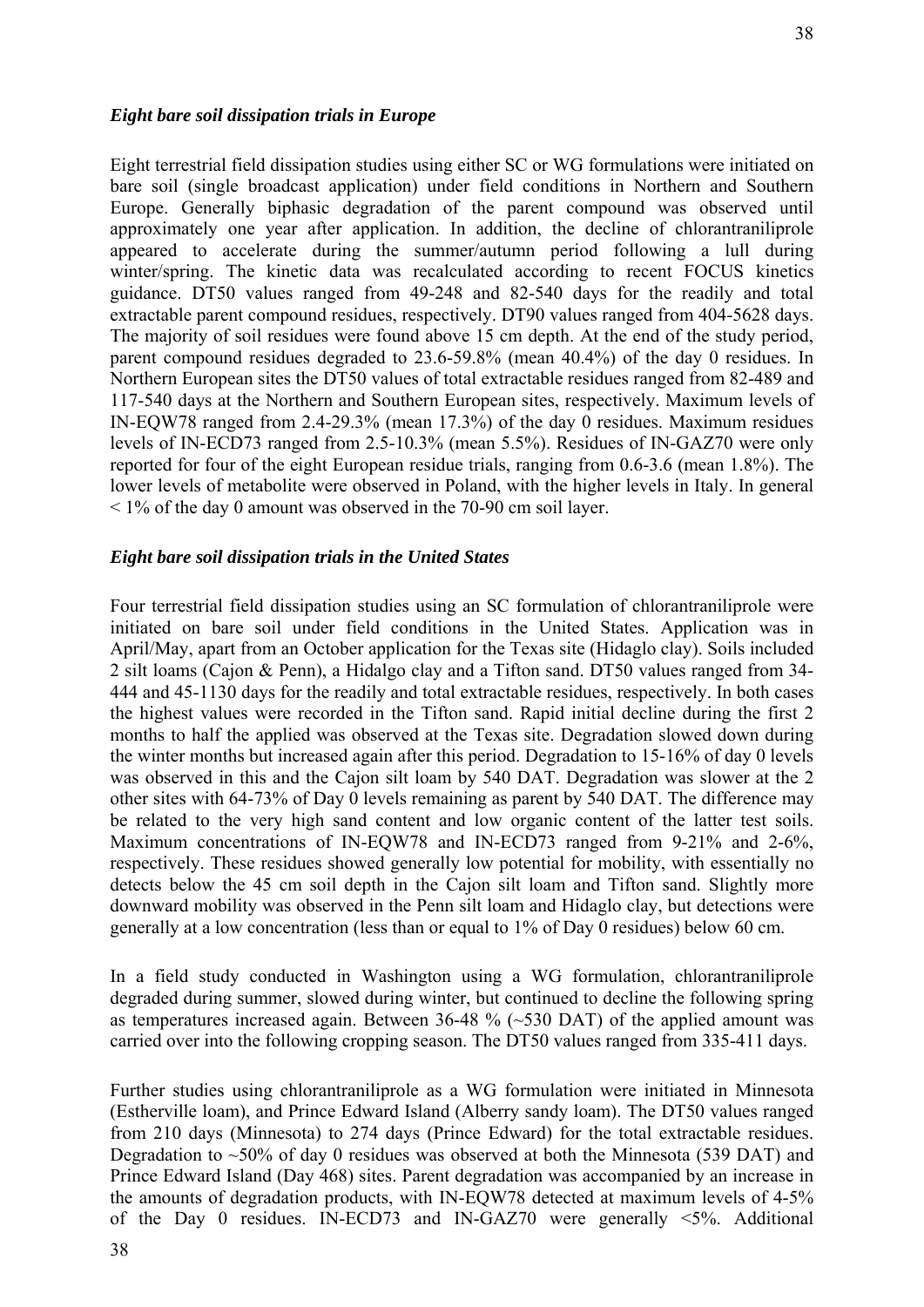### *Eight bare soil dissipation trials in Europe*

Eight terrestrial field dissipation studies using either SC or WG formulations were initiated on bare soil (single broadcast application) under field conditions in Northern and Southern Europe. Generally biphasic degradation of the parent compound was observed until approximately one year after application. In addition, the decline of chlorantraniliprole appeared to accelerate during the summer/autumn period following a lull during winter/spring. The kinetic data was recalculated according to recent FOCUS kinetics guidance. DT50 values ranged from 49-248 and 82-540 days for the readily and total extractable parent compound residues, respectively. DT90 values ranged from 404-5628 days. The majority of soil residues were found above 15 cm depth. At the end of the study period, parent compound residues degraded to 23.6-59.8% (mean 40.4%) of the day 0 residues. In Northern European sites the DT50 values of total extractable residues ranged from 82-489 and 117-540 days at the Northern and Southern European sites, respectively. Maximum levels of IN-EQW78 ranged from 2.4-29.3% (mean 17.3%) of the day 0 residues. Maximum residues levels of IN-ECD73 ranged from 2.5-10.3% (mean 5.5%). Residues of IN-GAZ70 were only reported for four of the eight European residue trials, ranging from 0.6-3.6 (mean 1.8%). The lower levels of metabolite were observed in Poland, with the higher levels in Italy. In general < 1% of the day 0 amount was observed in the 70-90 cm soil layer.

### *Eight bare soil dissipation trials in the United States*

Four terrestrial field dissipation studies using an SC formulation of chlorantraniliprole were initiated on bare soil under field conditions in the United States. Application was in April/May, apart from an October application for the Texas site (Hidaglo clay). Soils included 2 silt loams (Cajon & Penn), a Hidalgo clay and a Tifton sand. DT50 values ranged from 34-444 and 45-1130 days for the readily and total extractable residues, respectively. In both cases the highest values were recorded in the Tifton sand. Rapid initial decline during the first 2 months to half the applied was observed at the Texas site. Degradation slowed down during the winter months but increased again after this period. Degradation to 15-16% of day 0 levels was observed in this and the Cajon silt loam by 540 DAT. Degradation was slower at the 2 other sites with 64-73% of Day 0 levels remaining as parent by 540 DAT. The difference may be related to the very high sand content and low organic content of the latter test soils. Maximum concentrations of IN-EQW78 and IN-ECD73 ranged from 9-21% and 2-6%, respectively. These residues showed generally low potential for mobility, with essentially no detects below the 45 cm soil depth in the Cajon silt loam and Tifton sand. Slightly more downward mobility was observed in the Penn silt loam and Hidaglo clay, but detections were generally at a low concentration (less than or equal to 1% of Day 0 residues) below 60 cm.

In a field study conducted in Washington using a WG formulation, chlorantraniliprole degraded during summer, slowed during winter, but continued to decline the following spring as temperatures increased again. Between 36-48 % (~530 DAT) of the applied amount was carried over into the following cropping season. The DT50 values ranged from 335-411 days.

Further studies using chlorantraniliprole as a WG formulation were initiated in Minnesota (Estherville loam), and Prince Edward Island (Alberry sandy loam). The DT50 values ranged from 210 days (Minnesota) to 274 days (Prince Edward) for the total extractable residues. Degradation to ~50% of day 0 residues was observed at both the Minnesota (539 DAT) and Prince Edward Island (Day 468) sites. Parent degradation was accompanied by an increase in the amounts of degradation products, with IN-EQW78 detected at maximum levels of 4-5% of the Day 0 residues. IN-ECD73 and IN-GAZ70 were generally <5%. Additional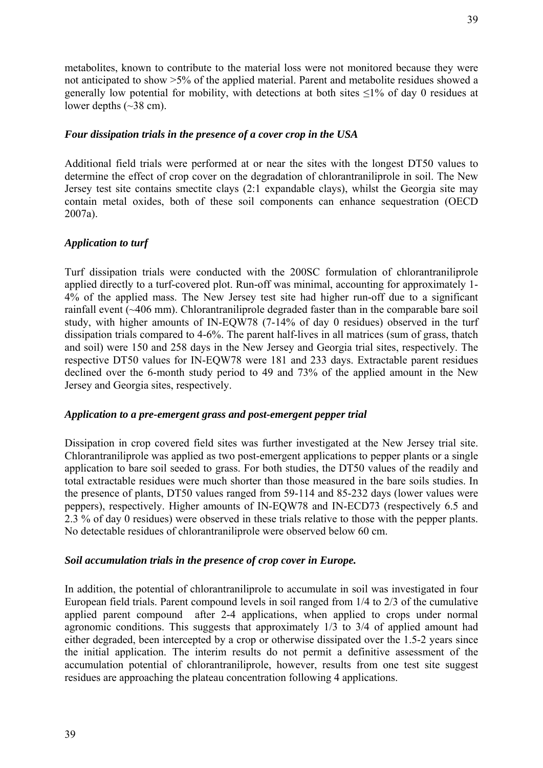metabolites, known to contribute to the material loss were not monitored because they were not anticipated to show >5% of the applied material. Parent and metabolite residues showed a generally low potential for mobility, with detections at both sites ≤1% of day 0 residues at lower depths (~38 cm).

### *Four dissipation trials in the presence of a cover crop in the USA*

Additional field trials were performed at or near the sites with the longest DT50 values to determine the effect of crop cover on the degradation of chlorantraniliprole in soil. The New Jersey test site contains smectite clays (2:1 expandable clays), whilst the Georgia site may contain metal oxides, both of these soil components can enhance sequestration (OECD 2007a).

### *Application to turf*

Turf dissipation trials were conducted with the 200SC formulation of chlorantraniliprole applied directly to a turf-covered plot. Run-off was minimal, accounting for approximately 1-4% of the applied mass. The New Jersey test site had higher run-off due to a significant rainfall event (~406 mm). Chlorantraniliprole degraded faster than in the comparable bare soil study, with higher amounts of IN-EQW78 (7-14% of day 0 residues) observed in the turf dissipation trials compared to 4-6%. The parent half-lives in all matrices (sum of grass, thatch and soil) were 150 and 258 days in the New Jersey and Georgia trial sites, respectively. The respective DT50 values for IN-EQW78 were 181 and 233 days. Extractable parent residues declined over the 6-month study period to 49 and 73% of the applied amount in the New Jersey and Georgia sites, respectively.

### *Application to a pre-emergent grass and post-emergent pepper trial*

Dissipation in crop covered field sites was further investigated at the New Jersey trial site. Chlorantraniliprole was applied as two post-emergent applications to pepper plants or a single application to bare soil seeded to grass. For both studies, the DT50 values of the readily and total extractable residues were much shorter than those measured in the bare soils studies. In the presence of plants, DT50 values ranged from 59-114 and 85-232 days (lower values were peppers), respectively. Higher amounts of IN-EQW78 and IN-ECD73 (respectively 6.5 and 2.3 % of day 0 residues) were observed in these trials relative to those with the pepper plants. No detectable residues of chlorantraniliprole were observed below 60 cm.

### *Soil accumulation trials in the presence of crop cover in Europe.*

In addition, the potential of chlorantraniliprole to accumulate in soil was investigated in four European field trials. Parent compound levels in soil ranged from 1/4 to 2/3 of the cumulative applied parent compound after 2-4 applications, when applied to crops under normal agronomic conditions. This suggests that approximately 1/3 to 3/4 of applied amount had either degraded, been intercepted by a crop or otherwise dissipated over the 1.5-2 years since the initial application. The interim results do not permit a definitive assessment of the accumulation potential of chlorantraniliprole, however, results from one test site suggest residues are approaching the plateau concentration following 4 applications.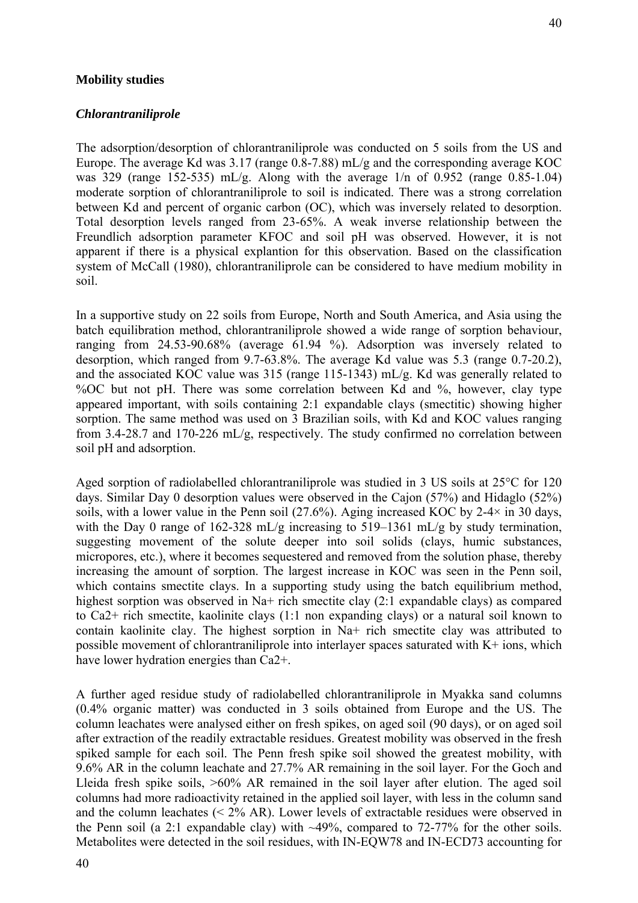**Mobility studies**

***Chlorantraniliprole***

The adsorption/desorption of chlorantraniliprole was conducted on 5 soils from the US and Europe. The average Kd was 3.17 (range 0.8-7.88) mL/g and the corresponding average KOC was 329 (range 152-535) mL/g. Along with the average 1/n of 0.952 (range 0.85-1.04) moderate sorption of chlorantraniliprole to soil is indicated. There was a strong correlation between Kd and percent of organic carbon (OC), which was inversely related to desorption. Total desorption levels ranged from 23-65%. A weak inverse relationship between the Freundlich adsorption parameter KFOC and soil pH was observed. However, it is not apparent if there is a physical explantion for this observation. Based on the classification system of McCall (1980), chlorantraniliprole can be considered to have medium mobility in soil.

In a supportive study on 22 soils from Europe, North and South America, and Asia using the batch equilibration method, chlorantraniliprole showed a wide range of sorption behaviour, ranging from 24.53-90.68% (average 61.94 %). Adsorption was inversely related to desorption, which ranged from 9.7-63.8%. The average Kd value was 5.3 (range 0.7-20.2), and the associated KOC value was 315 (range 115-1343) mL/g. Kd was generally related to %OC but not pH. There was some correlation between Kd and %, however, clay type appeared important, with soils containing 2:1 expandable clays (smectitic) showing higher sorption. The same method was used on 3 Brazilian soils, with Kd and KOC values ranging from 3.4-28.7 and 170-226 mL/g, respectively. The study confirmed no correlation between soil pH and adsorption.

Aged sorption of radiolabelled chlorantraniliprole was studied in 3 US soils at 25°C for 120 days. Similar Day 0 desorption values were observed in the Cajon (57%) and Hidaglo (52%) soils, with a lower value in the Penn soil (27.6%). Aging increased KOC by 2-4× in 30 days, with the Day 0 range of 162-328 mL/g increasing to 519–1361 mL/g by study termination, suggesting movement of the solute deeper into soil solids (clays, humic substances, micropores, etc.), where it becomes sequestered and removed from the solution phase, thereby increasing the amount of sorption. The largest increase in KOC was seen in the Penn soil, which contains smectite clays. In a supporting study using the batch equilibrium method, highest sorption was observed in Na+ rich smectite clay (2:1 expandable clays) as compared to Ca2+ rich smectite, kaolinite clays (1:1 non expanding clays) or a natural soil known to contain kaolinite clay. The highest sorption in Na+ rich smectite clay was attributed to possible movement of chlorantraniliprole into interlayer spaces saturated with K+ ions, which have lower hydration energies than Ca2+.

A further aged residue study of radiolabelled chlorantraniliprole in Myakka sand columns (0.4% organic matter) was conducted in 3 soils obtained from Europe and the US. The column leachates were analysed either on fresh spikes, on aged soil (90 days), or on aged soil after extraction of the readily extractable residues. Greatest mobility was observed in the fresh spiked sample for each soil. The Penn fresh spike soil showed the greatest mobility, with 9.6% AR in the column leachate and 27.7% AR remaining in the soil layer. For the Goch and Lleida fresh spike soils, >60% AR remained in the soil layer after elution. The aged soil columns had more radioactivity retained in the applied soil layer, with less in the column sand and the column leachates (< 2% AR). Lower levels of extractable residues were observed in the Penn soil (a 2:1 expandable clay) with ~49%, compared to 72-77% for the other soils. Metabolites were detected in the soil residues, with IN-EQW78 and IN-ECD73 accounting for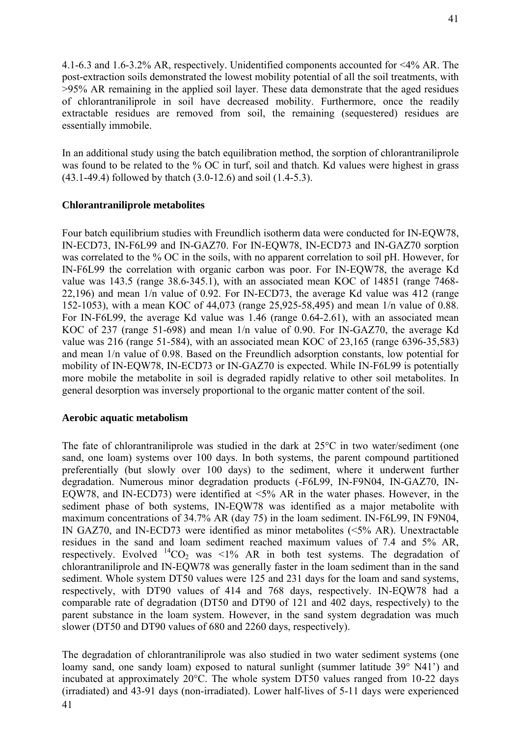4.1-6.3 and 1.6-3.2% AR, respectively. Unidentified components accounted for <4% AR. The post-extraction soils demonstrated the lowest mobility potential of all the soil treatments, with >95% AR remaining in the applied soil layer. These data demonstrate that the aged residues of chlorantraniliprole in soil have decreased mobility. Furthermore, once the readily extractable residues are removed from soil, the remaining (sequestered) residues are essentially immobile.

In an additional study using the batch equilibration method, the sorption of chlorantraniliprole was found to be related to the % OC in turf, soil and thatch. Kd values were highest in grass (43.1-49.4) followed by thatch (3.0-12.6) and soil (1.4-5.3).

**Chlorantraniliprole metabolites**

Four batch equilibrium studies with Freundlich isotherm data were conducted for IN-EQW78, IN-ECD73, IN-F6L99 and IN-GAZ70. For IN-EQW78, IN-ECD73 and IN-GAZ70 sorption was correlated to the % OC in the soils, with no apparent correlation to soil pH. However, for IN-F6L99 the correlation with organic carbon was poor. For IN-EQW78, the average Kd value was 143.5 (range 38.6-345.1), with an associated mean KOC of 14851 (range 7468-22,196) and mean 1/n value of 0.92. For IN-ECD73, the average Kd value was 412 (range 152-1053), with a mean KOC of 44,073 (range 25,925-58,495) and mean 1/n value of 0.88. For IN-F6L99, the average Kd value was 1.46 (range 0.64-2.61), with an associated mean KOC of 237 (range 51-698) and mean 1/n value of 0.90. For IN-GAZ70, the average Kd value was 216 (range 51-584), with an associated mean KOC of 23,165 (range 6396-35,583) and mean 1/n value of 0.98. Based on the Freundlich adsorption constants, low potential for mobility of IN-EQW78, IN-ECD73 or IN-GAZ70 is expected. While IN-F6L99 is potentially more mobile the metabolite in soil is degraded rapidly relative to other soil metabolites. In general desorption was inversely proportional to the organic matter content of the soil.

**Aerobic aquatic metabolism**

The fate of chlorantraniliprole was studied in the dark at 25°C in two water/sediment (one sand, one loam) systems over 100 days. In both systems, the parent compound partitioned preferentially (but slowly over 100 days) to the sediment, where it underwent further degradation. Numerous minor degradation products (-F6L99, IN-F9N04, IN-GAZ70, IN-EQW78, and IN-ECD73) were identified at <5% AR in the water phases. However, in the sediment phase of both systems, IN-EQW78 was identified as a major metabolite with maximum concentrations of 34.7% AR (day 75) in the loam sediment. IN-F6L99, IN F9N04, IN GAZ70, and IN-ECD73 were identified as minor metabolites (<5% AR). Unextractable residues in the sand and loam sediment reached maximum values of 7.4 and 5% AR, respectively. Evolved $^{14}CO_2$ was <1% AR in both test systems. The degradation of chlorantraniliprole and IN-EQW78 was generally faster in the loam sediment than in the sand sediment. Whole system DT50 values were 125 and 231 days for the loam and sand systems, respectively, with DT90 values of 414 and 768 days, respectively. IN-EQW78 had a comparable rate of degradation (DT50 and DT90 of 121 and 402 days, respectively) to the parent substance in the loam system. However, in the sand system degradation was much slower (DT50 and DT90 values of 680 and 2260 days, respectively).

The degradation of chlorantraniliprole was also studied in two water sediment systems (one loamy sand, one sandy loam) exposed to natural sunlight (summer latitude 39° N41') and incubated at approximately 20°C. The whole system DT50 values ranged from 10-22 days (irradiated) and 43-91 days (non-irradiated). Lower half-lives of 5-11 days were experienced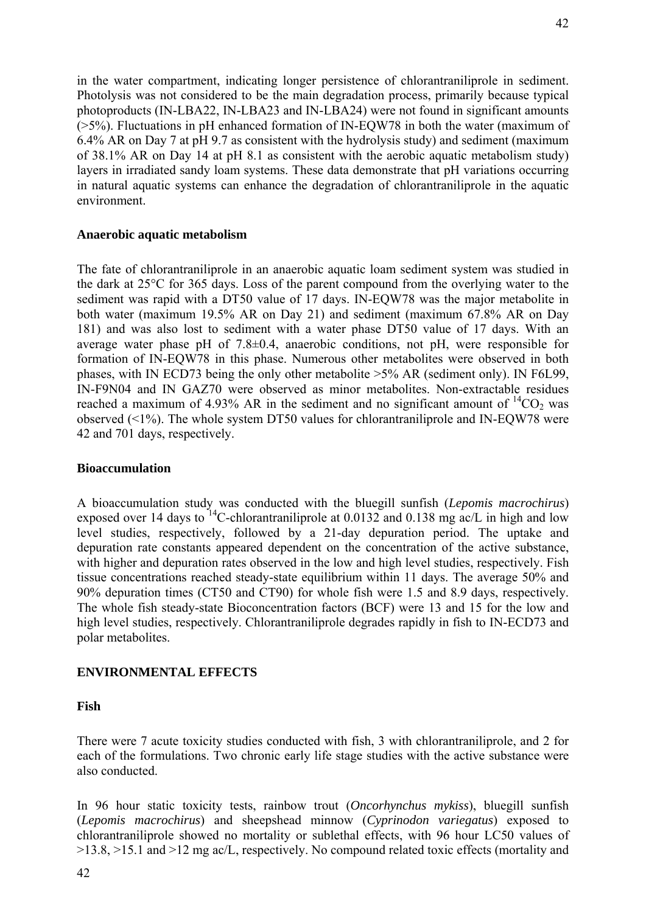in the water compartment, indicating longer persistence of chlorantraniliprole in sediment. Photolysis was not considered to be the main degradation process, primarily because typical photoproducts (IN-LBA22, IN-LBA23 and IN-LBA24) were not found in significant amounts (>5%). Fluctuations in pH enhanced formation of IN-EQW78 in both the water (maximum of 6.4% AR on Day 7 at pH 9.7 as consistent with the hydrolysis study) and sediment (maximum of 38.1% AR on Day 14 at pH 8.1 as consistent with the aerobic aquatic metabolism study) layers in irradiated sandy loam systems. These data demonstrate that pH variations occurring in natural aquatic systems can enhance the degradation of chlorantraniliprole in the aquatic environment.

**Anaerobic aquatic metabolism**

The fate of chlorantraniliprole in an anaerobic aquatic loam sediment system was studied in the dark at 25°C for 365 days. Loss of the parent compound from the overlying water to the sediment was rapid with a DT50 value of 17 days. IN-EQW78 was the major metabolite in both water (maximum 19.5% AR on Day 21) and sediment (maximum 67.8% AR on Day 181) and was also lost to sediment with a water phase DT50 value of 17 days. With an average water phase pH of 7.8±0.4, anaerobic conditions, not pH, were responsible for formation of IN-EQW78 in this phase. Numerous other metabolites were observed in both phases, with IN ECD73 being the only other metabolite >5% AR (sediment only). IN F6L99, IN-F9N04 and IN GAZ70 were observed as minor metabolites. Non-extractable residues reached a maximum of 4.93% AR in the sediment and no significant amount of $^{14}CO_2$ was observed (<1%). The whole system DT50 values for chlorantraniliprole and IN-EQW78 were 42 and 701 days, respectively.

**Bioaccumulation**

A bioaccumulation study was conducted with the bluegill sunfish (*Lepomis macrochirus*) exposed over 14 days to $^{14}$C-chlorantraniliprole at 0.0132 and 0.138 mg ac/L in high and low level studies, respectively, followed by a 21-day depuration period. The uptake and depuration rate constants appeared dependent on the concentration of the active substance, with higher and depuration rates observed in the low and high level studies, respectively. Fish tissue concentrations reached steady-state equilibrium within 11 days. The average 50% and 90% depuration times (CT50 and CT90) for whole fish were 1.5 and 8.9 days, respectively. The whole fish steady-state Bioconcentration factors (BCF) were 13 and 15 for the low and high level studies, respectively. Chlorantraniliprole degrades rapidly in fish to IN-ECD73 and polar metabolites.

## ENVIRONMENTAL EFFECTS

**Fish**

There were 7 acute toxicity studies conducted with fish, 3 with chlorantraniliprole, and 2 for each of the formulations. Two chronic early life stage studies with the active substance were also conducted.

In 96 hour static toxicity tests, rainbow trout (*Oncorhynchus mykiss*), bluegill sunfish (*Lepomis macrochirus*) and sheepshead minnow (*Cyprinodon variegatus*) exposed to chlorantraniliprole showed no mortality or sublethal effects, with 96 hour LC50 values of >13.8, >15.1 and >12 mg ac/L, respectively. No compound related toxic effects (mortality and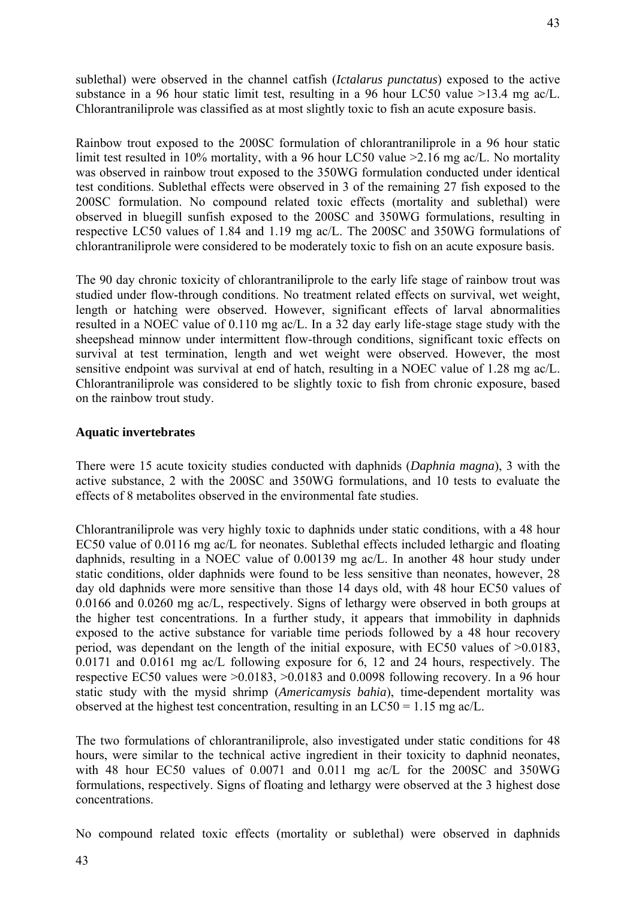sublethal) were observed in the channel catfish (*Ictalarus punctatus*) exposed to the active substance in a 96 hour static limit test, resulting in a 96 hour LC50 value >13.4 mg ac/L. Chlorantraniliprole was classified as at most slightly toxic to fish an acute exposure basis.

Rainbow trout exposed to the 200SC formulation of chlorantraniliprole in a 96 hour static limit test resulted in 10% mortality, with a 96 hour LC50 value >2.16 mg ac/L. No mortality was observed in rainbow trout exposed to the 350WG formulation conducted under identical test conditions. Sublethal effects were observed in 3 of the remaining 27 fish exposed to the 200SC formulation. No compound related toxic effects (mortality and sublethal) were observed in bluegill sunfish exposed to the 200SC and 350WG formulations, resulting in respective LC50 values of 1.84 and 1.19 mg ac/L. The 200SC and 350WG formulations of chlorantraniliprole were considered to be moderately toxic to fish on an acute exposure basis.

The 90 day chronic toxicity of chlorantraniliprole to the early life stage of rainbow trout was studied under flow-through conditions. No treatment related effects on survival, wet weight, length or hatching were observed. However, significant effects of larval abnormalities resulted in a NOEC value of 0.110 mg ac/L. In a 32 day early life-stage stage study with the sheepshead minnow under intermittent flow-through conditions, significant toxic effects on survival at test termination, length and wet weight were observed. However, the most sensitive endpoint was survival at end of hatch, resulting in a NOEC value of 1.28 mg ac/L. Chlorantraniliprole was considered to be slightly toxic to fish from chronic exposure, based on the rainbow trout study.

**Aquatic invertebrates**

There were 15 acute toxicity studies conducted with daphnids (*Daphnia magna*), 3 with the active substance, 2 with the 200SC and 350WG formulations, and 10 tests to evaluate the effects of 8 metabolites observed in the environmental fate studies.

Chlorantraniliprole was very highly toxic to daphnids under static conditions, with a 48 hour EC50 value of 0.0116 mg ac/L for neonates. Sublethal effects included lethargic and floating daphnids, resulting in a NOEC value of 0.00139 mg ac/L. In another 48 hour study under static conditions, older daphnids were found to be less sensitive than neonates, however, 28 day old daphnids were more sensitive than those 14 days old, with 48 hour EC50 values of 0.0166 and 0.0260 mg ac/L, respectively. Signs of lethargy were observed in both groups at the higher test concentrations. In a further study, it appears that immobility in daphnids exposed to the active substance for variable time periods followed by a 48 hour recovery period, was dependant on the length of the initial exposure, with EC50 values of >0.0183, 0.0171 and 0.0161 mg ac/L following exposure for 6, 12 and 24 hours, respectively. The respective EC50 values were >0.0183, >0.0183 and 0.0098 following recovery. In a 96 hour static study with the mysid shrimp (*Americamysis bahia*), time-dependent mortality was observed at the highest test concentration, resulting in an LC50 = 1.15 mg ac/L.

The two formulations of chlorantraniliprole, also investigated under static conditions for 48 hours, were similar to the technical active ingredient in their toxicity to daphnid neonates, with 48 hour EC50 values of 0.0071 and 0.011 mg ac/L for the 200SC and 350WG formulations, respectively. Signs of floating and lethargy were observed at the 3 highest dose concentrations.

No compound related toxic effects (mortality or sublethal) were observed in daphnids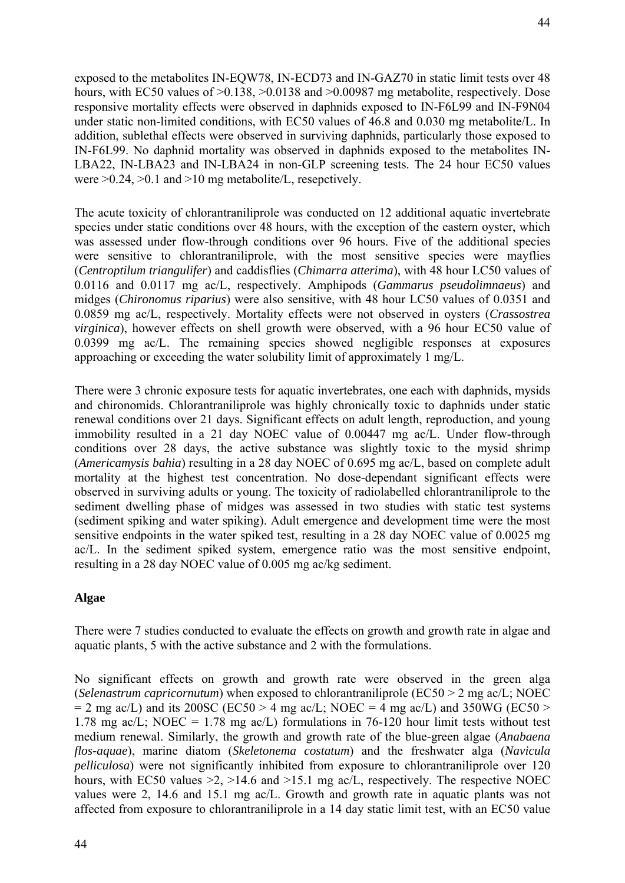exposed to the metabolites IN-EQW78, IN-ECD73 and IN-GAZ70 in static limit tests over 48 hours, with EC50 values of >0.138, >0.0138 and >0.00987 mg metabolite, respectively. Dose responsive mortality effects were observed in daphnids exposed to IN-F6L99 and IN-F9N04 under static non-limited conditions, with EC50 values of 46.8 and 0.030 mg metabolite/L. In addition, sublethal effects were observed in surviving daphnids, particularly those exposed to IN-F6L99. No daphnid mortality was observed in daphnids exposed to the metabolites IN-LBA22, IN-LBA23 and IN-LBA24 in non-GLP screening tests. The 24 hour EC50 values were >0.24, >0.1 and >10 mg metabolite/L, resepctively.

The acute toxicity of chlorantraniliprole was conducted on 12 additional aquatic invertebrate species under static conditions over 48 hours, with the exception of the eastern oyster, which was assessed under flow-through conditions over 96 hours. Five of the additional species were sensitive to chlorantraniliprole, with the most sensitive species were mayflies (*Centroptilum triangulifer*) and caddisflies (*Chimarra atterima*), with 48 hour LC50 values of 0.0116 and 0.0117 mg ac/L, respectively. Amphipods (*Gammarus pseudolimnaeus*) and midges (*Chironomus riparius*) were also sensitive, with 48 hour LC50 values of 0.0351 and 0.0859 mg ac/L, respectively. Mortality effects were not observed in oysters (*Crassostrea virginica*), however effects on shell growth were observed, with a 96 hour EC50 value of 0.0399 mg ac/L. The remaining species showed negligible responses at exposures approaching or exceeding the water solubility limit of approximately 1 mg/L.

There were 3 chronic exposure tests for aquatic invertebrates, one each with daphnids, mysids and chironomids. Chlorantraniliprole was highly chronically toxic to daphnids under static renewal conditions over 21 days. Significant effects on adult length, reproduction, and young immobility resulted in a 21 day NOEC value of 0.00447 mg ac/L. Under flow-through conditions over 28 days, the active substance was slightly toxic to the mysid shrimp (*Americamysis bahia*) resulting in a 28 day NOEC of 0.695 mg ac/L, based on complete adult mortality at the highest test concentration. No dose-dependant significant effects were observed in surviving adults or young. The toxicity of radiolabelled chlorantraniliprole to the sediment dwelling phase of midges was assessed in two studies with static test systems (sediment spiking and water spiking). Adult emergence and development time were the most sensitive endpoints in the water spiked test, resulting in a 28 day NOEC value of 0.0025 mg ac/L. In the sediment spiked system, emergence ratio was the most sensitive endpoint, resulting in a 28 day NOEC value of 0.005 mg ac/kg sediment.

**Algae**

There were 7 studies conducted to evaluate the effects on growth and growth rate in algae and aquatic plants, 5 with the active substance and 2 with the formulations.

No significant effects on growth and growth rate were observed in the green alga (*Selenastrum capricornutum*) when exposed to chlorantraniliprole (EC50 > 2 mg ac/L; NOEC = 2 mg ac/L) and its 200SC (EC50 > 4 mg ac/L; NOEC = 4 mg ac/L) and 350WG (EC50 > 1.78 mg ac/L; NOEC = 1.78 mg ac/L) formulations in 76-120 hour limit tests without test medium renewal. Similarly, the growth and growth rate of the blue-green algae (*Anabaena flos-aquae*), marine diatom (*Skeletonema costatum*) and the freshwater alga (*Navicula pelliculosa*) were not significantly inhibited from exposure to chlorantraniliprole over 120 hours, with EC50 values >2, >14.6 and >15.1 mg ac/L, respectively. The respective NOEC values were 2, 14.6 and 15.1 mg ac/L. Growth and growth rate in aquatic plants was not affected from exposure to chlorantraniliprole in a 14 day static limit test, with an EC50 value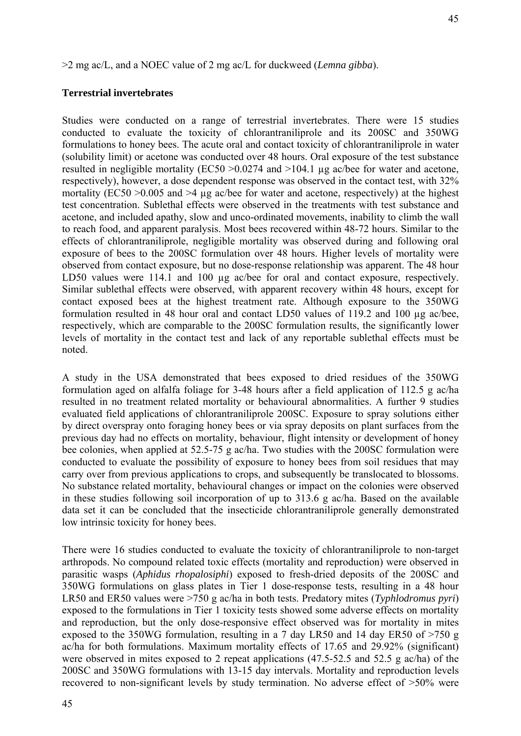>2 mg ac/L, and a NOEC value of 2 mg ac/L for duckweed (*Lemna gibba*).

**Terrestrial invertebrates**

Studies were conducted on a range of terrestrial invertebrates. There were 15 studies conducted to evaluate the toxicity of chlorantraniliprole and its 200SC and 350WG formulations to honey bees. The acute oral and contact toxicity of chlorantraniliprole in water (solubility limit) or acetone was conducted over 48 hours. Oral exposure of the test substance resulted in negligible mortality (EC50 >0.0274 and >104.1 µg ac/bee for water and acetone, respectively), however, a dose dependent response was observed in the contact test, with 32% mortality (EC50 >0.005 and >4 µg ac/bee for water and acetone, respectively) at the highest test concentration. Sublethal effects were observed in the treatments with test substance and acetone, and included apathy, slow and unco-ordinated movements, inability to climb the wall to reach food, and apparent paralysis. Most bees recovered within 48-72 hours. Similar to the effects of chlorantraniliprole, negligible mortality was observed during and following oral exposure of bees to the 200SC formulation over 48 hours. Higher levels of mortality were observed from contact exposure, but no dose-response relationship was apparent. The 48 hour LD50 values were 114.1 and 100 µg ac/bee for oral and contact exposure, respectively. Similar sublethal effects were observed, with apparent recovery within 48 hours, except for contact exposed bees at the highest treatment rate. Although exposure to the 350WG formulation resulted in 48 hour oral and contact LD50 values of 119.2 and 100 µg ac/bee, respectively, which are comparable to the 200SC formulation results, the significantly lower levels of mortality in the contact test and lack of any reportable sublethal effects must be noted.

A study in the USA demonstrated that bees exposed to dried residues of the 350WG formulation aged on alfalfa foliage for 3-48 hours after a field application of 112.5 g ac/ha resulted in no treatment related mortality or behavioural abnormalities. A further 9 studies evaluated field applications of chlorantraniliprole 200SC. Exposure to spray solutions either by direct overspray onto foraging honey bees or via spray deposits on plant surfaces from the previous day had no effects on mortality, behaviour, flight intensity or development of honey bee colonies, when applied at 52.5-75 g ac/ha. Two studies with the 200SC formulation were conducted to evaluate the possibility of exposure to honey bees from soil residues that may carry over from previous applications to crops, and subsequently be translocated to blossoms. No substance related mortality, behavioural changes or impact on the colonies were observed in these studies following soil incorporation of up to 313.6 g ac/ha. Based on the available data set it can be concluded that the insecticide chlorantraniliprole generally demonstrated low intrinsic toxicity for honey bees.

There were 16 studies conducted to evaluate the toxicity of chlorantraniliprole to non-target arthropods. No compound related toxic effects (mortality and reproduction) were observed in parasitic wasps (*Aphidus rhopalosiphi*) exposed to fresh-dried deposits of the 200SC and 350WG formulations on glass plates in Tier 1 dose-response tests, resulting in a 48 hour LR50 and ER50 values were >750 g ac/ha in both tests. Predatory mites (*Typhlodromus pyri*) exposed to the formulations in Tier 1 toxicity tests showed some adverse effects on mortality and reproduction, but the only dose-responsive effect observed was for mortality in mites exposed to the 350WG formulation, resulting in a 7 day LR50 and 14 day ER50 of >750 g ac/ha for both formulations. Maximum mortality effects of 17.65 and 29.92% (significant) were observed in mites exposed to 2 repeat applications (47.5-52.5 and 52.5 g ac/ha) of the 200SC and 350WG formulations with 13-15 day intervals. Mortality and reproduction levels recovered to non-significant levels by study termination. No adverse effect of >50% were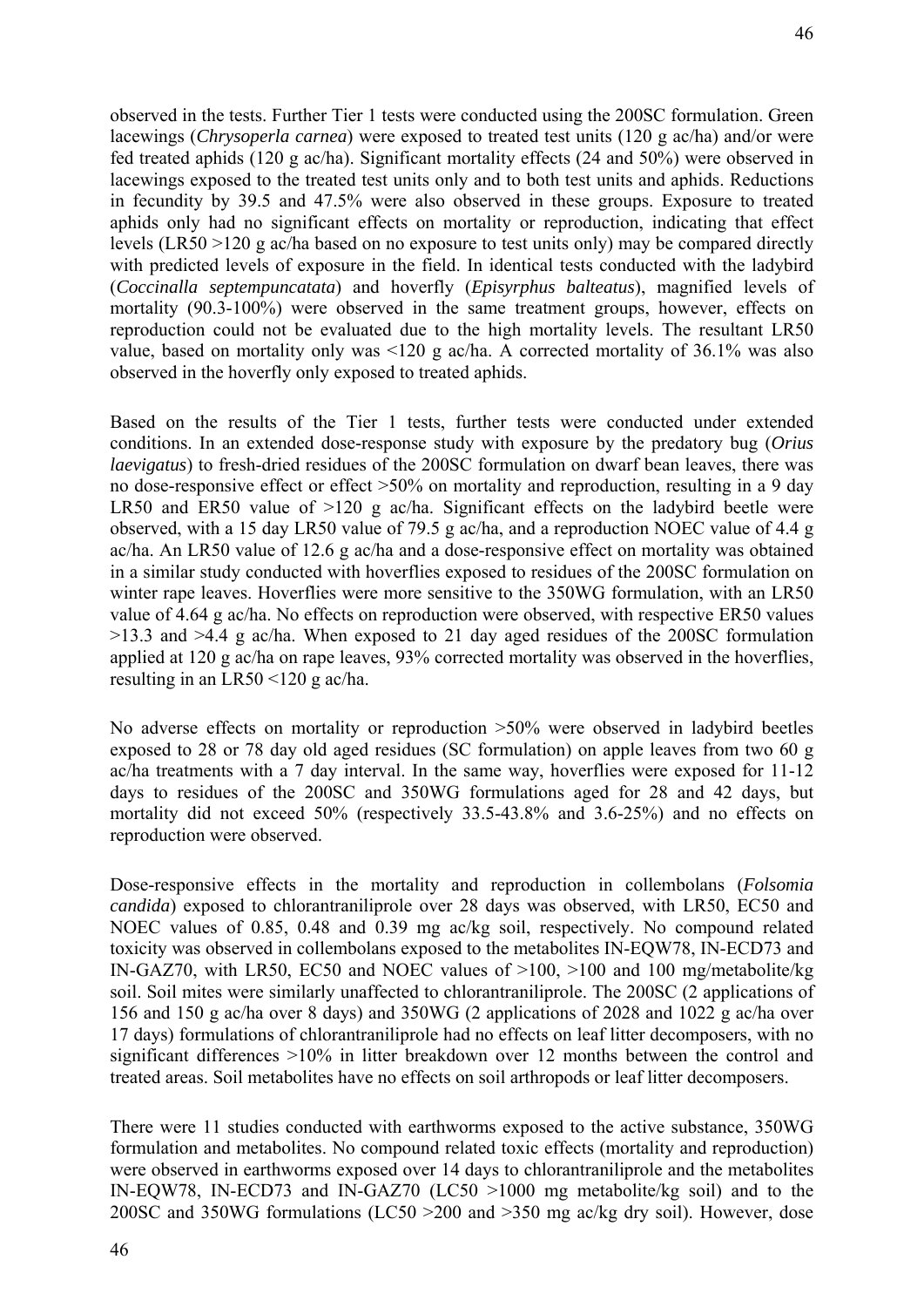observed in the tests. Further Tier 1 tests were conducted using the 200SC formulation. Green lacewings (*Chrysoperla carnea*) were exposed to treated test units (120 g ac/ha) and/or were fed treated aphids (120 g ac/ha). Significant mortality effects (24 and 50%) were observed in lacewings exposed to the treated test units only and to both test units and aphids. Reductions in fecundity by 39.5 and 47.5% were also observed in these groups. Exposure to treated aphids only had no significant effects on mortality or reproduction, indicating that effect levels (LR50 >120 g ac/ha based on no exposure to test units only) may be compared directly with predicted levels of exposure in the field. In identical tests conducted with the ladybird (*Coccinalla septempuncatata*) and hoverfly (*Episyrphus balteatus*), magnified levels of mortality (90.3-100%) were observed in the same treatment groups, however, effects on reproduction could not be evaluated due to the high mortality levels. The resultant LR50 value, based on mortality only was <120 g ac/ha. A corrected mortality of 36.1% was also observed in the hoverfly only exposed to treated aphids.

Based on the results of the Tier 1 tests, further tests were conducted under extended conditions. In an extended dose-response study with exposure by the predatory bug (*Orius laevigatus*) to fresh-dried residues of the 200SC formulation on dwarf bean leaves, there was no dose-responsive effect or effect >50% on mortality and reproduction, resulting in a 9 day LR50 and ER50 value of >120 g ac/ha. Significant effects on the ladybird beetle were observed, with a 15 day LR50 value of 79.5 g ac/ha, and a reproduction NOEC value of 4.4 g ac/ha. An LR50 value of 12.6 g ac/ha and a dose-responsive effect on mortality was obtained in a similar study conducted with hoverflies exposed to residues of the 200SC formulation on winter rape leaves. Hoverflies were more sensitive to the 350WG formulation, with an LR50 value of 4.64 g ac/ha. No effects on reproduction were observed, with respective ER50 values >13.3 and >4.4 g ac/ha. When exposed to 21 day aged residues of the 200SC formulation applied at 120 g ac/ha on rape leaves, 93% corrected mortality was observed in the hoverflies, resulting in an LR50 <120 g ac/ha.

No adverse effects on mortality or reproduction >50% were observed in ladybird beetles exposed to 28 or 78 day old aged residues (SC formulation) on apple leaves from two 60 g ac/ha treatments with a 7 day interval. In the same way, hoverflies were exposed for 11-12 days to residues of the 200SC and 350WG formulations aged for 28 and 42 days, but mortality did not exceed 50% (respectively 33.5-43.8% and 3.6-25%) and no effects on reproduction were observed.

Dose-responsive effects in the mortality and reproduction in collembolans (*Folsomia candida*) exposed to chlorantraniliprole over 28 days was observed, with LR50, EC50 and NOEC values of 0.85, 0.48 and 0.39 mg ac/kg soil, respectively. No compound related toxicity was observed in collembolans exposed to the metabolites IN-EQW78, IN-ECD73 and IN-GAZ70, with LR50, EC50 and NOEC values of >100, >100 and 100 mg/metabolite/kg soil. Soil mites were similarly unaffected to chlorantraniliprole. The 200SC (2 applications of 156 and 150 g ac/ha over 8 days) and 350WG (2 applications of 2028 and 1022 g ac/ha over 17 days) formulations of chlorantraniliprole had no effects on leaf litter decomposers, with no significant differences >10% in litter breakdown over 12 months between the control and treated areas. Soil metabolites have no effects on soil arthropods or leaf litter decomposers.

There were 11 studies conducted with earthworms exposed to the active substance, 350WG formulation and metabolites. No compound related toxic effects (mortality and reproduction) were observed in earthworms exposed over 14 days to chlorantraniliprole and the metabolites IN-EQW78, IN-ECD73 and IN-GAZ70 (LC50 >1000 mg metabolite/kg soil) and to the 200SC and 350WG formulations (LC50 >200 and >350 mg ac/kg dry soil). However, dose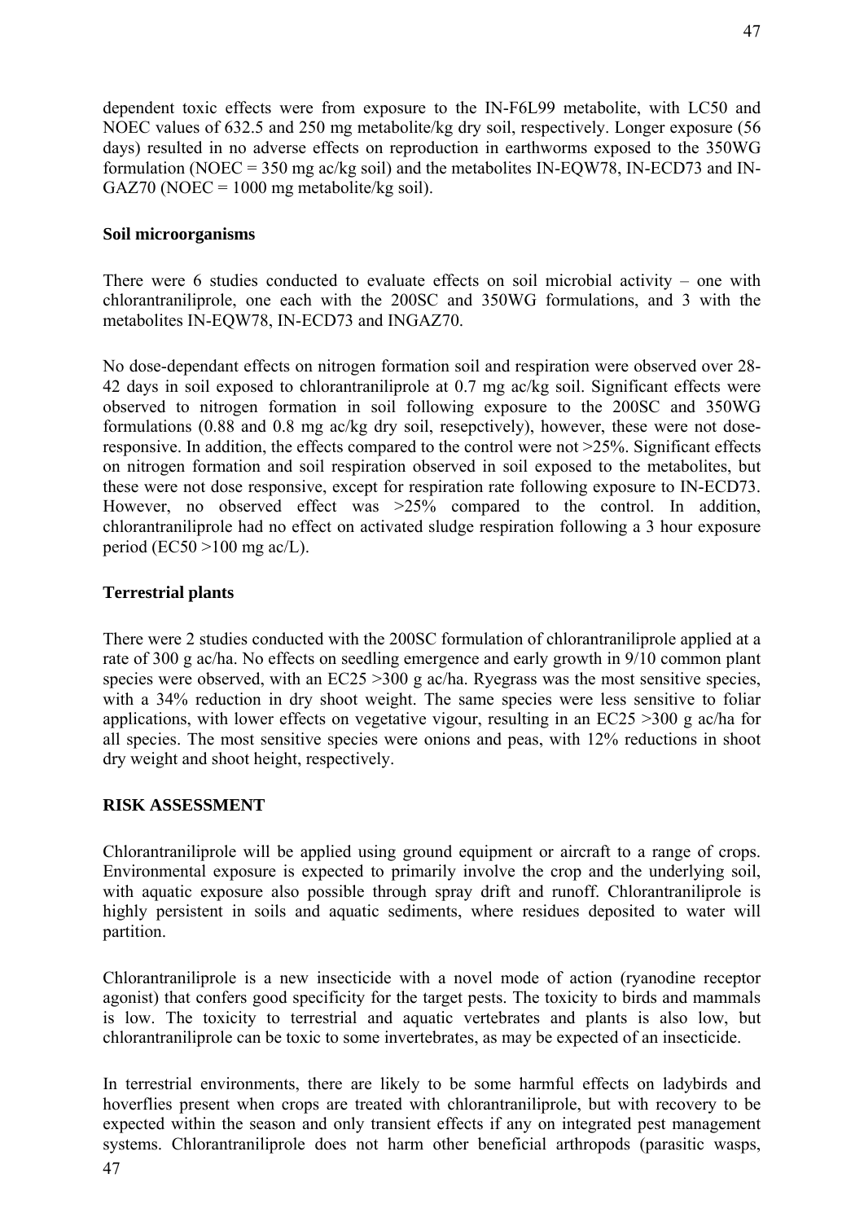dependent toxic effects were from exposure to the IN-F6L99 metabolite, with LC50 and NOEC values of 632.5 and 250 mg metabolite/kg dry soil, respectively. Longer exposure (56 days) resulted in no adverse effects on reproduction in earthworms exposed to the 350WG formulation (NOEC = 350 mg ac/kg soil) and the metabolites IN-EQW78, IN-ECD73 and IN-GAZ70 (NOEC = 1000 mg metabolite/kg soil).

**Soil microorganisms**

There were 6 studies conducted to evaluate effects on soil microbial activity – one with chlorantraniliprole, one each with the 200SC and 350WG formulations, and 3 with the metabolites IN-EQW78, IN-ECD73 and INGAZ70.

No dose-dependant effects on nitrogen formation soil and respiration were observed over 28-42 days in soil exposed to chlorantraniliprole at 0.7 mg ac/kg soil. Significant effects were observed to nitrogen formation in soil following exposure to the 200SC and 350WG formulations (0.88 and 0.8 mg ac/kg dry soil, resepctively), however, these were not dose-responsive. In addition, the effects compared to the control were not >25%. Significant effects on nitrogen formation and soil respiration observed in soil exposed to the metabolites, but these were not dose responsive, except for respiration rate following exposure to IN-ECD73. However, no observed effect was >25% compared to the control. In addition, chlorantraniliprole had no effect on activated sludge respiration following a 3 hour exposure period (EC50 >100 mg ac/L).

**Terrestrial plants**

There were 2 studies conducted with the 200SC formulation of chlorantraniliprole applied at a rate of 300 g ac/ha. No effects on seedling emergence and early growth in 9/10 common plant species were observed, with an EC25 >300 g ac/ha. Ryegrass was the most sensitive species, with a 34% reduction in dry shoot weight. The same species were less sensitive to foliar applications, with lower effects on vegetative vigour, resulting in an EC25 >300 g ac/ha for all species. The most sensitive species were onions and peas, with 12% reductions in shoot dry weight and shoot height, respectively.

**RISK ASSESSMENT**

Chlorantraniliprole will be applied using ground equipment or aircraft to a range of crops. Environmental exposure is expected to primarily involve the crop and the underlying soil, with aquatic exposure also possible through spray drift and runoff. Chlorantraniliprole is highly persistent in soils and aquatic sediments, where residues deposited to water will partition.

Chlorantraniliprole is a new insecticide with a novel mode of action (ryanodine receptor agonist) that confers good specificity for the target pests. The toxicity to birds and mammals is low. The toxicity to terrestrial and aquatic vertebrates and plants is also low, but chlorantraniliprole can be toxic to some invertebrates, as may be expected of an insecticide.

In terrestrial environments, there are likely to be some harmful effects on ladybirds and hoverflies present when crops are treated with chlorantraniliprole, but with recovery to be expected within the season and only transient effects if any on integrated pest management systems. Chlorantraniliprole does not harm other beneficial arthropods (parasitic wasps,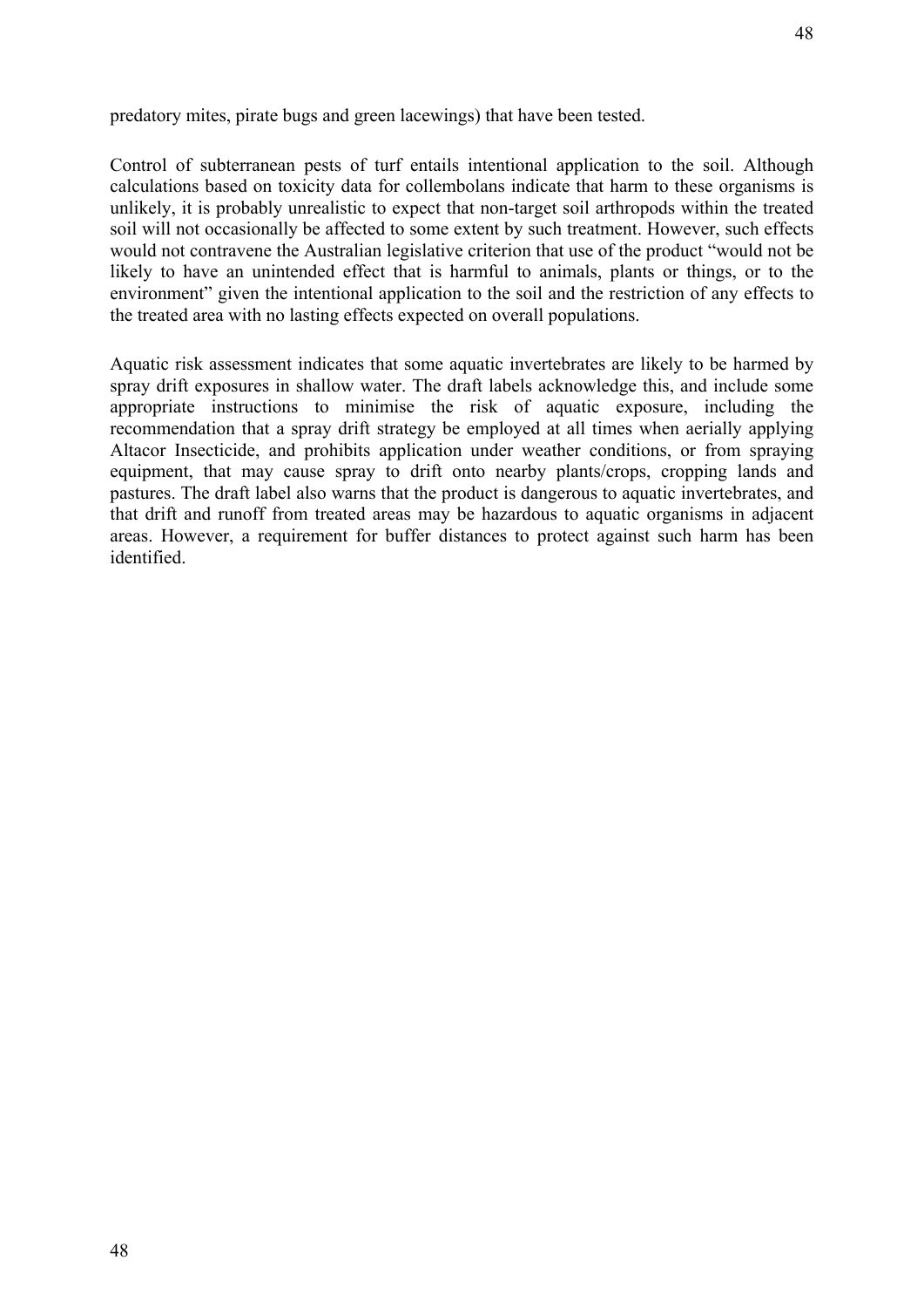predatory mites, pirate bugs and green lacewings) that have been tested.

Control of subterranean pests of turf entails intentional application to the soil. Although calculations based on toxicity data for collembolans indicate that harm to these organisms is unlikely, it is probably unrealistic to expect that non-target soil arthropods within the treated soil will not occasionally be affected to some extent by such treatment. However, such effects would not contravene the Australian legislative criterion that use of the product "would not be likely to have an unintended effect that is harmful to animals, plants or things, or to the environment" given the intentional application to the soil and the restriction of any effects to the treated area with no lasting effects expected on overall populations.

Aquatic risk assessment indicates that some aquatic invertebrates are likely to be harmed by spray drift exposures in shallow water. The draft labels acknowledge this, and include some appropriate instructions to minimise the risk of aquatic exposure, including the recommendation that a spray drift strategy be employed at all times when aerially applying Altacor Insecticide, and prohibits application under weather conditions, or from spraying equipment, that may cause spray to drift onto nearby plants/crops, cropping lands and pastures. The draft label also warns that the product is dangerous to aquatic invertebrates, and that drift and runoff from treated areas may be hazardous to aquatic organisms in adjacent areas. However, a requirement for buffer distances to protect against such harm has been identified.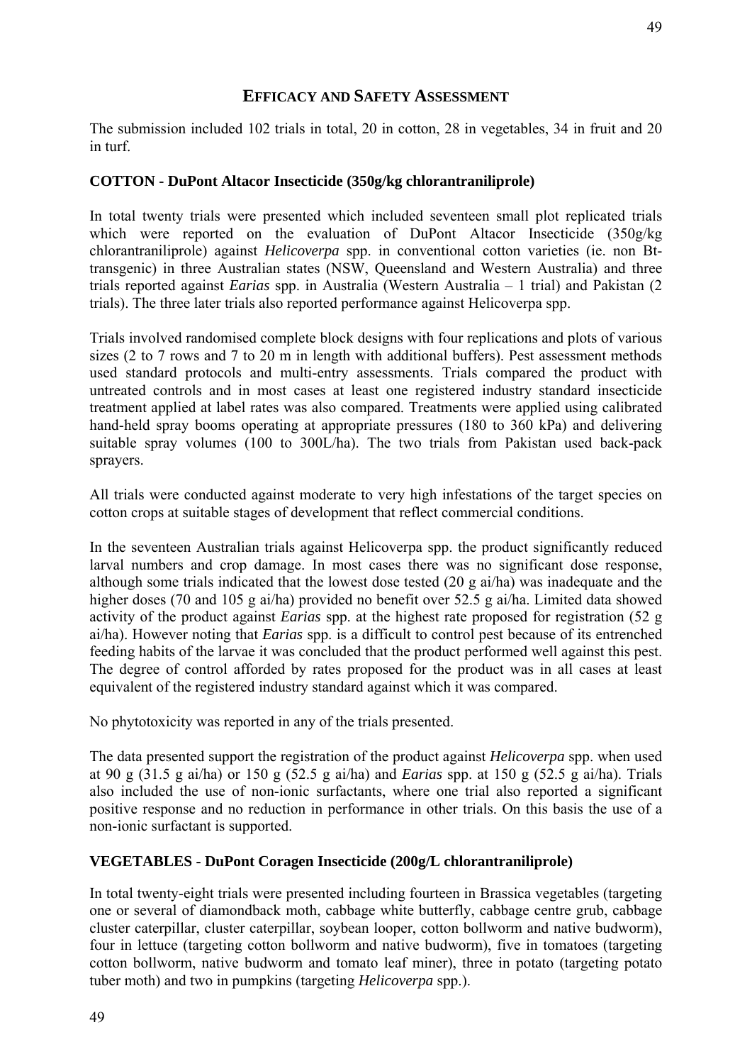## EFFICACY AND SAFETY ASSESSMENT

The submission included 102 trials in total, 20 in cotton, 28 in vegetables, 34 in fruit and 20 in turf.

### COTTON - DuPont Altacor Insecticide (350g/kg chlorantraniliprole)

In total twenty trials were presented which included seventeen small plot replicated trials which were reported on the evaluation of DuPont Altacor Insecticide (350g/kg chlorantraniliprole) against *Helicoverpa* spp. in conventional cotton varieties (ie. non Bt-transgenic) in three Australian states (NSW, Queensland and Western Australia) and three trials reported against *Earias* spp. in Australia (Western Australia – 1 trial) and Pakistan (2 trials). The three later trials also reported performance against Helicoverpa spp.

Trials involved randomised complete block designs with four replications and plots of various sizes (2 to 7 rows and 7 to 20 m in length with additional buffers). Pest assessment methods used standard protocols and multi-entry assessments. Trials compared the product with untreated controls and in most cases at least one registered industry standard insecticide treatment applied at label rates was also compared. Treatments were applied using calibrated hand-held spray booms operating at appropriate pressures (180 to 360 kPa) and delivering suitable spray volumes (100 to 300L/ha). The two trials from Pakistan used back-pack sprayers.

All trials were conducted against moderate to very high infestations of the target species on cotton crops at suitable stages of development that reflect commercial conditions.

In the seventeen Australian trials against Helicoverpa spp. the product significantly reduced larval numbers and crop damage. In most cases there was no significant dose response, although some trials indicated that the lowest dose tested (20 g ai/ha) was inadequate and the higher doses (70 and 105 g ai/ha) provided no benefit over 52.5 g ai/ha. Limited data showed activity of the product against *Earias* spp. at the highest rate proposed for registration (52 g ai/ha). However noting that *Earias* spp. is a difficult to control pest because of its entrenched feeding habits of the larvae it was concluded that the product performed well against this pest. The degree of control afforded by rates proposed for the product was in all cases at least equivalent of the registered industry standard against which it was compared.

No phytotoxicity was reported in any of the trials presented.

The data presented support the registration of the product against *Helicoverpa* spp. when used at 90 g (31.5 g ai/ha) or 150 g (52.5 g ai/ha) and *Earias* spp. at 150 g (52.5 g ai/ha). Trials also included the use of non-ionic surfactants, where one trial also reported a significant positive response and no reduction in performance in other trials. On this basis the use of a non-ionic surfactant is supported.

### VEGETABLES - DuPont Coragen Insecticide (200g/L chlorantraniliprole)

In total twenty-eight trials were presented including fourteen in Brassica vegetables (targeting one or several of diamondback moth, cabbage white butterfly, cabbage centre grub, cabbage cluster caterpillar, cluster caterpillar, soybean looper, cotton bollworm and native budworm), four in lettuce (targeting cotton bollworm and native budworm), five in tomatoes (targeting cotton bollworm, native budworm and tomato leaf miner), three in potato (targeting potato tuber moth) and two in pumpkins (targeting *Helicoverpa* spp.).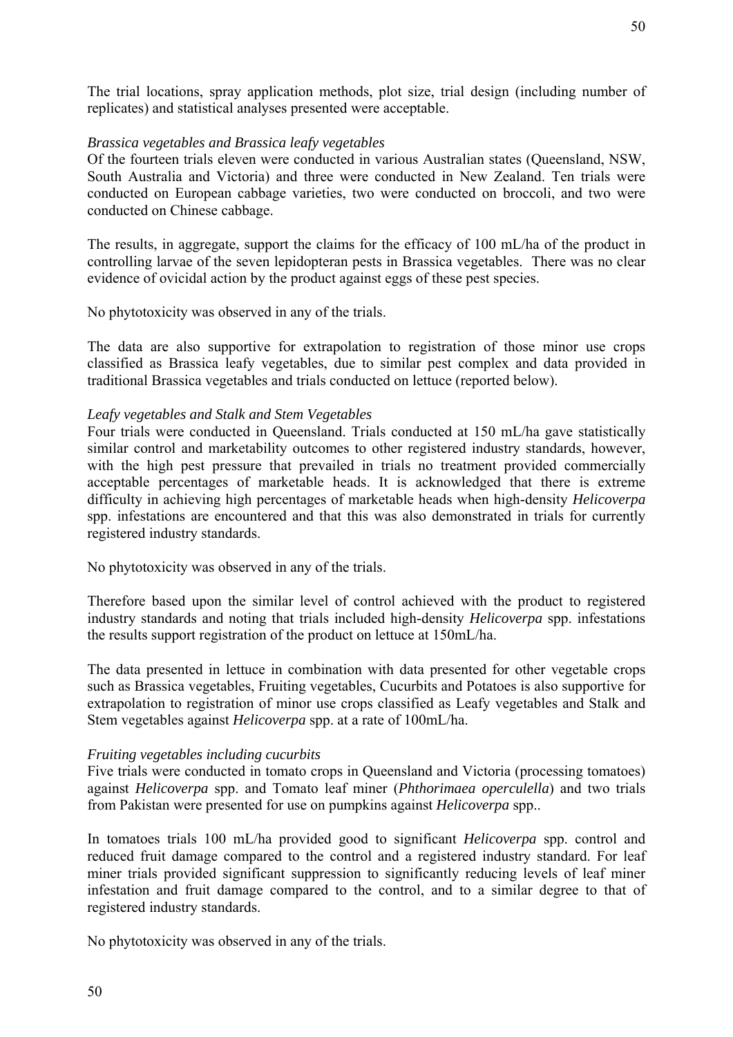The trial locations, spray application methods, plot size, trial design (including number of replicates) and statistical analyses presented were acceptable.

*Brassica vegetables and Brassica leafy vegetables*

Of the fourteen trials eleven were conducted in various Australian states (Queensland, NSW, South Australia and Victoria) and three were conducted in New Zealand. Ten trials were conducted on European cabbage varieties, two were conducted on broccoli, and two were conducted on Chinese cabbage.

The results, in aggregate, support the claims for the efficacy of 100 mL/ha of the product in controlling larvae of the seven lepidopteran pests in Brassica vegetables. There was no clear evidence of ovicidal action by the product against eggs of these pest species.

No phytotoxicity was observed in any of the trials.

The data are also supportive for extrapolation to registration of those minor use crops classified as Brassica leafy vegetables, due to similar pest complex and data provided in traditional Brassica vegetables and trials conducted on lettuce (reported below).

*Leafy vegetables and Stalk and Stem Vegetables*

Four trials were conducted in Queensland. Trials conducted at 150 mL/ha gave statistically similar control and marketability outcomes to other registered industry standards, however, with the high pest pressure that prevailed in trials no treatment provided commercially acceptable percentages of marketable heads. It is acknowledged that there is extreme difficulty in achieving high percentages of marketable heads when high-density *Helicoverpa* spp. infestations are encountered and that this was also demonstrated in trials for currently registered industry standards.

No phytotoxicity was observed in any of the trials.

Therefore based upon the similar level of control achieved with the product to registered industry standards and noting that trials included high-density *Helicoverpa* spp. infestations the results support registration of the product on lettuce at 150mL/ha.

The data presented in lettuce in combination with data presented for other vegetable crops such as Brassica vegetables, Fruiting vegetables, Cucurbits and Potatoes is also supportive for extrapolation to registration of minor use crops classified as Leafy vegetables and Stalk and Stem vegetables against *Helicoverpa* spp. at a rate of 100mL/ha.

*Fruiting vegetables including cucurbits*

Five trials were conducted in tomato crops in Queensland and Victoria (processing tomatoes) against *Helicoverpa* spp. and Tomato leaf miner (*Phthorimaea operculella*) and two trials from Pakistan were presented for use on pumpkins against *Helicoverpa* spp..

In tomatoes trials 100 mL/ha provided good to significant *Helicoverpa* spp. control and reduced fruit damage compared to the control and a registered industry standard. For leaf miner trials provided significant suppression to significantly reducing levels of leaf miner infestation and fruit damage compared to the control, and to a similar degree to that of registered industry standards.

No phytotoxicity was observed in any of the trials.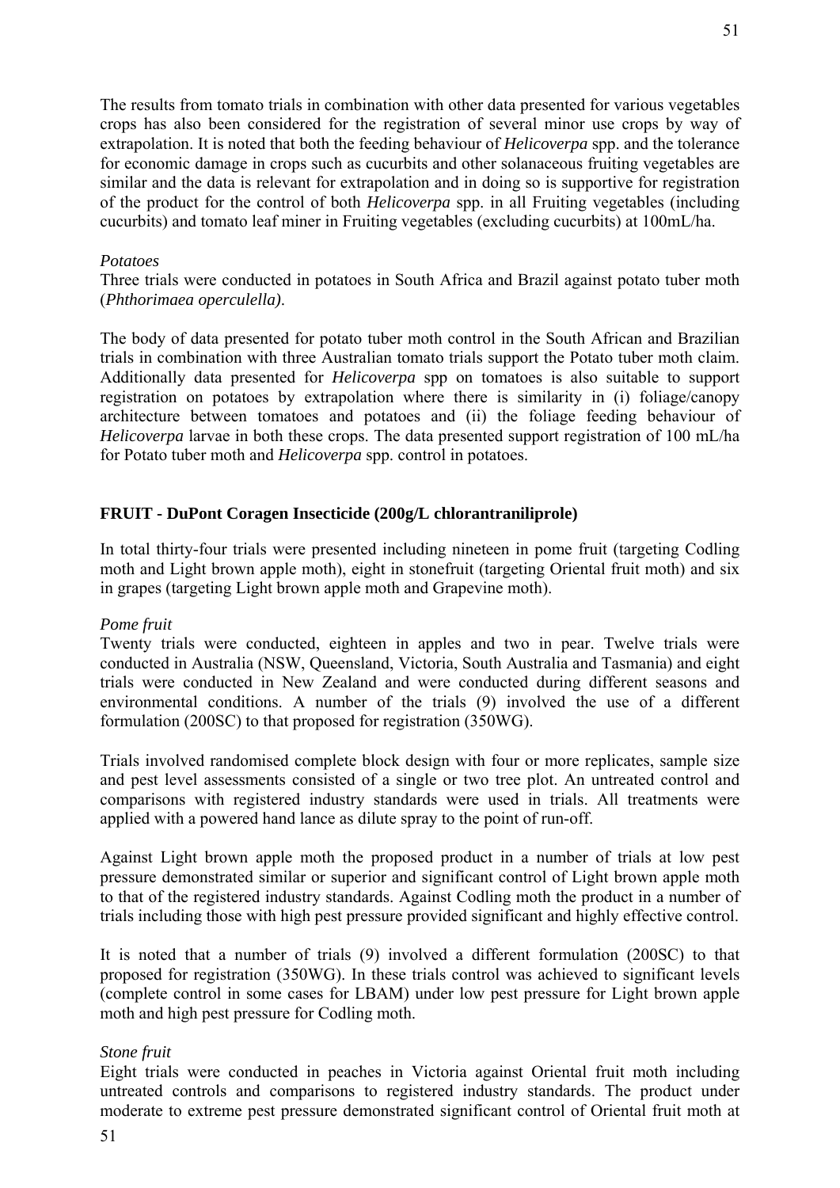The results from tomato trials in combination with other data presented for various vegetables crops has also been considered for the registration of several minor use crops by way of extrapolation. It is noted that both the feeding behaviour of *Helicoverpa* spp. and the tolerance for economic damage in crops such as cucurbits and other solanaceous fruiting vegetables are similar and the data is relevant for extrapolation and in doing so is supportive for registration of the product for the control of both *Helicoverpa* spp. in all Fruiting vegetables (including cucurbits) and tomato leaf miner in Fruiting vegetables (excluding cucurbits) at 100mL/ha.

*Potatoes*

Three trials were conducted in potatoes in South Africa and Brazil against potato tuber moth (*Phthorimaea operculella).*

The body of data presented for potato tuber moth control in the South African and Brazilian trials in combination with three Australian tomato trials support the Potato tuber moth claim. Additionally data presented for *Helicoverpa* spp on tomatoes is also suitable to support registration on potatoes by extrapolation where there is similarity in (i) foliage/canopy architecture between tomatoes and potatoes and (ii) the foliage feeding behaviour of *Helicoverpa* larvae in both these crops. The data presented support registration of 100 mL/ha for Potato tuber moth and *Helicoverpa* spp. control in potatoes.

**FRUIT - DuPont Coragen Insecticide (200g/L chlorantraniliprole)**

In total thirty-four trials were presented including nineteen in pome fruit (targeting Codling moth and Light brown apple moth), eight in stonefruit (targeting Oriental fruit moth) and six in grapes (targeting Light brown apple moth and Grapevine moth).

*Pome fruit*

Twenty trials were conducted, eighteen in apples and two in pear. Twelve trials were conducted in Australia (NSW, Queensland, Victoria, South Australia and Tasmania) and eight trials were conducted in New Zealand and were conducted during different seasons and environmental conditions. A number of the trials (9) involved the use of a different formulation (200SC) to that proposed for registration (350WG).

Trials involved randomised complete block design with four or more replicates, sample size and pest level assessments consisted of a single or two tree plot. An untreated control and comparisons with registered industry standards were used in trials. All treatments were applied with a powered hand lance as dilute spray to the point of run-off.

Against Light brown apple moth the proposed product in a number of trials at low pest pressure demonstrated similar or superior and significant control of Light brown apple moth to that of the registered industry standards. Against Codling moth the product in a number of trials including those with high pest pressure provided significant and highly effective control.

It is noted that a number of trials (9) involved a different formulation (200SC) to that proposed for registration (350WG). In these trials control was achieved to significant levels (complete control in some cases for LBAM) under low pest pressure for Light brown apple moth and high pest pressure for Codling moth.

*Stone fruit*

Eight trials were conducted in peaches in Victoria against Oriental fruit moth including untreated controls and comparisons to registered industry standards. The product under moderate to extreme pest pressure demonstrated significant control of Oriental fruit moth at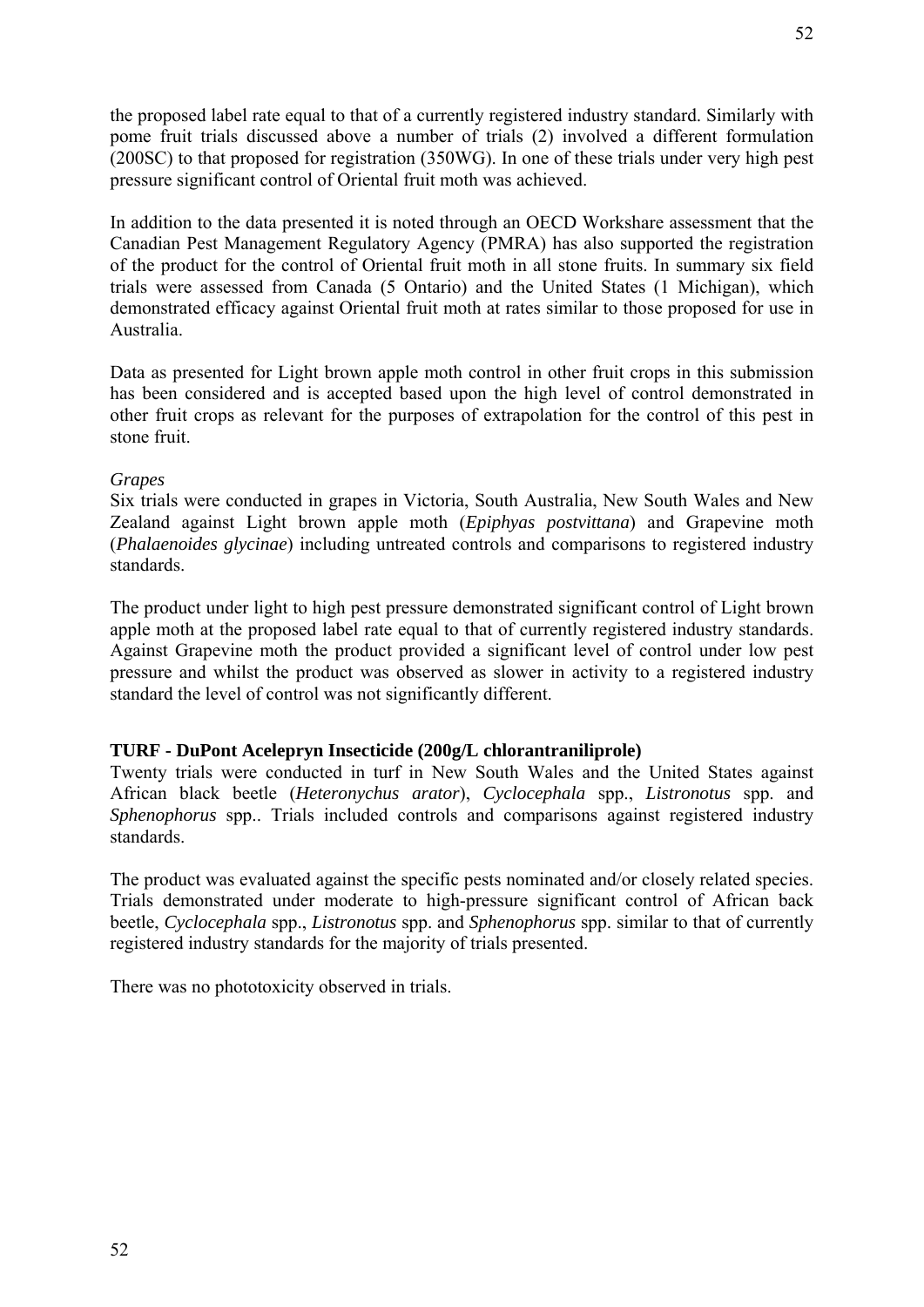the proposed label rate equal to that of a currently registered industry standard. Similarly with pome fruit trials discussed above a number of trials (2) involved a different formulation (200SC) to that proposed for registration (350WG). In one of these trials under very high pest pressure significant control of Oriental fruit moth was achieved.

In addition to the data presented it is noted through an OECD Workshare assessment that the Canadian Pest Management Regulatory Agency (PMRA) has also supported the registration of the product for the control of Oriental fruit moth in all stone fruits. In summary six field trials were assessed from Canada (5 Ontario) and the United States (1 Michigan), which demonstrated efficacy against Oriental fruit moth at rates similar to those proposed for use in Australia.

Data as presented for Light brown apple moth control in other fruit crops in this submission has been considered and is accepted based upon the high level of control demonstrated in other fruit crops as relevant for the purposes of extrapolation for the control of this pest in stone fruit.

*Grapes*

Six trials were conducted in grapes in Victoria, South Australia, New South Wales and New Zealand against Light brown apple moth (*Epiphyas postvittana*) and Grapevine moth (*Phalaenoides glycinae*) including untreated controls and comparisons to registered industry standards.

The product under light to high pest pressure demonstrated significant control of Light brown apple moth at the proposed label rate equal to that of currently registered industry standards. Against Grapevine moth the product provided a significant level of control under low pest pressure and whilst the product was observed as slower in activity to a registered industry standard the level of control was not significantly different.

**TURF - DuPont Acelepryn Insecticide (200g/L chlorantraniliprole)**

Twenty trials were conducted in turf in New South Wales and the United States against African black beetle (*Heteronychus arator*), *Cyclocephala* spp., *Listronotus* spp. and *Sphenophorus* spp.. Trials included controls and comparisons against registered industry standards.

The product was evaluated against the specific pests nominated and/or closely related species. Trials demonstrated under moderate to high-pressure significant control of African back beetle, *Cyclocephala* spp., *Listronotus* spp. and *Sphenophorus* spp. similar to that of currently registered industry standards for the majority of trials presented.

There was no phototoxicity observed in trials.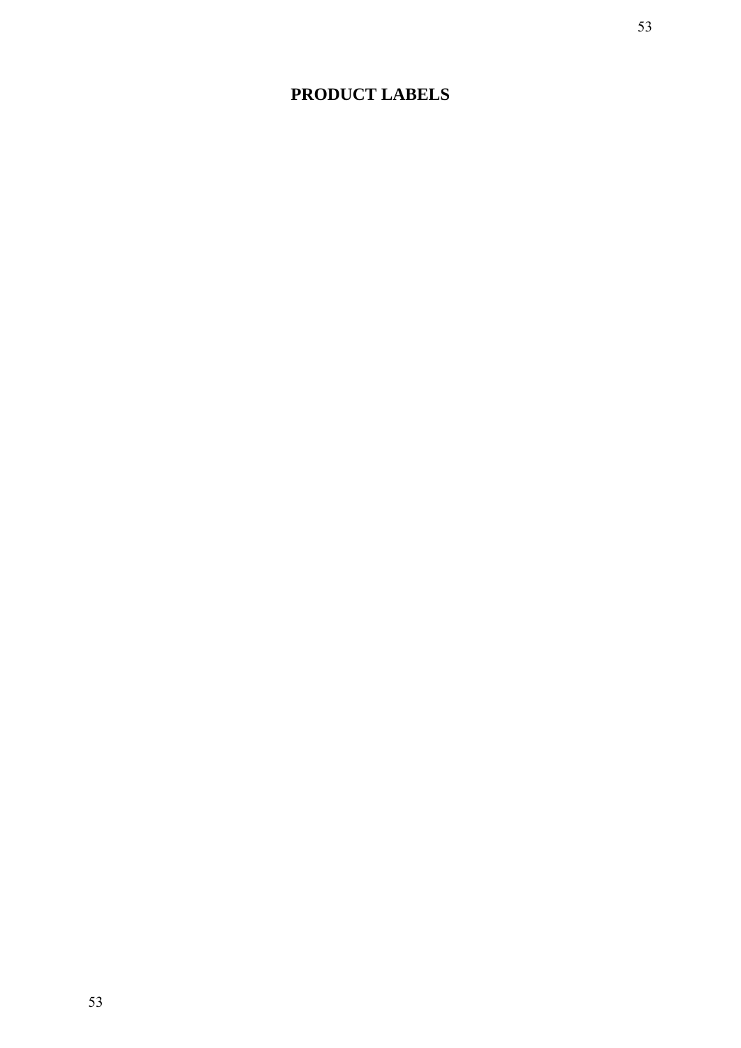# PRODUCT LABELS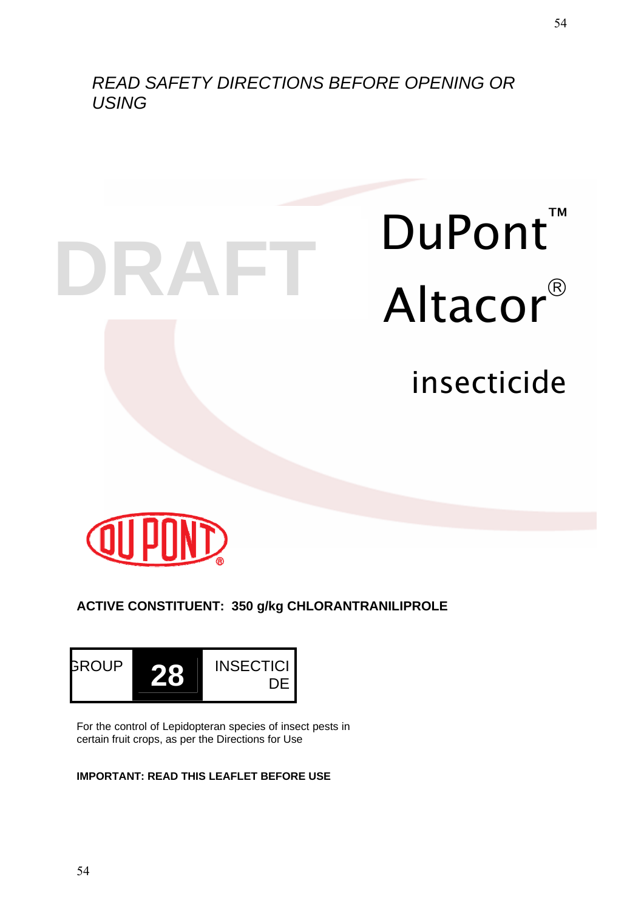*READ SAFETY DIRECTIONS BEFORE OPENING OR USING*

DRAFT

# DuPont™ Altacor®

## insecticide

**ACTIVE CONSTITUENT: 350 g/kg CHLORANTRANILIPROLE**

| GROUP | 28 | INSECTICIDE |
|---|---|---|

For the control of Lepidopteran species of insect pests in certain fruit crops, as per the Directions for Use

**IMPORTANT: READ THIS LEAFLET BEFORE USE**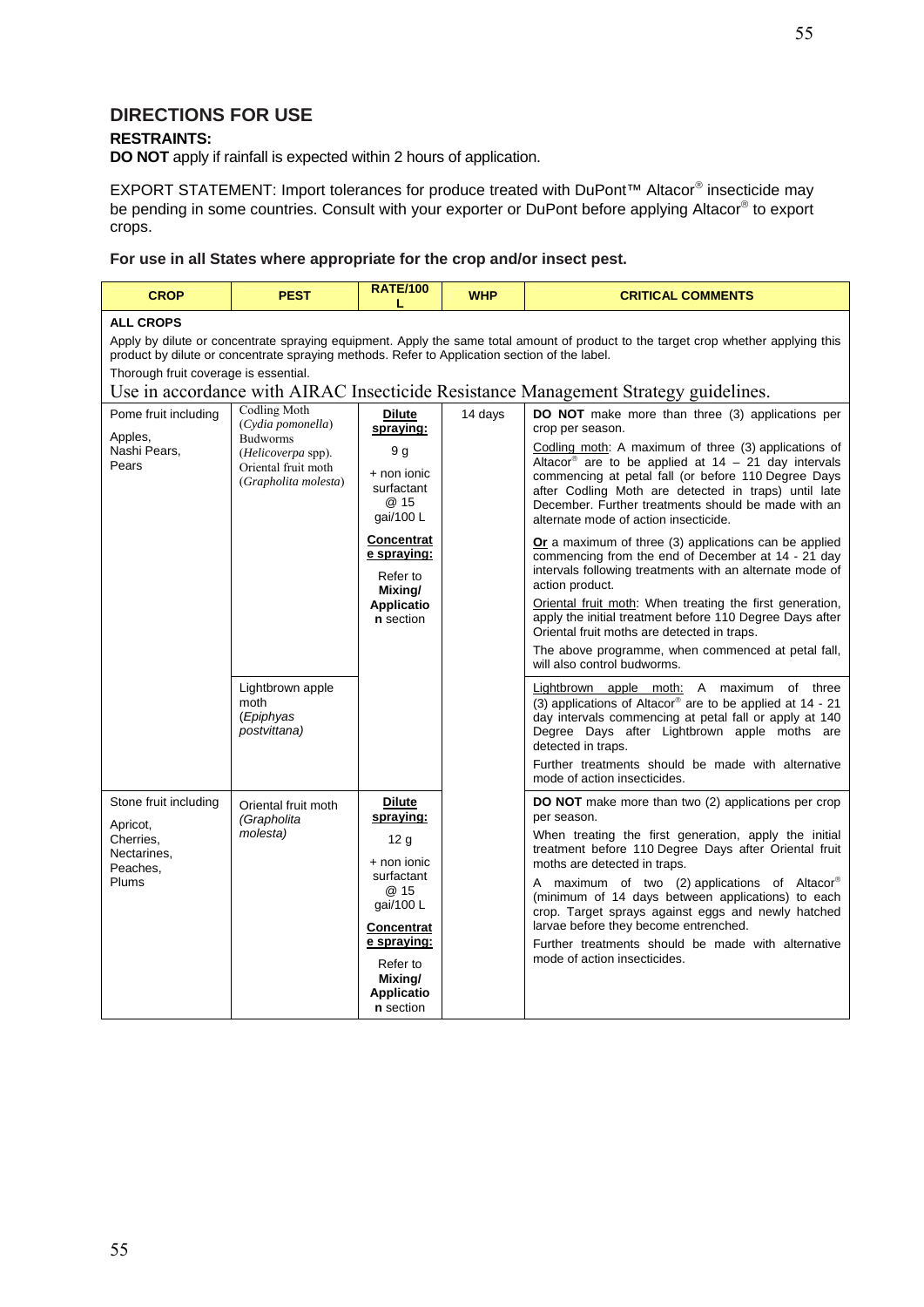## DIRECTIONS FOR USE

**RESTRAINTS:**

**DO NOT** apply if rainfall is expected within 2 hours of application.

EXPORT STATEMENT: Import tolerances for produce treated with DuPont™ Altacor® insecticide may be pending in some countries. Consult with your exporter or DuPont before applying Altacor® to export crops.

**For use in all States where appropriate for the crop and/or insect pest.**

| CROP | PEST | RATE/100 L | WHP | CRITICAL COMMENTS |
|---|---|---|---|---|
| **ALL CROPS**<br>Apply by dilute or concentrate spraying equipment. Apply the same total amount of product to the target crop whether applying this product by dilute or concentrate spraying methods. Refer to Application section of the label.<br>Thorough fruit coverage is essential.<br>Use in accordance with AIRAC Insecticide Resistance Management Strategy guidelines. | | | | |
| Pome fruit including Apples, Nashi Pears, Pears | Codling Moth (*Cydia pomonella*)<br>Budworms (*Helicoverpa* spp).<br>Oriental fruit moth (*Grapholita molesta*) | **Dilute spraying:**<br>9 g<br>+ non ionic surfactant @ 15 gai/100 L<br>**Concentrate spraying:**<br>Refer to **Mixing/ Application** section | 14 days | **DO NOT** make more than three (3) applications per crop per season.<br>Codling moth: A maximum of three (3) applications of Altacor® are to be applied at 14 – 21 day intervals commencing at petal fall (or before 110 Degree Days after Codling Moth are detected in traps) until late December. Further treatments should be made with an alternate mode of action insecticide.<br>**Or** a maximum of three (3) applications can be applied commencing from the end of December at 14 - 21 day intervals following treatments with an alternate mode of action product.<br>Oriental fruit moth: When treating the first generation, apply the initial treatment before 110 Degree Days after Oriental fruit moths are detected in traps.<br>The above programme, when commenced at petal fall, will also control budworms. |
| | Lightbrown apple moth (*Epiphyas postvittana)* | | | Lightbrown apple moth: A maximum of three (3) applications of Altacor® are to be applied at 14 - 21 day intervals commencing at petal fall or apply at 140 Degree Days after Lightbrown apple moths are detected in traps.<br>Further treatments should be made with alternative mode of action insecticides. |
| Stone fruit including Apricot, Cherries, Nectarines, Peaches, Plums | Oriental fruit moth (*Grapholita molesta)* | **Dilute spraying:**<br>12 g<br>+ non ionic surfactant @ 15 gai/100 L<br>**Concentrate spraying:**<br>Refer to **Mixing/ Application** section | | **DO NOT** make more than two (2) applications per crop per season.<br>When treating the first generation, apply the initial treatment before 110 Degree Days after Oriental fruit moths are detected in traps.<br>A maximum of two (2) applications of Altacor® (minimum of 14 days between applications) to each crop. Target sprays against eggs and newly hatched larvae before they become entrenched.<br>Further treatments should be made with alternative mode of action insecticides. |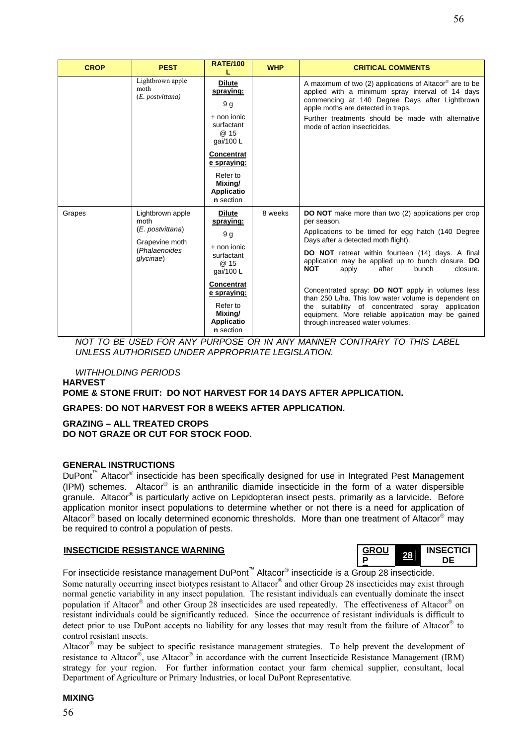| CROP | PEST | RATE/100 L | WHP | CRITICAL COMMENTS |
|---|---|---|---|---|
| | Lightbrown apple moth (*E. postvittana*) | **Dilute spraying:** 9 g + non ionic surfactant @ 15 gai/100 L **Concentrate spraying:** Refer to **Mixing/ Application** section | | A maximum of two (2) applications of Altacor® are to be applied with a minimum spray interval of 14 days commencing at 140 Degree Days after Lightbrown apple moths are detected in traps. Further treatments should be made with alternative mode of action insecticides. |
| Grapes | Lightbrown apple moth (*E. postvittana*) Grapevine moth (*Phalaenoides glycinae*) | **Dilute spraying:** 9 g + non ionic surfactant @ 15 gai/100 L **Concentrate spraying:** Refer to **Mixing/ Application** section | 8 weeks | **DO NOT** make more than two (2) applications per crop per season. Applications to be timed for egg hatch (140 Degree Days after a detected moth flight). **DO NOT** retreat within fourteen (14) days. A final application may be applied up to bunch closure. **DO NOT** apply after bunch closure. Concentrated spray: **DO NOT** apply in volumes less than 250 L/ha. This low water volume is dependent on the suitability of concentrated spray application equipment. More reliable application may be gained through increased water volumes. |

*NOT TO BE USED FOR ANY PURPOSE OR IN ANY MANNER CONTRARY TO THIS LABEL UNLESS AUTHORISED UNDER APPROPRIATE LEGISLATION.*

*WITHHOLDING PERIODS*

**HARVEST**

**POME & STONE FRUIT: DO NOT HARVEST FOR 14 DAYS AFTER APPLICATION.**

**GRAPES: DO NOT HARVEST FOR 8 WEEKS AFTER APPLICATION.**

**GRAZING – ALL TREATED CROPS**
**DO NOT GRAZE OR CUT FOR STOCK FOOD.**

**GENERAL INSTRUCTIONS**

DuPont™ Altacor® insecticide has been specifically designed for use in Integrated Pest Management (IPM) schemes. Altacor® is an anthranilic diamide insecticide in the form of a water dispersible granule. Altacor® is particularly active on Lepidopteran insect pests, primarily as a larvicide. Before application monitor insect populations to determine whether or not there is a need for application of Altacor® based on locally determined economic thresholds. More than one treatment of Altacor® may be required to control a population of pests.

**INSECTICIDE RESISTANCE WARNING**

| GROUP | 28 | INSECTICIDE |
|---|---|---|

For insecticide resistance management DuPont™ Altacor® insecticide is a Group 28 insecticide.

Some naturally occurring insect biotypes resistant to Altacor® and other Group 28 insecticides may exist through normal genetic variability in any insect population. The resistant individuals can eventually dominate the insect population if Altacor® and other Group 28 insecticides are used repeatedly. The effectiveness of Altacor® on resistant individuals could be significantly reduced. Since the occurrence of resistant individuals is difficult to detect prior to use DuPont accepts no liability for any losses that may result from the failure of Altacor® to control resistant insects.

Altacor® may be subject to specific resistance management strategies. To help prevent the development of resistance to Altacor®, use Altacor® in accordance with the current Insecticide Resistance Management (IRM) strategy for your region. For further information contact your farm chemical supplier, consultant, local Department of Agriculture or Primary Industries, or local DuPont Representative.

**MIXING**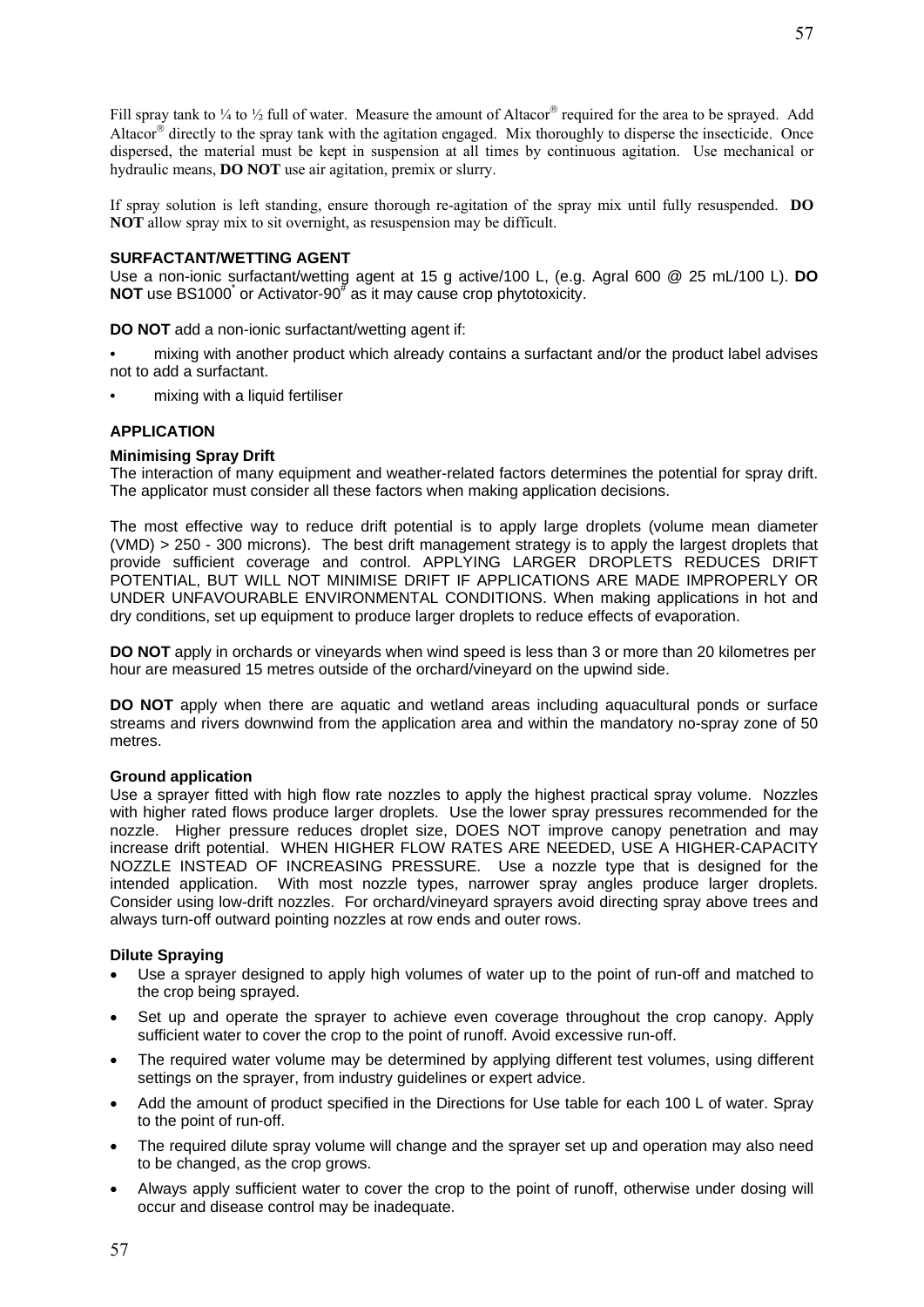Fill spray tank to ¼ to ½ full of water. Measure the amount of Altacor® required for the area to be sprayed. Add Altacor® directly to the spray tank with the agitation engaged. Mix thoroughly to disperse the insecticide. Once dispersed, the material must be kept in suspension at all times by continuous agitation. Use mechanical or hydraulic means, **DO NOT** use air agitation, premix or slurry.

If spray solution is left standing, ensure thorough re-agitation of the spray mix until fully resuspended. **DO NOT** allow spray mix to sit overnight, as resuspension may be difficult.

**SURFACTANT/WETTING AGENT**

Use a non-ionic surfactant/wetting agent at 15 g active/100 L, (e.g. Agral 600 @ 25 mL/100 L). **DO NOT** use BS1000* or Activator-90# as it may cause crop phytotoxicity.

**DO NOT** add a non-ionic surfactant/wetting agent if:

- mixing with another product which already contains a surfactant and/or the product label advises not to add a surfactant.
- mixing with a liquid fertiliser

**APPLICATION**

**Minimising Spray Drift**

The interaction of many equipment and weather-related factors determines the potential for spray drift. The applicator must consider all these factors when making application decisions.

The most effective way to reduce drift potential is to apply large droplets (volume mean diameter (VMD) > 250 - 300 microns). The best drift management strategy is to apply the largest droplets that provide sufficient coverage and control. APPLYING LARGER DROPLETS REDUCES DRIFT POTENTIAL, BUT WILL NOT MINIMISE DRIFT IF APPLICATIONS ARE MADE IMPROPERLY OR UNDER UNFAVOURABLE ENVIRONMENTAL CONDITIONS. When making applications in hot and dry conditions, set up equipment to produce larger droplets to reduce effects of evaporation.

**DO NOT** apply in orchards or vineyards when wind speed is less than 3 or more than 20 kilometres per hour are measured 15 metres outside of the orchard/vineyard on the upwind side.

**DO NOT** apply when there are aquatic and wetland areas including aquacultural ponds or surface streams and rivers downwind from the application area and within the mandatory no-spray zone of 50 metres.

**Ground application**

Use a sprayer fitted with high flow rate nozzles to apply the highest practical spray volume. Nozzles with higher rated flows produce larger droplets. Use the lower spray pressures recommended for the nozzle. Higher pressure reduces droplet size, DOES NOT improve canopy penetration and may increase drift potential. WHEN HIGHER FLOW RATES ARE NEEDED, USE A HIGHER-CAPACITY NOZZLE INSTEAD OF INCREASING PRESSURE. Use a nozzle type that is designed for the intended application. With most nozzle types, narrower spray angles produce larger droplets. Consider using low-drift nozzles. For orchard/vineyard sprayers avoid directing spray above trees and always turn-off outward pointing nozzles at row ends and outer rows.

**Dilute Spraying**

- Use a sprayer designed to apply high volumes of water up to the point of run-off and matched to the crop being sprayed.
- Set up and operate the sprayer to achieve even coverage throughout the crop canopy. Apply sufficient water to cover the crop to the point of runoff. Avoid excessive run-off.
- The required water volume may be determined by applying different test volumes, using different settings on the sprayer, from industry guidelines or expert advice.
- Add the amount of product specified in the Directions for Use table for each 100 L of water. Spray to the point of run-off.
- The required dilute spray volume will change and the sprayer set up and operation may also need to be changed, as the crop grows.
- Always apply sufficient water to cover the crop to the point of runoff, otherwise under dosing will occur and disease control may be inadequate.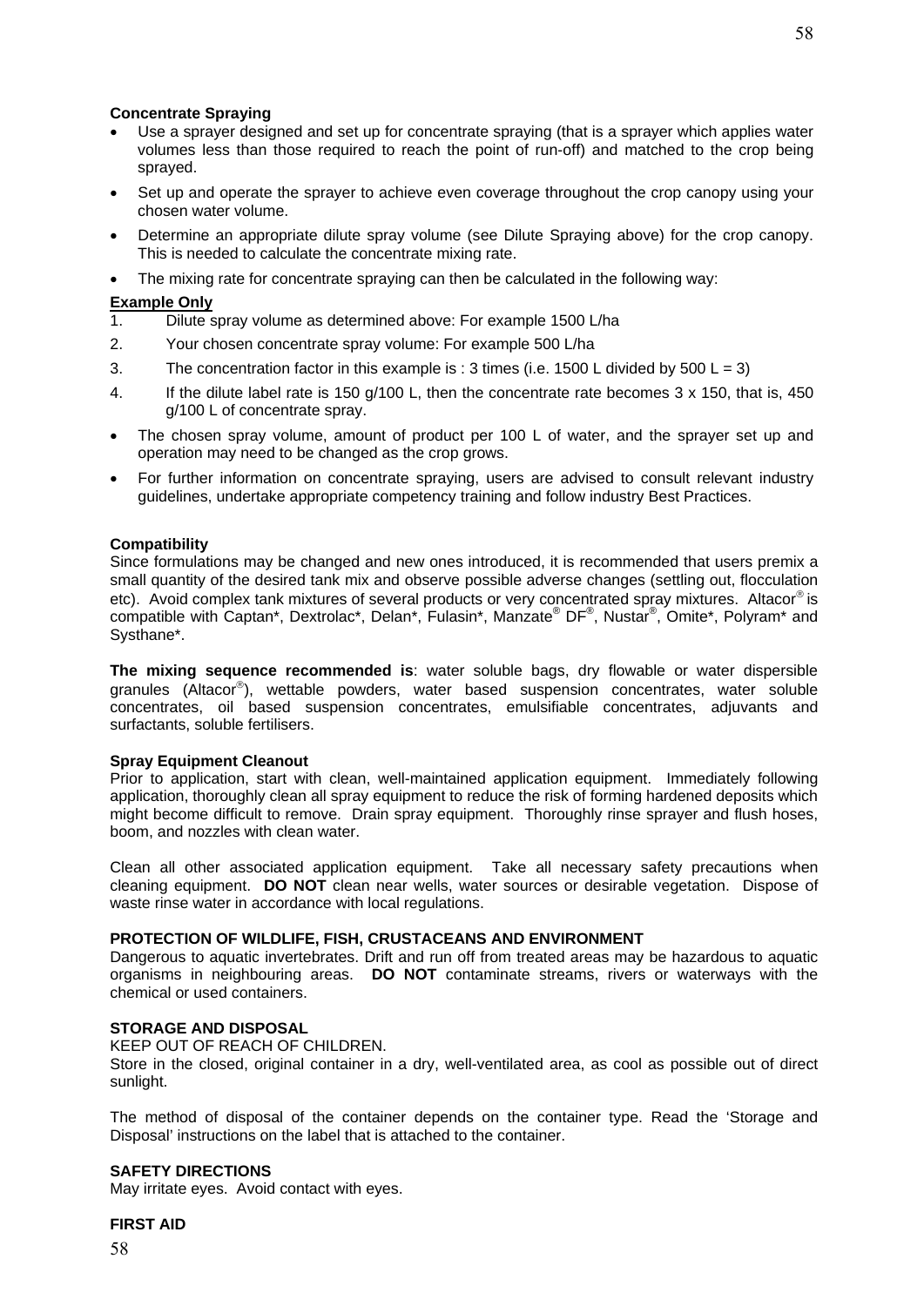**Concentrate Spraying**

- Use a sprayer designed and set up for concentrate spraying (that is a sprayer which applies water volumes less than those required to reach the point of run-off) and matched to the crop being sprayed.
- Set up and operate the sprayer to achieve even coverage throughout the crop canopy using your chosen water volume.
- Determine an appropriate dilute spray volume (see Dilute Spraying above) for the crop canopy. This is needed to calculate the concentrate mixing rate.
- The mixing rate for concentrate spraying can then be calculated in the following way:

**Example Only**

1. Dilute spray volume as determined above: For example 1500 L/ha
2. Your chosen concentrate spray volume: For example 500 L/ha
3. The concentration factor in this example is : 3 times (i.e. 1500 L divided by 500 L = 3)
4. If the dilute label rate is 150 g/100 L, then the concentrate rate becomes 3 x 150, that is, 450 g/100 L of concentrate spray.

- The chosen spray volume, amount of product per 100 L of water, and the sprayer set up and operation may need to be changed as the crop grows.
- For further information on concentrate spraying, users are advised to consult relevant industry guidelines, undertake appropriate competency training and follow industry Best Practices.

**Compatibility**

Since formulations may be changed and new ones introduced, it is recommended that users premix a small quantity of the desired tank mix and observe possible adverse changes (settling out, flocculation etc). Avoid complex tank mixtures of several products or very concentrated spray mixtures. Altacor® is compatible with Captan*, Dextrolac*, Delan*, Fulasin*, Manzate® DF®, Nustar®, Omite*, Polyram* and Systhane*.

**The mixing sequence recommended is**: water soluble bags, dry flowable or water dispersible granules (Altacor®), wettable powders, water based suspension concentrates, water soluble concentrates, oil based suspension concentrates, emulsifiable concentrates, adjuvants and surfactants, soluble fertilisers.

**Spray Equipment Cleanout**

Prior to application, start with clean, well-maintained application equipment. Immediately following application, thoroughly clean all spray equipment to reduce the risk of forming hardened deposits which might become difficult to remove. Drain spray equipment. Thoroughly rinse sprayer and flush hoses, boom, and nozzles with clean water.

Clean all other associated application equipment. Take all necessary safety precautions when cleaning equipment. **DO NOT** clean near wells, water sources or desirable vegetation. Dispose of waste rinse water in accordance with local regulations.

**PROTECTION OF WILDLIFE, FISH, CRUSTACEANS AND ENVIRONMENT**

Dangerous to aquatic invertebrates. Drift and run off from treated areas may be hazardous to aquatic organisms in neighbouring areas. **DO NOT** contaminate streams, rivers or waterways with the chemical or used containers.

**STORAGE AND DISPOSAL**

KEEP OUT OF REACH OF CHILDREN.

Store in the closed, original container in a dry, well-ventilated area, as cool as possible out of direct sunlight.

The method of disposal of the container depends on the container type. Read the 'Storage and Disposal' instructions on the label that is attached to the container.

**SAFETY DIRECTIONS**

May irritate eyes. Avoid contact with eyes.

**FIRST AID**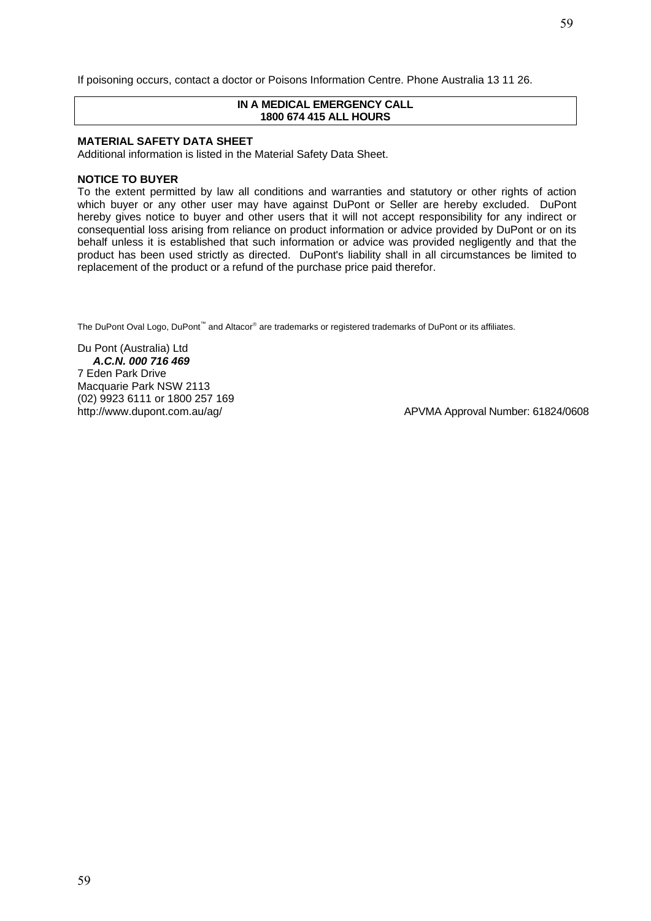If poisoning occurs, contact a doctor or Poisons Information Centre. Phone Australia 13 11 26.

**IN A MEDICAL EMERGENCY CALL**
**1800 674 415 ALL HOURS**

**MATERIAL SAFETY DATA SHEET**

Additional information is listed in the Material Safety Data Sheet.

**NOTICE TO BUYER**

To the extent permitted by law all conditions and warranties and statutory or other rights of action which buyer or any other user may have against DuPont or Seller are hereby excluded. DuPont hereby gives notice to buyer and other users that it will not accept responsibility for any indirect or consequential loss arising from reliance on product information or advice provided by DuPont or on its behalf unless it is established that such information or advice was provided negligently and that the product has been used strictly as directed. DuPont's liability shall in all circumstances be limited to replacement of the product or a refund of the purchase price paid therefor.

The DuPont Oval Logo, DuPont™ and Altacor® are trademarks or registered trademarks of DuPont or its affiliates.

Du Pont (Australia) Ltd
***A.C.N. 000 716 469***
7 Eden Park Drive
Macquarie Park NSW 2113
(02) 9923 6111 or 1800 257 169
http://www.dupont.com.au/ag/

APVMA Approval Number: 61824/0608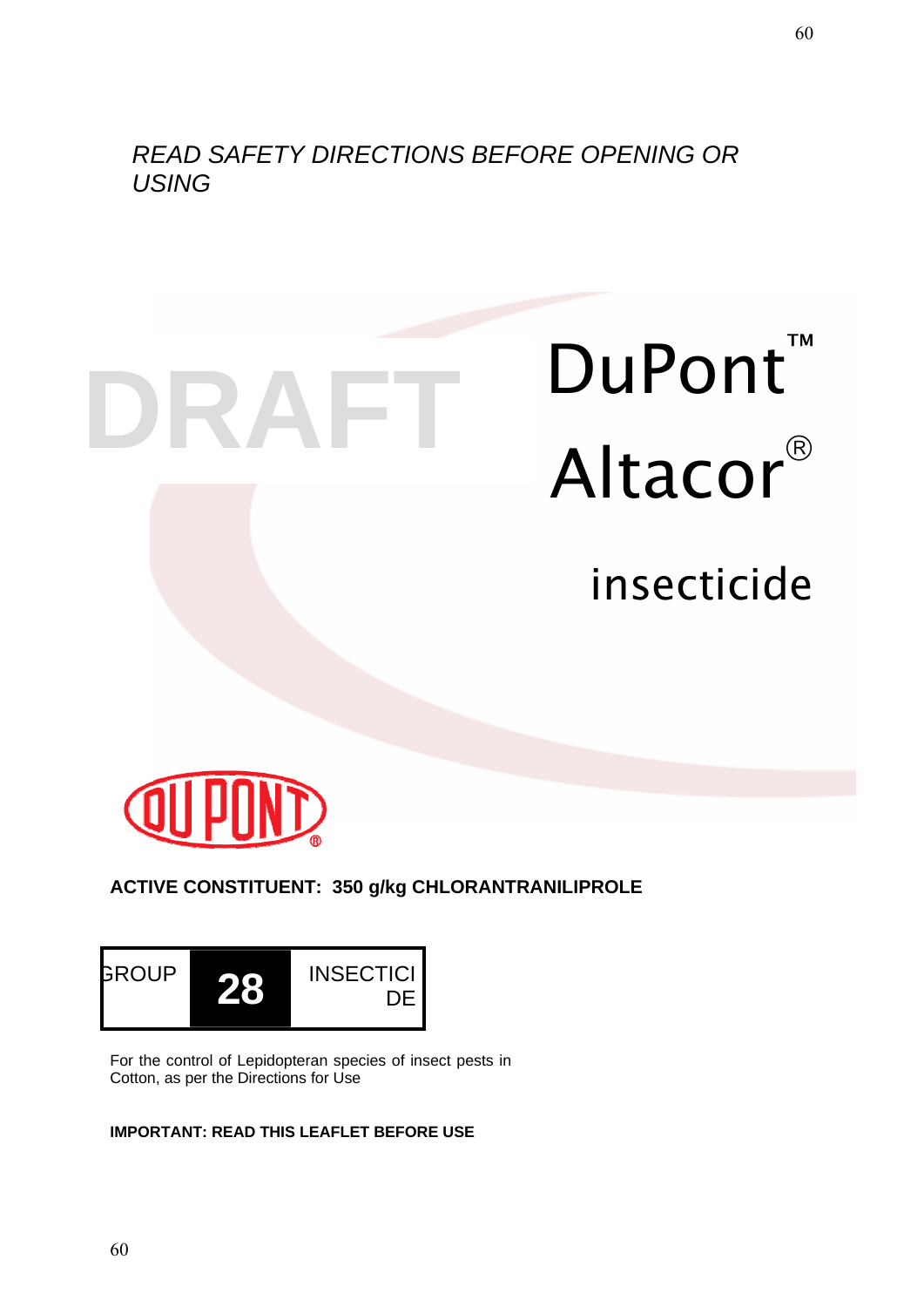*READ SAFETY DIRECTIONS BEFORE OPENING OR USING*

DRAFT

# DuPont™ Altacor®

## insecticide

**ACTIVE CONSTITUENT: 350 g/kg CHLORANTRANILIPROLE**

| GROUP | 28 | INSECTICIDE |
|---|---|---|

For the control of Lepidopteran species of insect pests in Cotton, as per the Directions for Use

**IMPORTANT: READ THIS LEAFLET BEFORE USE**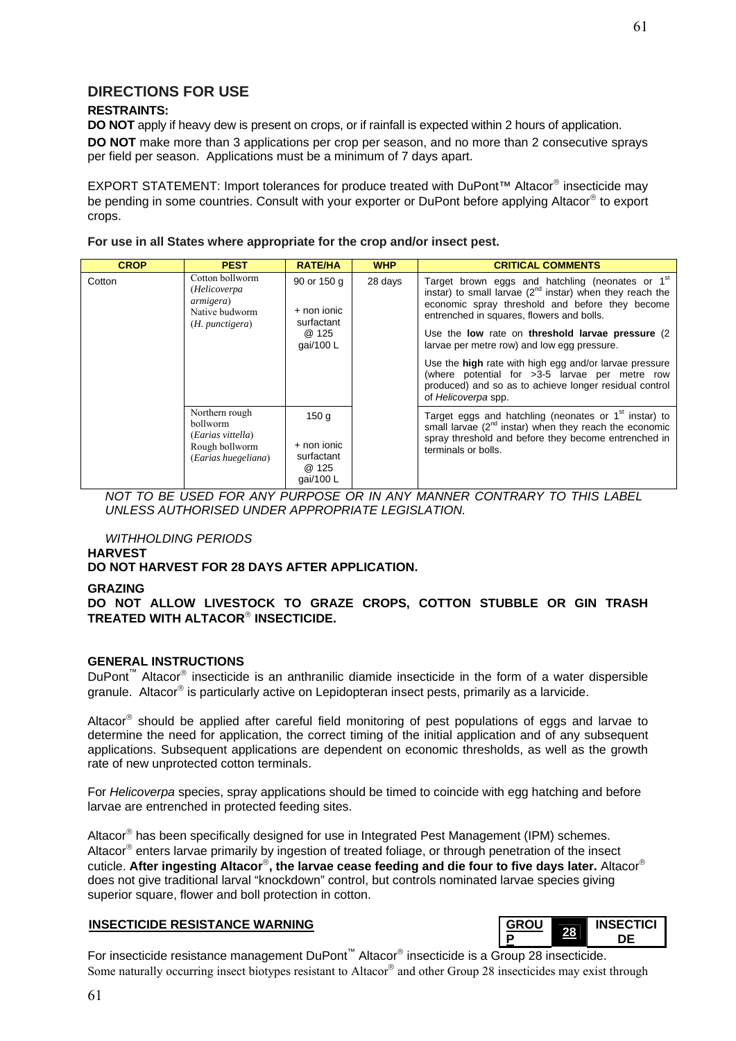## DIRECTIONS FOR USE

**RESTRAINTS:**

**DO NOT** apply if heavy dew is present on crops, or if rainfall is expected within 2 hours of application.

**DO NOT** make more than 3 applications per crop per season, and no more than 2 consecutive sprays per field per season. Applications must be a minimum of 7 days apart.

EXPORT STATEMENT: Import tolerances for produce treated with DuPont™ Altacor® insecticide may be pending in some countries. Consult with your exporter or DuPont before applying Altacor® to export crops.

**For use in all States where appropriate for the crop and/or insect pest.**

| CROP | PEST | RATE/HA | WHP | CRITICAL COMMENTS |
|---|---|---|---|---|
| Cotton | Cotton bollworm (*Helicoverpa armigera*) Native budworm (*H. punctigera*) | 90 or 150 g + non ionic surfactant @ 125 gai/100 L | 28 days | Target brown eggs and hatchling (neonates or 1st instar) to small larvae (2nd instar) when they reach the economic spray threshold and before they become entrenched in squares, flowers and bolls. Use the **low** rate on **threshold larvae pressure** (2 larvae per metre row) and low egg pressure. Use the **high** rate with high egg and/or larvae pressure (where potential for >3-5 larvae per metre row produced) and so as to achieve longer residual control of *Helicoverpa* spp. |
| | Northern rough bollworm (*Earias vittella*) Rough bollworm (*Earias huegeliana*) | 150 g + non ionic surfactant @ 125 gai/100 L | | Target eggs and hatchling (neonates or 1st instar) to small larvae (2nd instar) when they reach the economic spray threshold and before they become entrenched in terminals or bolls. |

*NOT TO BE USED FOR ANY PURPOSE OR IN ANY MANNER CONTRARY TO THIS LABEL UNLESS AUTHORISED UNDER APPROPRIATE LEGISLATION.*

*WITHHOLDING PERIODS*

**HARVEST**

**DO NOT HARVEST FOR 28 DAYS AFTER APPLICATION.**

**GRAZING**

**DO NOT ALLOW LIVESTOCK TO GRAZE CROPS, COTTON STUBBLE OR GIN TRASH TREATED WITH ALTACOR® INSECTICIDE.**

**GENERAL INSTRUCTIONS**

DuPont™ Altacor® insecticide is an anthranilic diamide insecticide in the form of a water dispersible granule. Altacor® is particularly active on Lepidopteran insect pests, primarily as a larvicide.

Altacor® should be applied after careful field monitoring of pest populations of eggs and larvae to determine the need for application, the correct timing of the initial application and of any subsequent applications. Subsequent applications are dependent on economic thresholds, as well as the growth rate of new unprotected cotton terminals.

For *Helicoverpa* species, spray applications should be timed to coincide with egg hatching and before larvae are entrenched in protected feeding sites.

Altacor® has been specifically designed for use in Integrated Pest Management (IPM) schemes. Altacor® enters larvae primarily by ingestion of treated foliage, or through penetration of the insect cuticle. **After ingesting Altacor®, the larvae cease feeding and die four to five days later.** Altacor® does not give traditional larval "knockdown" control, but controls nominated larvae species giving superior square, flower and boll protection in cotton.

**INSECTICIDE RESISTANCE WARNING**

| GROUP | 28 | INSECTICIDE |
|---|---|---|

For insecticide resistance management DuPont™ Altacor® insecticide is a Group 28 insecticide. Some naturally occurring insect biotypes resistant to Altacor® and other Group 28 insecticides may exist through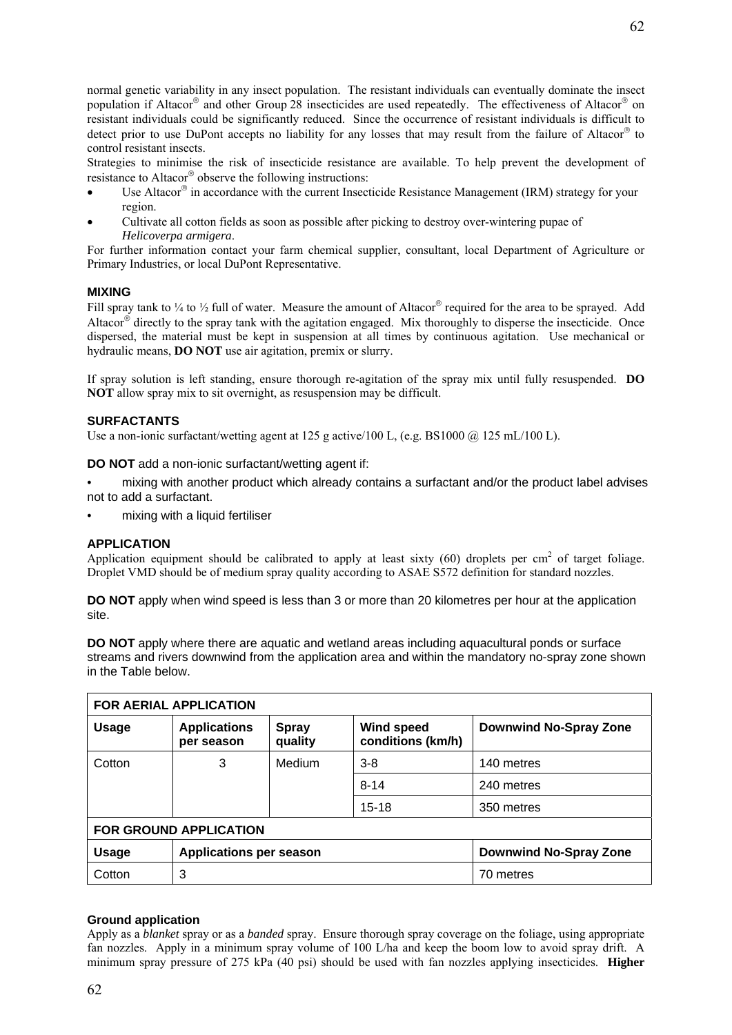normal genetic variability in any insect population. The resistant individuals can eventually dominate the insect population if Altacor® and other Group 28 insecticides are used repeatedly. The effectiveness of Altacor® on resistant individuals could be significantly reduced. Since the occurrence of resistant individuals is difficult to detect prior to use DuPont accepts no liability for any losses that may result from the failure of Altacor® to control resistant insects.

Strategies to minimise the risk of insecticide resistance are available. To help prevent the development of resistance to Altacor® observe the following instructions:

- Use Altacor® in accordance with the current Insecticide Resistance Management (IRM) strategy for your region.
- Cultivate all cotton fields as soon as possible after picking to destroy over-wintering pupae of *Helicoverpa armigera*.

For further information contact your farm chemical supplier, consultant, local Department of Agriculture or Primary Industries, or local DuPont Representative.

### MIXING

Fill spray tank to ¼ to ½ full of water. Measure the amount of Altacor® required for the area to be sprayed. Add Altacor® directly to the spray tank with the agitation engaged. Mix thoroughly to disperse the insecticide. Once dispersed, the material must be kept in suspension at all times by continuous agitation. Use mechanical or hydraulic means, **DO NOT** use air agitation, premix or slurry.

If spray solution is left standing, ensure thorough re-agitation of the spray mix until fully resuspended. **DO NOT** allow spray mix to sit overnight, as resuspension may be difficult.

### SURFACTANTS

Use a non-ionic surfactant/wetting agent at 125 g active/100 L, (e.g. BS1000 @ 125 mL/100 L).

**DO NOT** add a non-ionic surfactant/wetting agent if:

- mixing with another product which already contains a surfactant and/or the product label advises not to add a surfactant.
- mixing with a liquid fertiliser

### APPLICATION

Application equipment should be calibrated to apply at least sixty (60) droplets per $cm^2$ of target foliage. Droplet VMD should be of medium spray quality according to ASAE S572 definition for standard nozzles.

**DO NOT** apply when wind speed is less than 3 or more than 20 kilometres per hour at the application site.

**DO NOT** apply where there are aquatic and wetland areas including aquacultural ponds or surface streams and rivers downwind from the application area and within the mandatory no-spray zone shown in the Table below.

| **FOR AERIAL APPLICATION** | | | | |
|---|---|---|---|---|
| **Usage** | **Applications per season** | **Spray quality** | **Wind speed conditions (km/h)** | **Downwind No-Spray Zone** |
| Cotton | 3 | Medium | 3-8 | 140 metres |
| | | | 8-14 | 240 metres |
| | | | 15-18 | 350 metres |
| **FOR GROUND APPLICATION** | | | | |
| **Usage** | **Applications per season** | | | **Downwind No-Spray Zone** |
| Cotton | 3 | | | 70 metres |

### Ground application

Apply as a *blanket* spray or as a *banded* spray. Ensure thorough spray coverage on the foliage, using appropriate fan nozzles. Apply in a minimum spray volume of 100 L/ha and keep the boom low to avoid spray drift. A minimum spray pressure of 275 kPa (40 psi) should be used with fan nozzles applying insecticides. **Higher**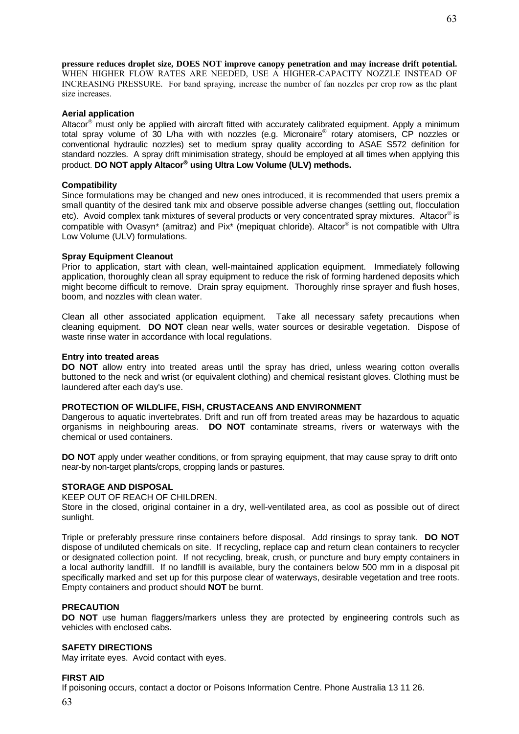**pressure reduces droplet size, DOES NOT improve canopy penetration and may increase drift potential.** WHEN HIGHER FLOW RATES ARE NEEDED, USE A HIGHER-CAPACITY NOZZLE INSTEAD OF INCREASING PRESSURE. For band spraying, increase the number of fan nozzles per crop row as the plant size increases.

**Aerial application**

Altacor® must only be applied with aircraft fitted with accurately calibrated equipment. Apply a minimum total spray volume of 30 L/ha with with nozzles (e.g. Micronaire® rotary atomisers, CP nozzles or conventional hydraulic nozzles) set to medium spray quality according to ASAE S572 definition for standard nozzles. A spray drift minimisation strategy, should be employed at all times when applying this product. **DO NOT apply Altacor® using Ultra Low Volume (ULV) methods.**

**Compatibility**

Since formulations may be changed and new ones introduced, it is recommended that users premix a small quantity of the desired tank mix and observe possible adverse changes (settling out, flocculation etc). Avoid complex tank mixtures of several products or very concentrated spray mixtures. Altacor® is compatible with Ovasyn* (amitraz) and Pix* (mepiquat chloride). Altacor® is not compatible with Ultra Low Volume (ULV) formulations.

**Spray Equipment Cleanout**

Prior to application, start with clean, well-maintained application equipment. Immediately following application, thoroughly clean all spray equipment to reduce the risk of forming hardened deposits which might become difficult to remove. Drain spray equipment. Thoroughly rinse sprayer and flush hoses, boom, and nozzles with clean water.

Clean all other associated application equipment. Take all necessary safety precautions when cleaning equipment. **DO NOT** clean near wells, water sources or desirable vegetation. Dispose of waste rinse water in accordance with local regulations.

**Entry into treated areas**

**DO NOT** allow entry into treated areas until the spray has dried, unless wearing cotton overalls buttoned to the neck and wrist (or equivalent clothing) and chemical resistant gloves. Clothing must be laundered after each day's use.

**PROTECTION OF WILDLIFE, FISH, CRUSTACEANS AND ENVIRONMENT**

Dangerous to aquatic invertebrates. Drift and run off from treated areas may be hazardous to aquatic organisms in neighbouring areas. **DO NOT** contaminate streams, rivers or waterways with the chemical or used containers.

**DO NOT** apply under weather conditions, or from spraying equipment, that may cause spray to drift onto near-by non-target plants/crops, cropping lands or pastures.

**STORAGE AND DISPOSAL**

KEEP OUT OF REACH OF CHILDREN.
Store in the closed, original container in a dry, well-ventilated area, as cool as possible out of direct sunlight.

Triple or preferably pressure rinse containers before disposal. Add rinsings to spray tank. **DO NOT** dispose of undiluted chemicals on site. If recycling, replace cap and return clean containers to recycler or designated collection point. If not recycling, break, crush, or puncture and bury empty containers in a local authority landfill. If no landfill is available, bury the containers below 500 mm in a disposal pit specifically marked and set up for this purpose clear of waterways, desirable vegetation and tree roots. Empty containers and product should **NOT** be burnt.

**PRECAUTION**

**DO NOT** use human flaggers/markers unless they are protected by engineering controls such as vehicles with enclosed cabs.

**SAFETY DIRECTIONS**

May irritate eyes. Avoid contact with eyes.

**FIRST AID**

If poisoning occurs, contact a doctor or Poisons Information Centre. Phone Australia 13 11 26.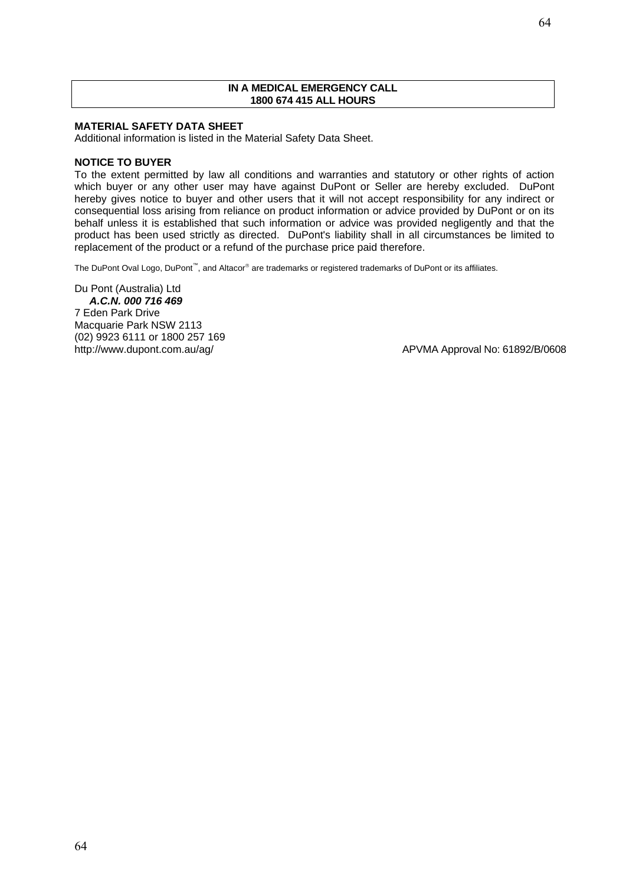**IN A MEDICAL EMERGENCY CALL**
**1800 674 415 ALL HOURS**

**MATERIAL SAFETY DATA SHEET**

Additional information is listed in the Material Safety Data Sheet.

**NOTICE TO BUYER**

To the extent permitted by law all conditions and warranties and statutory or other rights of action which buyer or any other user may have against DuPont or Seller are hereby excluded. DuPont hereby gives notice to buyer and other users that it will not accept responsibility for any indirect or consequential loss arising from reliance on product information or advice provided by DuPont or on its behalf unless it is established that such information or advice was provided negligently and that the product has been used strictly as directed. DuPont's liability shall in all circumstances be limited to replacement of the product or a refund of the purchase price paid therefore.

The DuPont Oval Logo, DuPont™, and Altacor® are trademarks or registered trademarks of DuPont or its affiliates.

Du Pont (Australia) Ltd
***A.C.N. 000 716 469***
7 Eden Park Drive
Macquarie Park NSW 2113
(02) 9923 6111 or 1800 257 169
http://www.dupont.com.au/ag/

APVMA Approval No: 61892/B/0608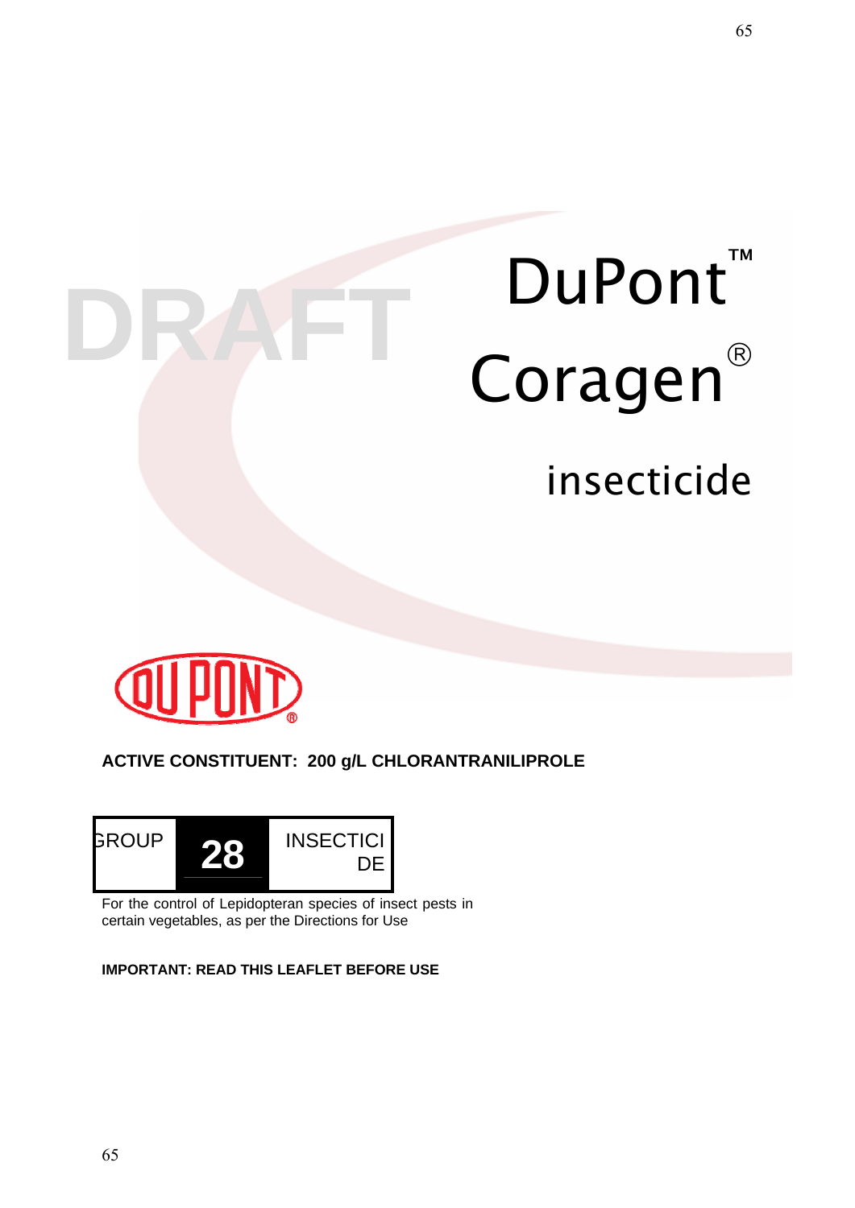DRAFT

# DuPont™ Coragen®

## insecticide

**ACTIVE CONSTITUENT: 200 g/L CHLORANTRANILIPROLE**

| GROUP | 28 | INSECTICIDE |
|---|---|---|

For the control of Lepidopteran species of insect pests in certain vegetables, as per the Directions for Use

**IMPORTANT: READ THIS LEAFLET BEFORE USE**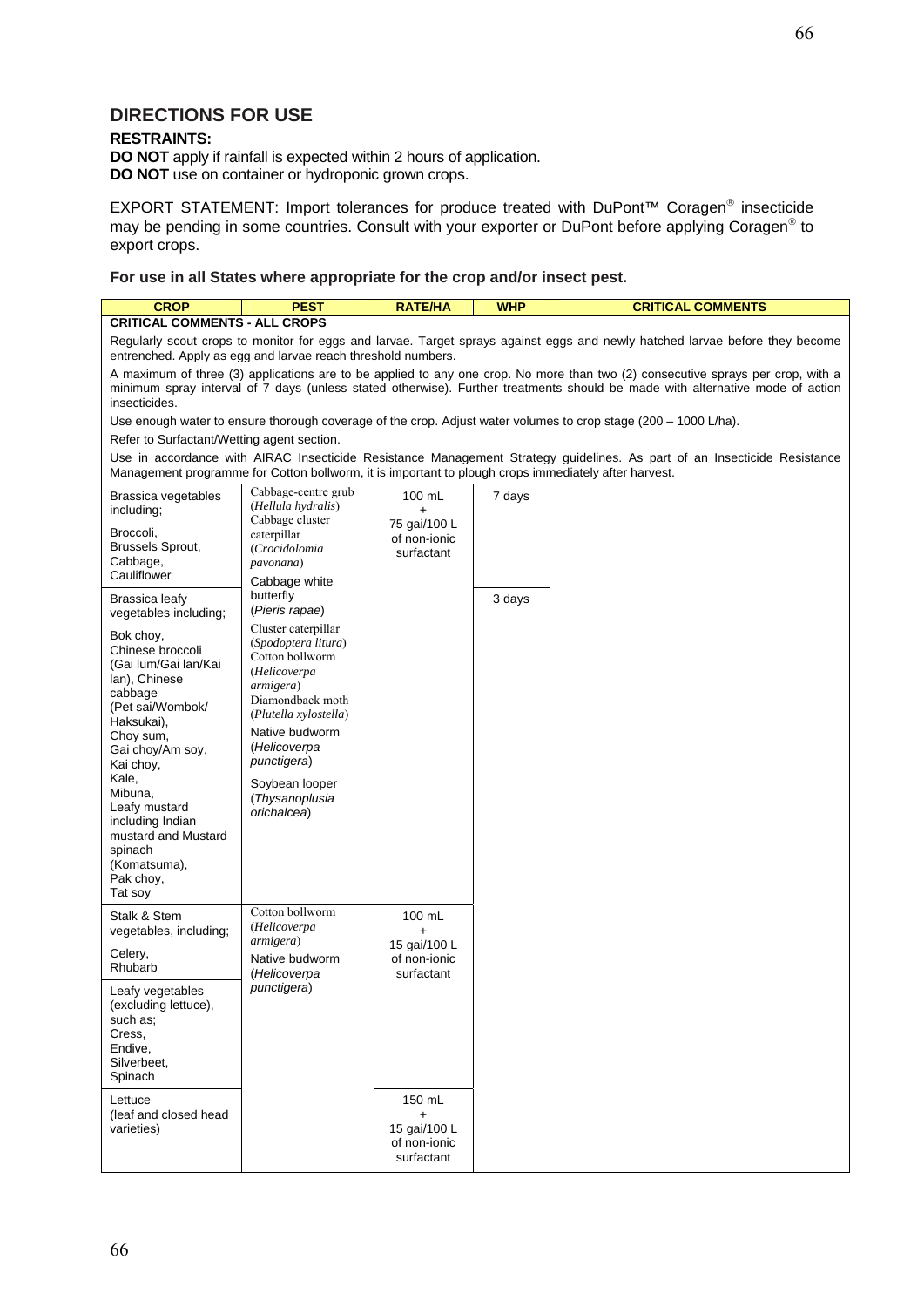## DIRECTIONS FOR USE

**RESTRAINTS:**

**DO NOT** apply if rainfall is expected within 2 hours of application.
**DO NOT** use on container or hydroponic grown crops.

EXPORT STATEMENT: Import tolerances for produce treated with DuPont™ Coragen® insecticide may be pending in some countries. Consult with your exporter or DuPont before applying Coragen® to export crops.

**For use in all States where appropriate for the crop and/or insect pest.**

| CROP | PEST | RATE/HA | WHP | CRITICAL COMMENTS |
|---|---|---|---|---|
| **CRITICAL COMMENTS - ALL CROPS** | | | | |
| Regularly scout crops to monitor for eggs and larvae. Target sprays against eggs and newly hatched larvae before they become entrenched. Apply as egg and larvae reach threshold numbers.<br>A maximum of three (3) applications are to be applied to any one crop. No more than two (2) consecutive sprays per crop, with a minimum spray interval of 7 days (unless stated otherwise). Further treatments should be made with alternative mode of action insecticides.<br>Use enough water to ensure thorough coverage of the crop. Adjust water volumes to crop stage (200 – 1000 L/ha).<br>Refer to Surfactant/Wetting agent section.<br>Use in accordance with AIRAC Insecticide Resistance Management Strategy guidelines. As part of an Insecticide Resistance Management programme for Cotton bollworm, it is important to plough crops immediately after harvest. | | | | |
| Brassica vegetables including;<br>Broccoli, Brussels Sprout, Cabbage, Cauliflower | Cabbage-centre grub (*Hellula hydralis*)<br>Cabbage cluster caterpillar (*Crocidolomia pavonana*)<br>Cabbage white butterfly (*Pieris rapae*)<br>Cluster caterpillar (*Spodoptera litura*)<br>Cotton bollworm (*Helicoverpa armigera*)<br>Diamondback moth (*Plutella xylostella*)<br>Native budworm (*Helicoverpa punctigera*)<br>Soybean looper (*Thysanoplusia orichalcea*) | 100 mL + 75 gai/100 L of non-ionic surfactant | 7 days | |
| Brassica leafy vegetables including;<br>Bok choy, Chinese broccoli (Gai lum/Gai lan/Kai lan), Chinese cabbage (Pet sai/Wombok/ Haksukai), Choy sum, Gai choy/Am soy, Kai choy, Kale, Mibuna, Leafy mustard including Indian mustard and Mustard spinach (Komatsuma), Pak choy, Tat soy | | | 3 days | |
| Stalk & Stem vegetables, including;<br>Celery, Rhubarb | Cotton bollworm (*Helicoverpa armigera*)<br>Native budworm (*Helicoverpa punctigera*) | 100 mL + 15 gai/100 L of non-ionic surfactant | | |
| Leafy vegetables (excluding lettuce), such as;<br>Cress, Endive, Silverbeet, Spinach | | | | |
| Lettuce (leaf and closed head varieties) | | 150 mL + 15 gai/100 L of non-ionic surfactant | | |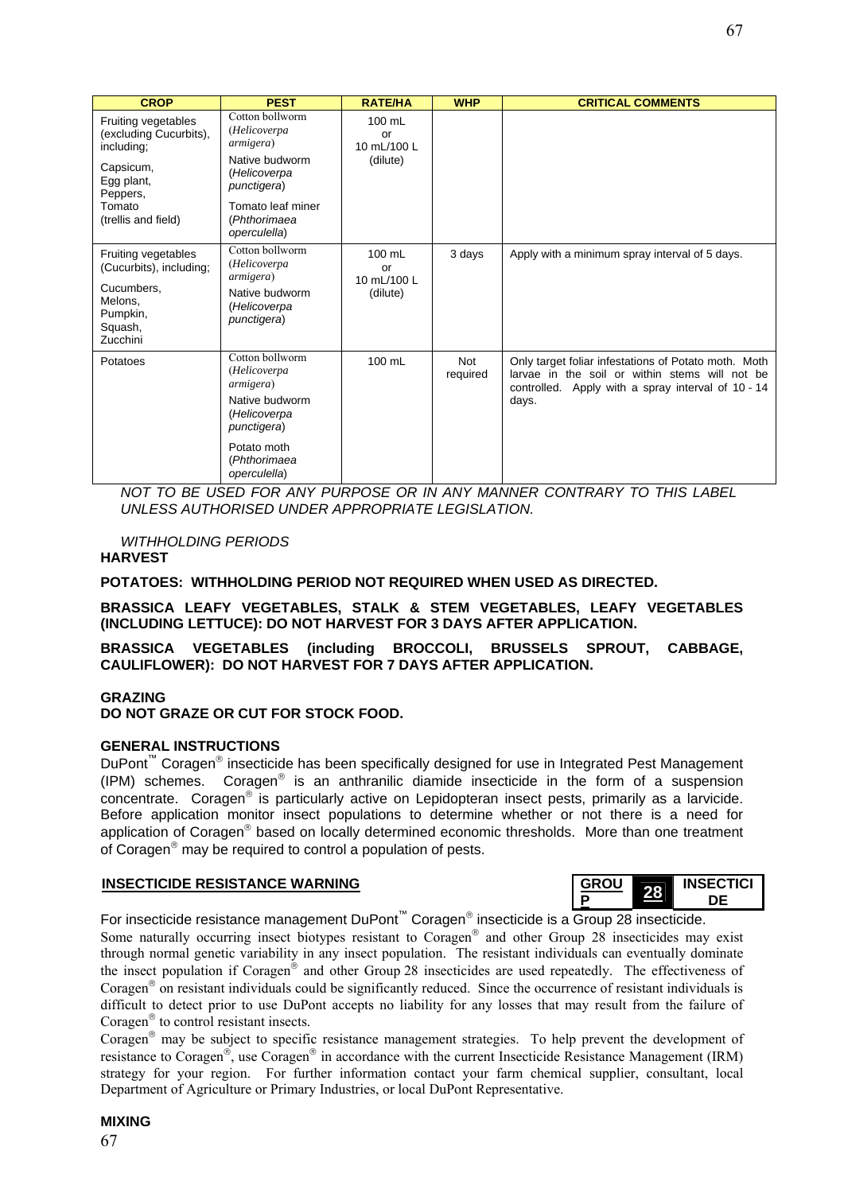| CROP | PEST | RATE/HA | WHP | CRITICAL COMMENTS |
|---|---|---|---|---|
| Fruiting vegetables (excluding Cucurbits), including;<br><br>Capsicum,<br>Egg plant,<br>Peppers,<br>Tomato<br>(trellis and field) | Cotton bollworm (*Helicoverpa armigera*)<br><br>Native budworm (*Helicoverpa punctigera*)<br><br>Tomato leaf miner (*Phthorimaea operculella*) | 100 mL<br>or<br>10 mL/100 L<br>(dilute) | | |
| Fruiting vegetables (Cucurbits), including;<br><br>Cucumbers,<br>Melons,<br>Pumpkin,<br>Squash,<br>Zucchini | Cotton bollworm (*Helicoverpa armigera*)<br><br>Native budworm (*Helicoverpa punctigera*) | 100 mL<br>or<br>10 mL/100 L<br>(dilute) | 3 days | Apply with a minimum spray interval of 5 days. |
| Potatoes | Cotton bollworm (*Helicoverpa armigera*)<br><br>Native budworm (*Helicoverpa punctigera*)<br><br>Potato moth (*Phthorimaea operculella*) | 100 mL | Not required | Only target foliar infestations of Potato moth. Moth larvae in the soil or within stems will not be controlled. Apply with a spray interval of 10 - 14 days. |

*NOT TO BE USED FOR ANY PURPOSE OR IN ANY MANNER CONTRARY TO THIS LABEL UNLESS AUTHORISED UNDER APPROPRIATE LEGISLATION.*

*WITHHOLDING PERIODS*

**HARVEST**

**POTATOES: WITHHOLDING PERIOD NOT REQUIRED WHEN USED AS DIRECTED.**

**BRASSICA LEAFY VEGETABLES, STALK & STEM VEGETABLES, LEAFY VEGETABLES (INCLUDING LETTUCE): DO NOT HARVEST FOR 3 DAYS AFTER APPLICATION.**

**BRASSICA VEGETABLES (including BROCCOLI, BRUSSELS SPROUT, CABBAGE, CAULIFLOWER): DO NOT HARVEST FOR 7 DAYS AFTER APPLICATION.**

**GRAZING**

**DO NOT GRAZE OR CUT FOR STOCK FOOD.**

**GENERAL INSTRUCTIONS**

DuPont™ Coragen® insecticide has been specifically designed for use in Integrated Pest Management (IPM) schemes. Coragen® is an anthranilic diamide insecticide in the form of a suspension concentrate. Coragen® is particularly active on Lepidopteran insect pests, primarily as a larvicide. Before application monitor insect populations to determine whether or not there is a need for application of Coragen® based on locally determined economic thresholds. More than one treatment of Coragen® may be required to control a population of pests.

**INSECTICIDE RESISTANCE WARNING**

| GROUP | 28 | INSECTICIDE |
|---|---|---|

For insecticide resistance management DuPont™ Coragen® insecticide is a Group 28 insecticide.

Some naturally occurring insect biotypes resistant to Coragen® and other Group 28 insecticides may exist through normal genetic variability in any insect population. The resistant individuals can eventually dominate the insect population if Coragen® and other Group 28 insecticides are used repeatedly. The effectiveness of Coragen® on resistant individuals could be significantly reduced. Since the occurrence of resistant individuals is difficult to detect prior to use DuPont accepts no liability for any losses that may result from the failure of Coragen® to control resistant insects.

Coragen® may be subject to specific resistance management strategies. To help prevent the development of resistance to Coragen®, use Coragen® in accordance with the current Insecticide Resistance Management (IRM) strategy for your region. For further information contact your farm chemical supplier, consultant, local Department of Agriculture or Primary Industries, or local DuPont Representative.

**MIXING**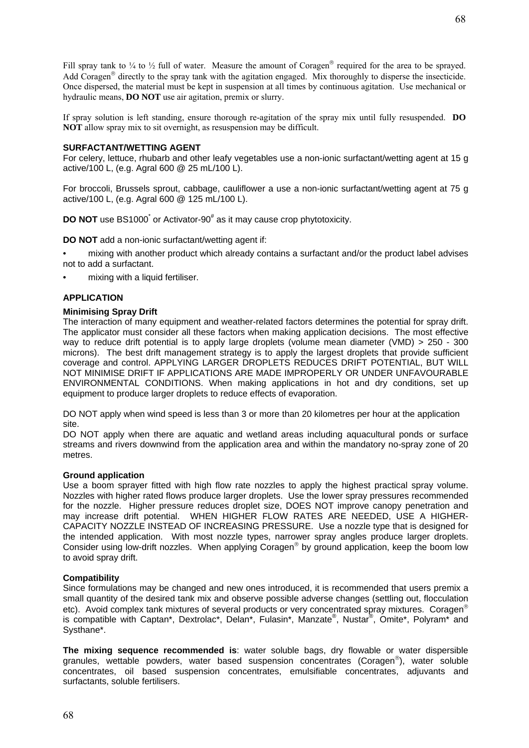Fill spray tank to ¼ to ½ full of water. Measure the amount of Coragen® required for the area to be sprayed. Add Coragen® directly to the spray tank with the agitation engaged. Mix thoroughly to disperse the insecticide. Once dispersed, the material must be kept in suspension at all times by continuous agitation. Use mechanical or hydraulic means, **DO NOT** use air agitation, premix or slurry.

If spray solution is left standing, ensure thorough re-agitation of the spray mix until fully resuspended. **DO NOT** allow spray mix to sit overnight, as resuspension may be difficult.

**SURFACTANT/WETTING AGENT**

For celery, lettuce, rhubarb and other leafy vegetables use a non-ionic surfactant/wetting agent at 15 g active/100 L, (e.g. Agral 600 @ 25 mL/100 L).

For broccoli, Brussels sprout, cabbage, cauliflower a use a non-ionic surfactant/wetting agent at 75 g active/100 L, (e.g. Agral 600 @ 125 mL/100 L).

**DO NOT** use BS1000* or Activator-90# as it may cause crop phytotoxicity.

**DO NOT** add a non-ionic surfactant/wetting agent if:

- mixing with another product which already contains a surfactant and/or the product label advises not to add a surfactant.
- mixing with a liquid fertiliser.

**APPLICATION**

**Minimising Spray Drift**

The interaction of many equipment and weather-related factors determines the potential for spray drift. The applicator must consider all these factors when making application decisions. The most effective way to reduce drift potential is to apply large droplets (volume mean diameter (VMD) > 250 - 300 microns). The best drift management strategy is to apply the largest droplets that provide sufficient coverage and control. APPLYING LARGER DROPLETS REDUCES DRIFT POTENTIAL, BUT WILL NOT MINIMISE DRIFT IF APPLICATIONS ARE MADE IMPROPERLY OR UNDER UNFAVOURABLE ENVIRONMENTAL CONDITIONS. When making applications in hot and dry conditions, set up equipment to produce larger droplets to reduce effects of evaporation.

DO NOT apply when wind speed is less than 3 or more than 20 kilometres per hour at the application site.
DO NOT apply when there are aquatic and wetland areas including aquacultural ponds or surface streams and rivers downwind from the application area and within the mandatory no-spray zone of 20 metres.

**Ground application**

Use a boom sprayer fitted with high flow rate nozzles to apply the highest practical spray volume. Nozzles with higher rated flows produce larger droplets. Use the lower spray pressures recommended for the nozzle. Higher pressure reduces droplet size, DOES NOT improve canopy penetration and may increase drift potential. WHEN HIGHER FLOW RATES ARE NEEDED, USE A HIGHER-CAPACITY NOZZLE INSTEAD OF INCREASING PRESSURE. Use a nozzle type that is designed for the intended application. With most nozzle types, narrower spray angles produce larger droplets. Consider using low-drift nozzles. When applying Coragen® by ground application, keep the boom low to avoid spray drift.

**Compatibility**

Since formulations may be changed and new ones introduced, it is recommended that users premix a small quantity of the desired tank mix and observe possible adverse changes (settling out, flocculation etc). Avoid complex tank mixtures of several products or very concentrated spray mixtures. Coragen® is compatible with Captan*, Dextrolac*, Delan*, Fulasin*, Manzate®, Nustar®, Omite*, Polyram* and Systhane*.

**The mixing sequence recommended is**: water soluble bags, dry flowable or water dispersible granules, wettable powders, water based suspension concentrates (Coragen®), water soluble concentrates, oil based suspension concentrates, emulsifiable concentrates, adjuvants and surfactants, soluble fertilisers.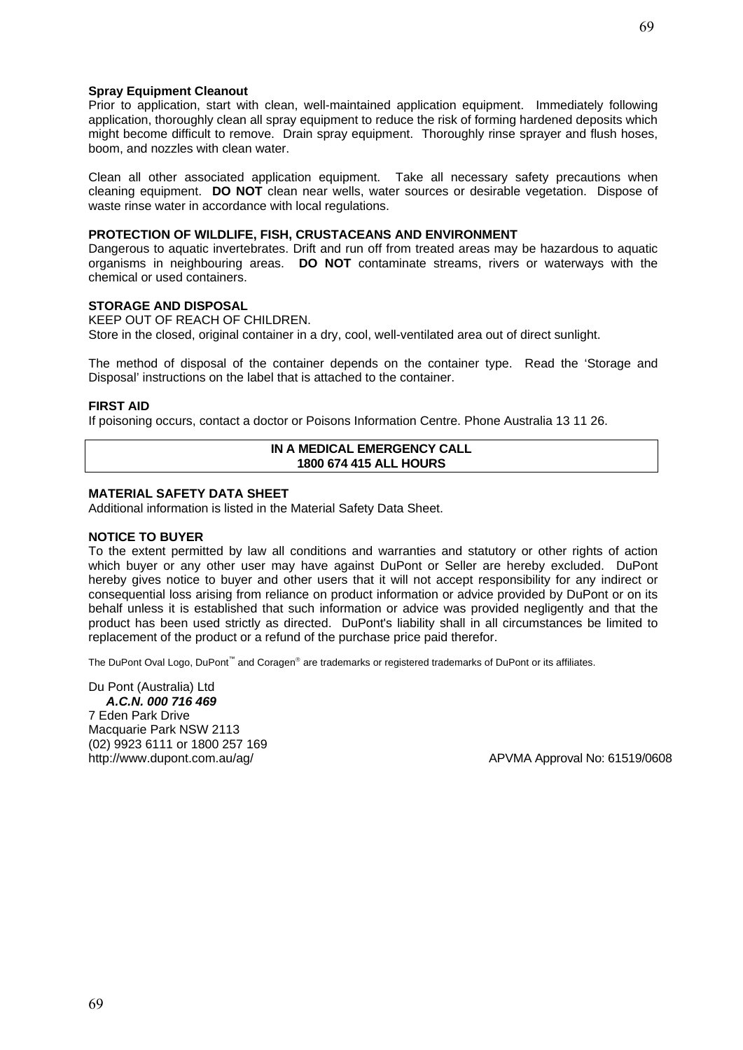**Spray Equipment Cleanout**

Prior to application, start with clean, well-maintained application equipment. Immediately following application, thoroughly clean all spray equipment to reduce the risk of forming hardened deposits which might become difficult to remove. Drain spray equipment. Thoroughly rinse sprayer and flush hoses, boom, and nozzles with clean water.

Clean all other associated application equipment. Take all necessary safety precautions when cleaning equipment. **DO NOT** clean near wells, water sources or desirable vegetation. Dispose of waste rinse water in accordance with local regulations.

**PROTECTION OF WILDLIFE, FISH, CRUSTACEANS AND ENVIRONMENT**

Dangerous to aquatic invertebrates. Drift and run off from treated areas may be hazardous to aquatic organisms in neighbouring areas. **DO NOT** contaminate streams, rivers or waterways with the chemical or used containers.

**STORAGE AND DISPOSAL**

KEEP OUT OF REACH OF CHILDREN.
Store in the closed, original container in a dry, cool, well-ventilated area out of direct sunlight.

The method of disposal of the container depends on the container type. Read the 'Storage and Disposal' instructions on the label that is attached to the container.

**FIRST AID**

If poisoning occurs, contact a doctor or Poisons Information Centre. Phone Australia 13 11 26.

| **IN A MEDICAL EMERGENCY CALL 1800 674 415 ALL HOURS** |
| --- |

**MATERIAL SAFETY DATA SHEET**

Additional information is listed in the Material Safety Data Sheet.

**NOTICE TO BUYER**

To the extent permitted by law all conditions and warranties and statutory or other rights of action which buyer or any other user may have against DuPont or Seller are hereby excluded. DuPont hereby gives notice to buyer and other users that it will not accept responsibility for any indirect or consequential loss arising from reliance on product information or advice provided by DuPont or on its behalf unless it is established that such information or advice was provided negligently and that the product has been used strictly as directed. DuPont's liability shall in all circumstances be limited to replacement of the product or a refund of the purchase price paid therefor.

The DuPont Oval Logo, DuPont™ and Coragen® are trademarks or registered trademarks of DuPont or its affiliates.

Du Pont (Australia) Ltd
***A.C.N. 000 716 469***
7 Eden Park Drive
Macquarie Park NSW 2113
(02) 9923 6111 or 1800 257 169
http://www.dupont.com.au/ag/

APVMA Approval No: 61519/0608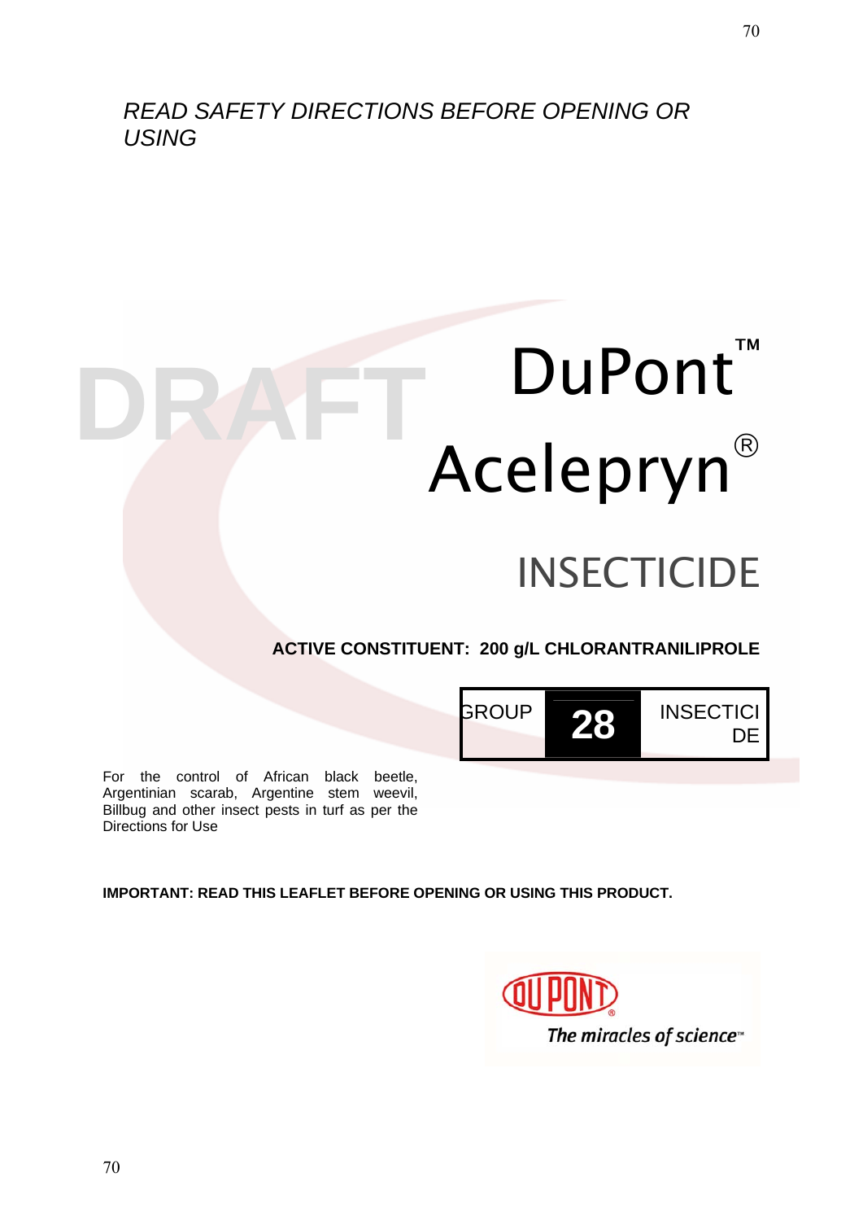*READ SAFETY DIRECTIONS BEFORE OPENING OR USING*

DRAFT

# DuPont™ Acelepryn®

## INSECTICIDE

**ACTIVE CONSTITUENT: 200 g/L CHLORANTRANILIPROLE**

GROUP **28** INSECTICIDE

For the control of African black beetle, Argentinian scarab, Argentine stem weevil, Billbug and other insect pests in turf as per the Directions for Use

**IMPORTANT: READ THIS LEAFLET BEFORE OPENING OR USING THIS PRODUCT.**

DUPONT®

*The miracles of science™*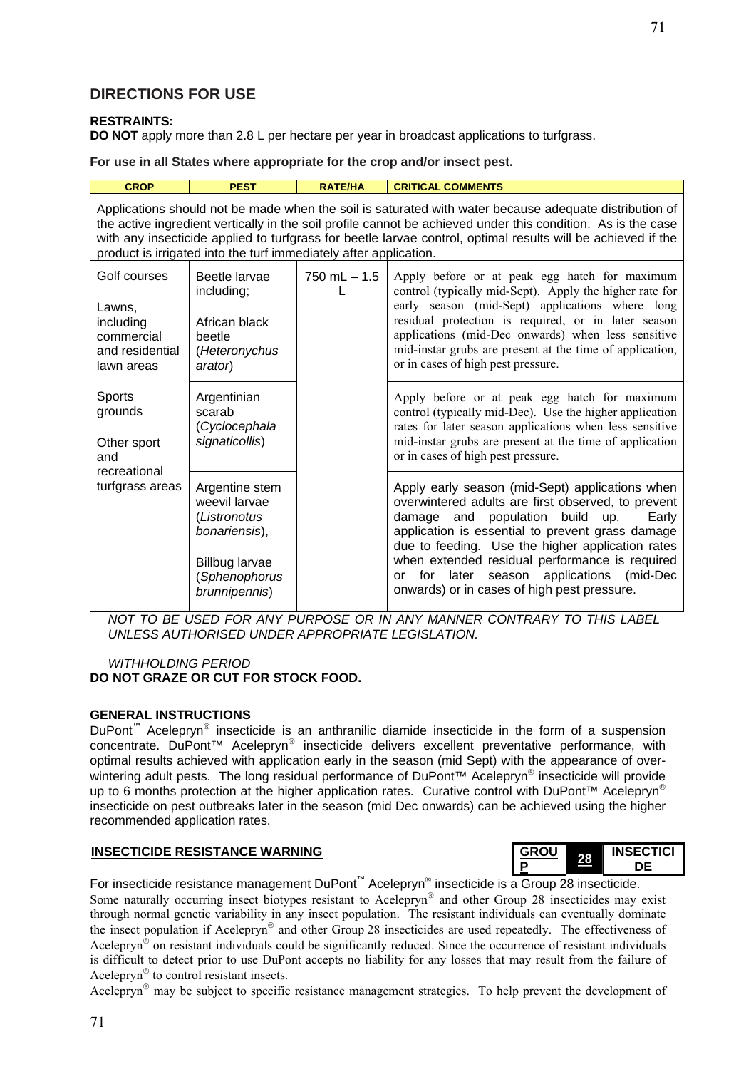## DIRECTIONS FOR USE

**RESTRAINTS:**
**DO NOT** apply more than 2.8 L per hectare per year in broadcast applications to turfgrass.

**For use in all States where appropriate for the crop and/or insect pest.**

| CROP | PEST | RATE/HA | CRITICAL COMMENTS |
|---|---|---|---|
| Applications should not be made when the soil is saturated with water because adequate distribution of the active ingredient vertically in the soil profile cannot be achieved under this condition. As is the case with any insecticide applied to turfgrass for beetle larvae control, optimal results will be achieved if the product is irrigated into the turf immediately after application. | | | |
| Golf courses<br><br>Lawns, including commercial and residential lawn areas<br><br>Sports grounds<br><br>Other sport and recreational turfgrass areas | Beetle larvae including;<br><br>African black beetle (*Heteronychus arator*) | 750 mL – 1.5 L | Apply before or at peak egg hatch for maximum control (typically mid-Sept). Apply the higher rate for early season (mid-Sept) applications where long residual protection is required, or in later season applications (mid-Dec onwards) when less sensitive mid-instar grubs are present at the time of application, or in cases of high pest pressure. |
| | Argentinian scarab (*Cyclocephala signaticollis*) | | Apply before or at peak egg hatch for maximum control (typically mid-Dec). Use the higher application rates for later season applications when less sensitive mid-instar grubs are present at the time of application or in cases of high pest pressure. |
| | Argentine stem weevil larvae (*Listronotus bonariensis*),<br><br>Billbug larvae (*Sphenophorus brunnipennis*) | | Apply early season (mid-Sept) applications when overwintered adults are first observed, to prevent damage and population build up. Early application is essential to prevent grass damage due to feeding. Use the higher application rates when extended residual performance is required or for later season applications (mid-Dec onwards) or in cases of high pest pressure. |

*NOT TO BE USED FOR ANY PURPOSE OR IN ANY MANNER CONTRARY TO THIS LABEL UNLESS AUTHORISED UNDER APPROPRIATE LEGISLATION.*

*WITHHOLDING PERIOD*
**DO NOT GRAZE OR CUT FOR STOCK FOOD.**

**GENERAL INSTRUCTIONS**

DuPont™ Acelepryn® insecticide is an anthranilic diamide insecticide in the form of a suspension concentrate. DuPont™ Acelepryn® insecticide delivers excellent preventative performance, with optimal results achieved with application early in the season (mid Sept) with the appearance of over-wintering adult pests. The long residual performance of DuPont™ Acelepryn® insecticide will provide up to 6 months protection at the higher application rates. Curative control with DuPont™ Acelepryn® insecticide on pest outbreaks later in the season (mid Dec onwards) can be achieved using the higher recommended application rates.

**INSECTICIDE RESISTANCE WARNING**

| GROUP | 28 | INSECTICIDE |
|---|---|---|

For insecticide resistance management DuPont™ Acelepryn® insecticide is a Group 28 insecticide.
Some naturally occurring insect biotypes resistant to Acelepryn® and other Group 28 insecticides may exist through normal genetic variability in any insect population. The resistant individuals can eventually dominate the insect population if Acelepryn® and other Group 28 insecticides are used repeatedly. The effectiveness of Acelepryn® on resistant individuals could be significantly reduced. Since the occurrence of resistant individuals is difficult to detect prior to use DuPont accepts no liability for any losses that may result from the failure of Acelepryn® to control resistant insects.
Acelepryn® may be subject to specific resistance management strategies. To help prevent the development of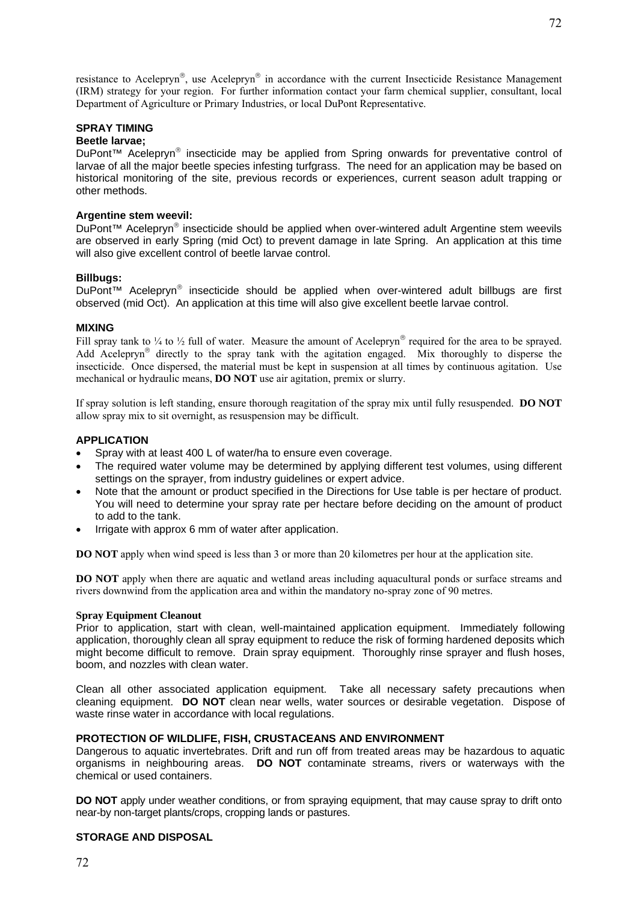resistance to Acelepryn®, use Acelepryn® in accordance with the current Insecticide Resistance Management (IRM) strategy for your region. For further information contact your farm chemical supplier, consultant, local Department of Agriculture or Primary Industries, or local DuPont Representative.

**SPRAY TIMING**

**Beetle larvae;**

DuPont™ Acelepryn® insecticide may be applied from Spring onwards for preventative control of larvae of all the major beetle species infesting turfgrass. The need for an application may be based on historical monitoring of the site, previous records or experiences, current season adult trapping or other methods.

**Argentine stem weevil:**

DuPont™ Acelepryn® insecticide should be applied when over-wintered adult Argentine stem weevils are observed in early Spring (mid Oct) to prevent damage in late Spring. An application at this time will also give excellent control of beetle larvae control.

**Billbugs:**

DuPont™ Acelepryn® insecticide should be applied when over-wintered adult billbugs are first observed (mid Oct). An application at this time will also give excellent beetle larvae control.

**MIXING**

Fill spray tank to ¼ to ½ full of water. Measure the amount of Acelepryn® required for the area to be sprayed. Add Acelepryn® directly to the spray tank with the agitation engaged. Mix thoroughly to disperse the insecticide. Once dispersed, the material must be kept in suspension at all times by continuous agitation. Use mechanical or hydraulic means, **DO NOT** use air agitation, premix or slurry.

If spray solution is left standing, ensure thorough reagitation of the spray mix until fully resuspended. **DO NOT** allow spray mix to sit overnight, as resuspension may be difficult.

**APPLICATION**

- Spray with at least 400 L of water/ha to ensure even coverage.
- The required water volume may be determined by applying different test volumes, using different settings on the sprayer, from industry guidelines or expert advice.
- Note that the amount or product specified in the Directions for Use table is per hectare of product. You will need to determine your spray rate per hectare before deciding on the amount of product to add to the tank.
- Irrigate with approx 6 mm of water after application.

**DO NOT** apply when wind speed is less than 3 or more than 20 kilometres per hour at the application site.

**DO NOT** apply when there are aquatic and wetland areas including aquacultural ponds or surface streams and rivers downwind from the application area and within the mandatory no-spray zone of 90 metres.

**Spray Equipment Cleanout**

Prior to application, start with clean, well-maintained application equipment. Immediately following application, thoroughly clean all spray equipment to reduce the risk of forming hardened deposits which might become difficult to remove. Drain spray equipment. Thoroughly rinse sprayer and flush hoses, boom, and nozzles with clean water.

Clean all other associated application equipment. Take all necessary safety precautions when cleaning equipment. **DO NOT** clean near wells, water sources or desirable vegetation. Dispose of waste rinse water in accordance with local regulations.

**PROTECTION OF WILDLIFE, FISH, CRUSTACEANS AND ENVIRONMENT**

Dangerous to aquatic invertebrates. Drift and run off from treated areas may be hazardous to aquatic organisms in neighbouring areas. **DO NOT** contaminate streams, rivers or waterways with the chemical or used containers.

**DO NOT** apply under weather conditions, or from spraying equipment, that may cause spray to drift onto near-by non-target plants/crops, cropping lands or pastures.

**STORAGE AND DISPOSAL**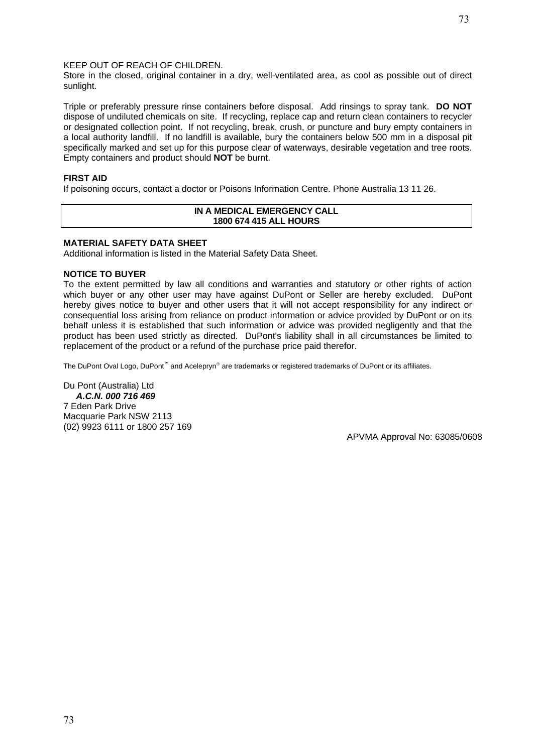KEEP OUT OF REACH OF CHILDREN.

Store in the closed, original container in a dry, well-ventilated area, as cool as possible out of direct sunlight.

Triple or preferably pressure rinse containers before disposal. Add rinsings to spray tank. **DO NOT** dispose of undiluted chemicals on site. If recycling, replace cap and return clean containers to recycler or designated collection point. If not recycling, break, crush, or puncture and bury empty containers in a local authority landfill. If no landfill is available, bury the containers below 500 mm in a disposal pit specifically marked and set up for this purpose clear of waterways, desirable vegetation and tree roots. Empty containers and product should **NOT** be burnt.

**FIRST AID**

If poisoning occurs, contact a doctor or Poisons Information Centre. Phone Australia 13 11 26.

| **IN A MEDICAL EMERGENCY CALL 1800 674 415 ALL HOURS** |
|---|

**MATERIAL SAFETY DATA SHEET**

Additional information is listed in the Material Safety Data Sheet.

**NOTICE TO BUYER**

To the extent permitted by law all conditions and warranties and statutory or other rights of action which buyer or any other user may have against DuPont or Seller are hereby excluded. DuPont hereby gives notice to buyer and other users that it will not accept responsibility for any indirect or consequential loss arising from reliance on product information or advice provided by DuPont or on its behalf unless it is established that such information or advice was provided negligently and that the product has been used strictly as directed. DuPont's liability shall in all circumstances be limited to replacement of the product or a refund of the purchase price paid therefor.

The DuPont Oval Logo, DuPont™ and Acelepryn® are trademarks or registered trademarks of DuPont or its affiliates.

Du Pont (Australia) Ltd
***A.C.N. 000 716 469***
7 Eden Park Drive
Macquarie Park NSW 2113
(02) 9923 6111 or 1800 257 169

APVMA Approval No: 63085/0608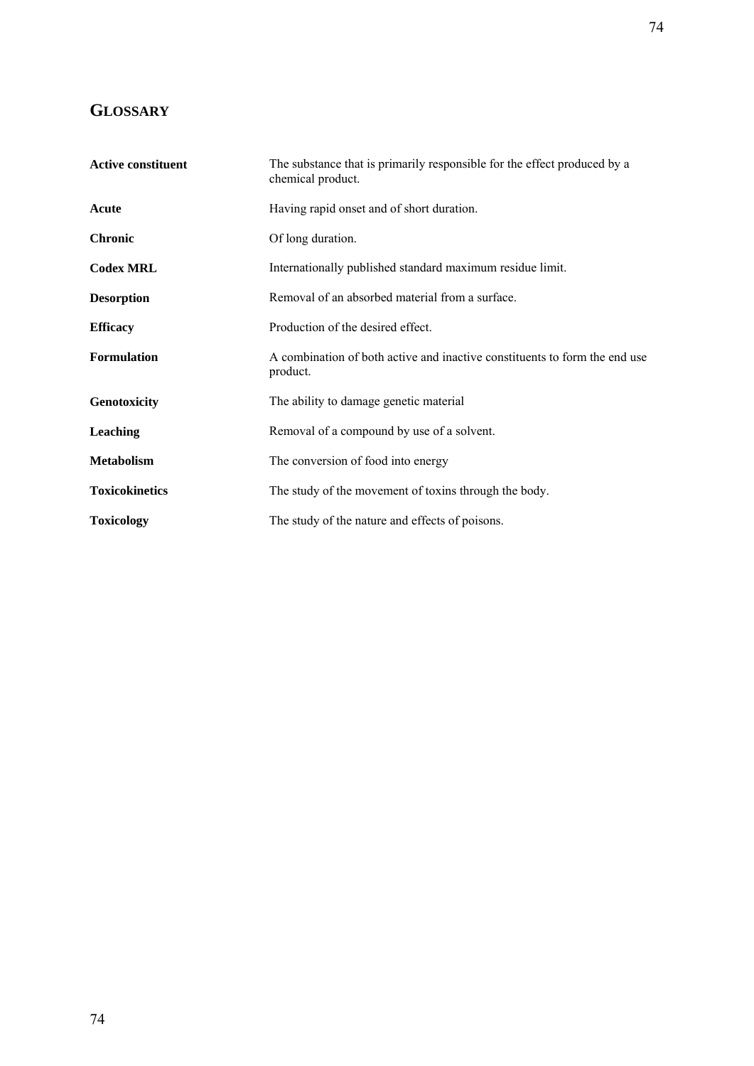# GLOSSARY

| | |
|---|---|
| **Active constituent** | The substance that is primarily responsible for the effect produced by a chemical product. |
| **Acute** | Having rapid onset and of short duration. |
| **Chronic** | Of long duration. |
| **Codex MRL** | Internationally published standard maximum residue limit. |
| **Desorption** | Removal of an absorbed material from a surface. |
| **Efficacy** | Production of the desired effect. |
| **Formulation** | A combination of both active and inactive constituents to form the end use product. |
| **Genotoxicity** | The ability to damage genetic material |
| **Leaching** | Removal of a compound by use of a solvent. |
| **Metabolism** | The conversion of food into energy |
| **Toxicokinetics** | The study of the movement of toxins through the body. |
| **Toxicology** | The study of the nature and effects of poisons. |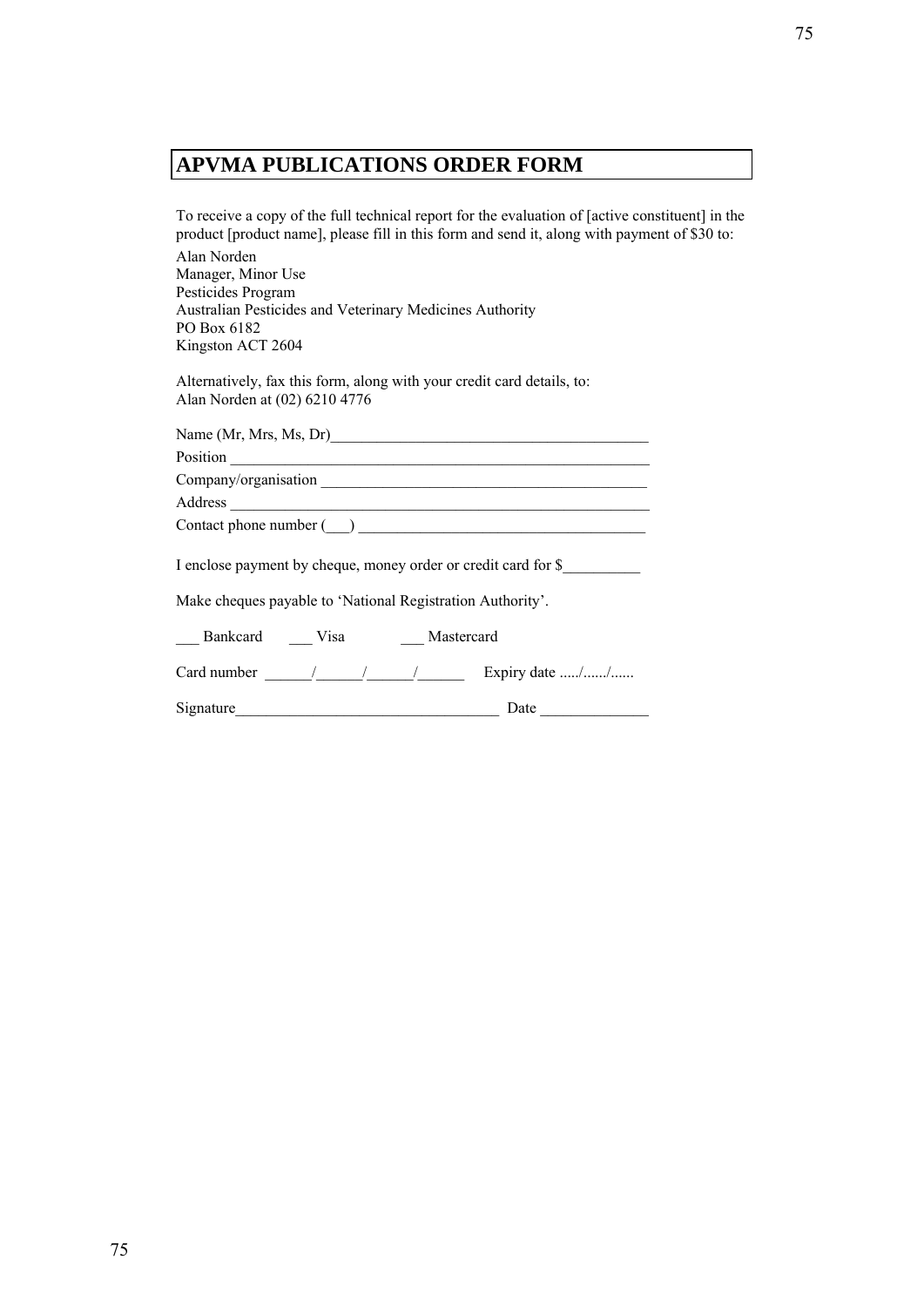# APVMA PUBLICATIONS ORDER FORM

To receive a copy of the full technical report for the evaluation of [active constituent] in the product [product name], please fill in this form and send it, along with payment of $30 to:

Alan Norden
Manager, Minor Use
Pesticides Program
Australian Pesticides and Veterinary Medicines Authority
PO Box 6182
Kingston ACT 2604

Alternatively, fax this form, along with your credit card details, to:
Alan Norden at (02) 6210 4776

Name (Mr, Mrs, Ms, Dr)_________________________________________

Position _____________________________________________________

Company/organisation __________________________________________

Address _____________________________________________________

Contact phone number (___) ____________________________________

I enclose payment by cheque, money order or credit card for $__________

Make cheques payable to 'National Registration Authority'.

___ Bankcard ___ Visa ___ Mastercard

Card number ______/______/______/______ Expiry date ...../....../......

Signature_________________________________ Date ______________